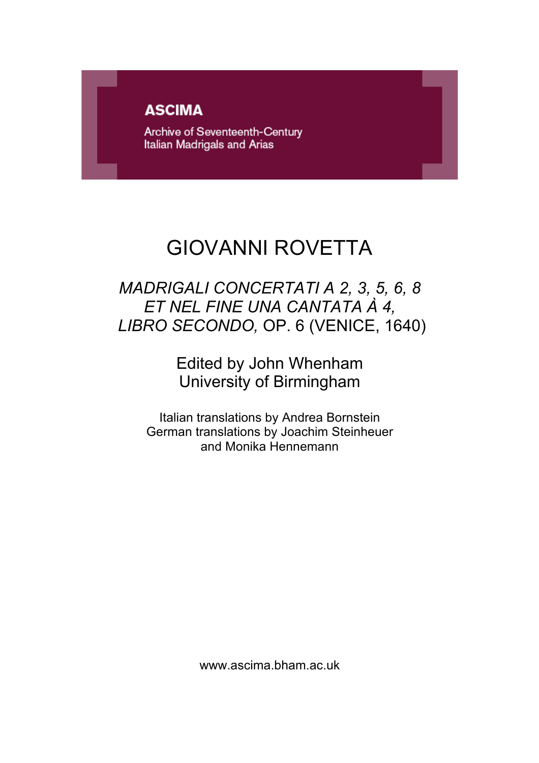**ASCIMA**

Archive of Seventeenth-Century
Italian Madrigals and Arias

# GIOVANNI ROVETTA

## *MADRIGALI CONCERTATI A 2, 3, 5, 6, 8 ET NEL FINE UNA CANTATA À 4, LIBRO SECONDO,* OP. 6 (VENICE, 1640)

Edited by John Whenham
University of Birmingham

Italian translations by Andrea Bornstein
German translations by Joachim Steinheuer
and Monika Hennemann

www.ascima.bham.ac.uk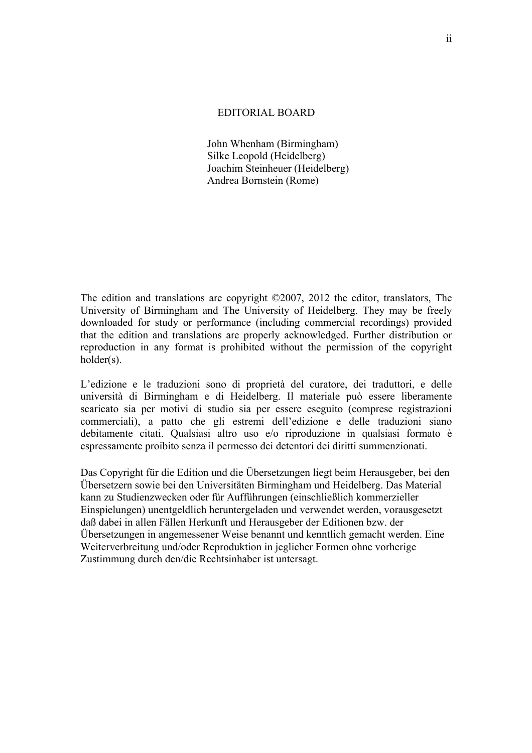## EDITORIAL BOARD

John Whenham (Birmingham)
Silke Leopold (Heidelberg)
Joachim Steinheuer (Heidelberg)
Andrea Bornstein (Rome)

The edition and translations are copyright ©2007, 2012 the editor, translators, The University of Birmingham and The University of Heidelberg. They may be freely downloaded for study or performance (including commercial recordings) provided that the edition and translations are properly acknowledged. Further distribution or reproduction in any format is prohibited without the permission of the copyright holder(s).

L'edizione e le traduzioni sono di proprietà del curatore, dei traduttori, e delle università di Birmingham e di Heidelberg. Il materiale può essere liberamente scaricato sia per motivi di studio sia per essere eseguito (comprese registrazioni commerciali), a patto che gli estremi dell'edizione e delle traduzioni siano debitamente citati. Qualsiasi altro uso e/o riproduzione in qualsiasi formato è espressamente proibito senza il permesso dei detentori dei diritti summenzionati.

Das Copyright für die Edition und die Übersetzungen liegt beim Herausgeber, bei den Übersetzern sowie bei den Universitäten Birmingham und Heidelberg. Das Material kann zu Studienzwecken oder für Aufführungen (einschließlich kommerzieller Einspielungen) unentgeldlich heruntergeladen und verwendet werden, vorausgesetzt daß dabei in allen Fällen Herkunft und Herausgeber der Editionen bzw. der Übersetzungen in angemessener Weise benannt und kenntlich gemacht werden. Eine Weiterverbreitung und/oder Reproduktion in jeglicher Formen ohne vorherige Zustimmung durch den/die Rechtsinhaber ist untersagt.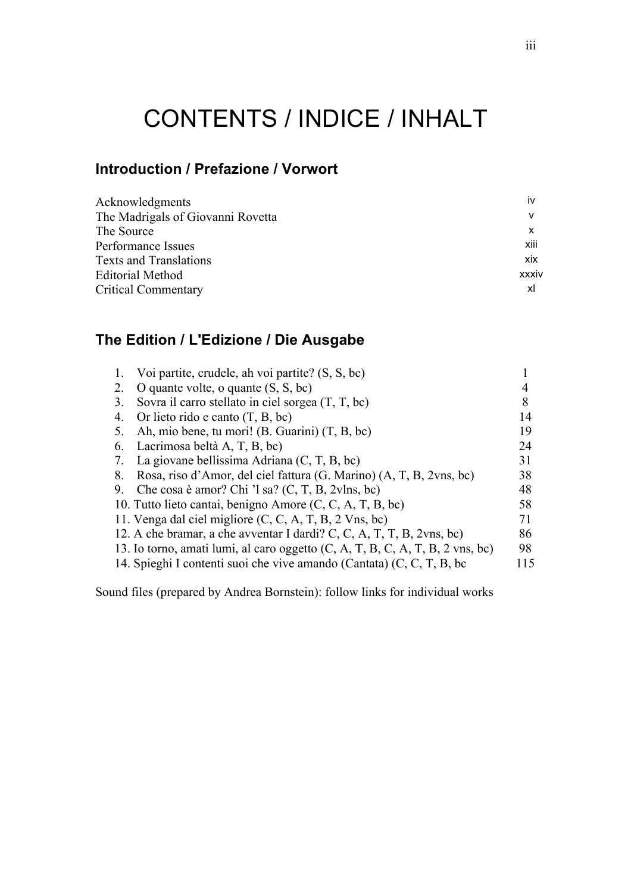# CONTENTS / INDICE / INHALT

## Introduction / Prefazione / Vorwort

| | |
|---|---|
| Acknowledgments | iv |
| The Madrigals of Giovanni Rovetta | v |
| The Source | x |
| Performance Issues | xiii |
| Texts and Translations | xix |
| Editorial Method | xxxiv |
| Critical Commentary | xl |

## The Edition / L'Edizione / Die Ausgabe

| | |
|---|---|
| 1. Voi partite, crudele, ah voi partite? (S, S, bc) | 1 |
| 2. O quante volte, o quante (S, S, bc) | 4 |
| 3. Sovra il carro stellato in ciel sorgea (T, T, bc) | 8 |
| 4. Or lieto rido e canto (T, B, bc) | 14 |
| 5. Ah, mio bene, tu mori! (B. Guarini) (T, B, bc) | 19 |
| 6. Lacrimosa beltà A, T, B, bc) | 24 |
| 7. La giovane bellissima Adriana (C, T, B, bc) | 31 |
| 8. Rosa, riso d'Amor, del ciel fattura (G. Marino) (A, T, B, 2vns, bc) | 38 |
| 9. Che cosa è amor? Chi 'l sa? (C, T, B, 2vlns, bc) | 48 |
| 10. Tutto lieto cantai, benigno Amore (C, C, A, T, B, bc) | 58 |
| 11. Venga dal ciel migliore (C, C, A, T, B, 2 Vns, bc) | 71 |
| 12. A che bramar, a che avventar I dardi? C, C, A, T, T, B, 2vns, bc) | 86 |
| 13. Io torno, amati lumi, al caro oggetto (C, A, T, B, C, A, T, B, 2 vns, bc) | 98 |
| 14. Spieghi I contenti suoi che vive amando (Cantata) (C, C, T, B, bc | 115 |

Sound files (prepared by Andrea Bornstein): follow links for individual works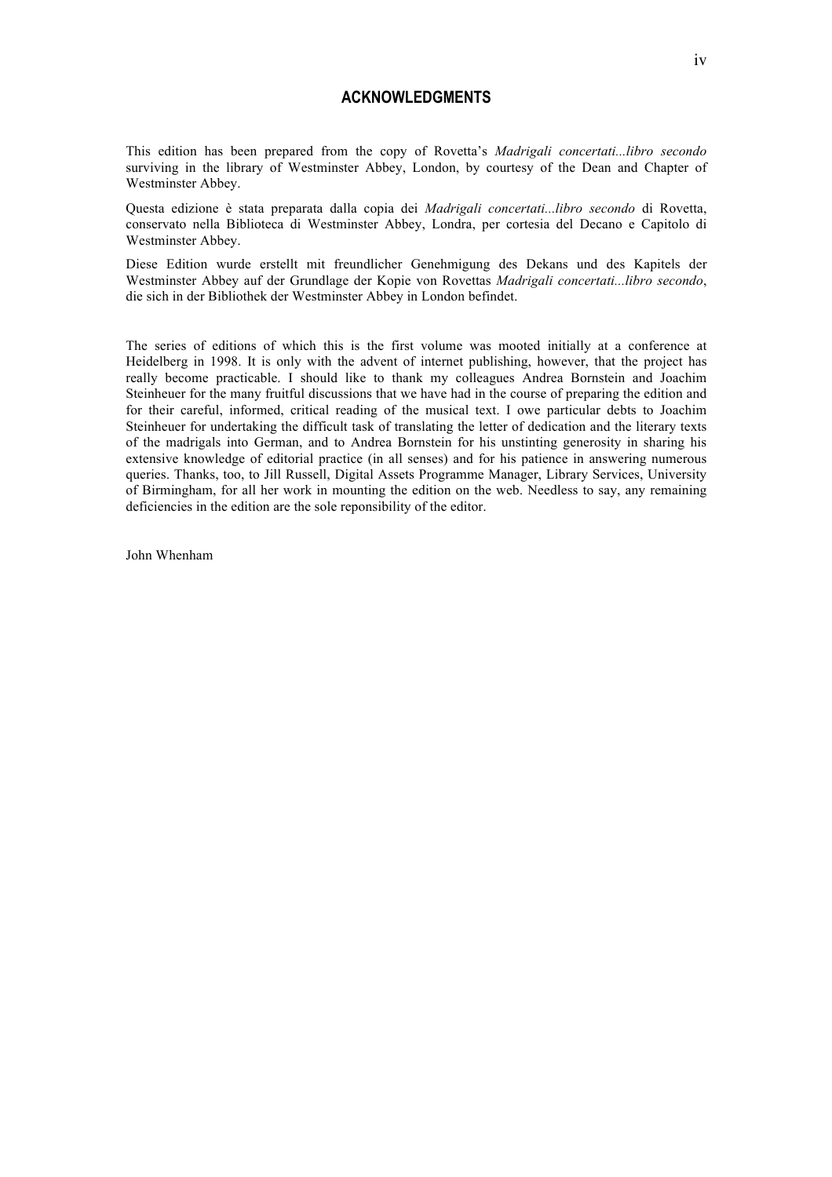# ACKNOWLEDGMENTS

This edition has been prepared from the copy of Rovetta's *Madrigali concertati...libro secondo* surviving in the library of Westminster Abbey, London, by courtesy of the Dean and Chapter of Westminster Abbey.

Questa edizione è stata preparata dalla copia dei *Madrigali concertati...libro secondo* di Rovetta, conservato nella Biblioteca di Westminster Abbey, Londra, per cortesia del Decano e Capitolo di Westminster Abbey.

Diese Edition wurde erstellt mit freundlicher Genehmigung des Dekans und des Kapitels der Westminster Abbey auf der Grundlage der Kopie von Rovettas *Madrigali concertati...libro secondo*, die sich in der Bibliothek der Westminster Abbey in London befindet.

The series of editions of which this is the first volume was mooted initially at a conference at Heidelberg in 1998. It is only with the advent of internet publishing, however, that the project has really become practicable. I should like to thank my colleagues Andrea Bornstein and Joachim Steinheuer for the many fruitful discussions that we have had in the course of preparing the edition and for their careful, informed, critical reading of the musical text. I owe particular debts to Joachim Steinheuer for undertaking the difficult task of translating the letter of dedication and the literary texts of the madrigals into German, and to Andrea Bornstein for his unstinting generosity in sharing his extensive knowledge of editorial practice (in all senses) and for his patience in answering numerous queries. Thanks, too, to Jill Russell, Digital Assets Programme Manager, Library Services, University of Birmingham, for all her work in mounting the edition on the web. Needless to say, any remaining deficiencies in the edition are the sole reponsibility of the editor.

John Whenham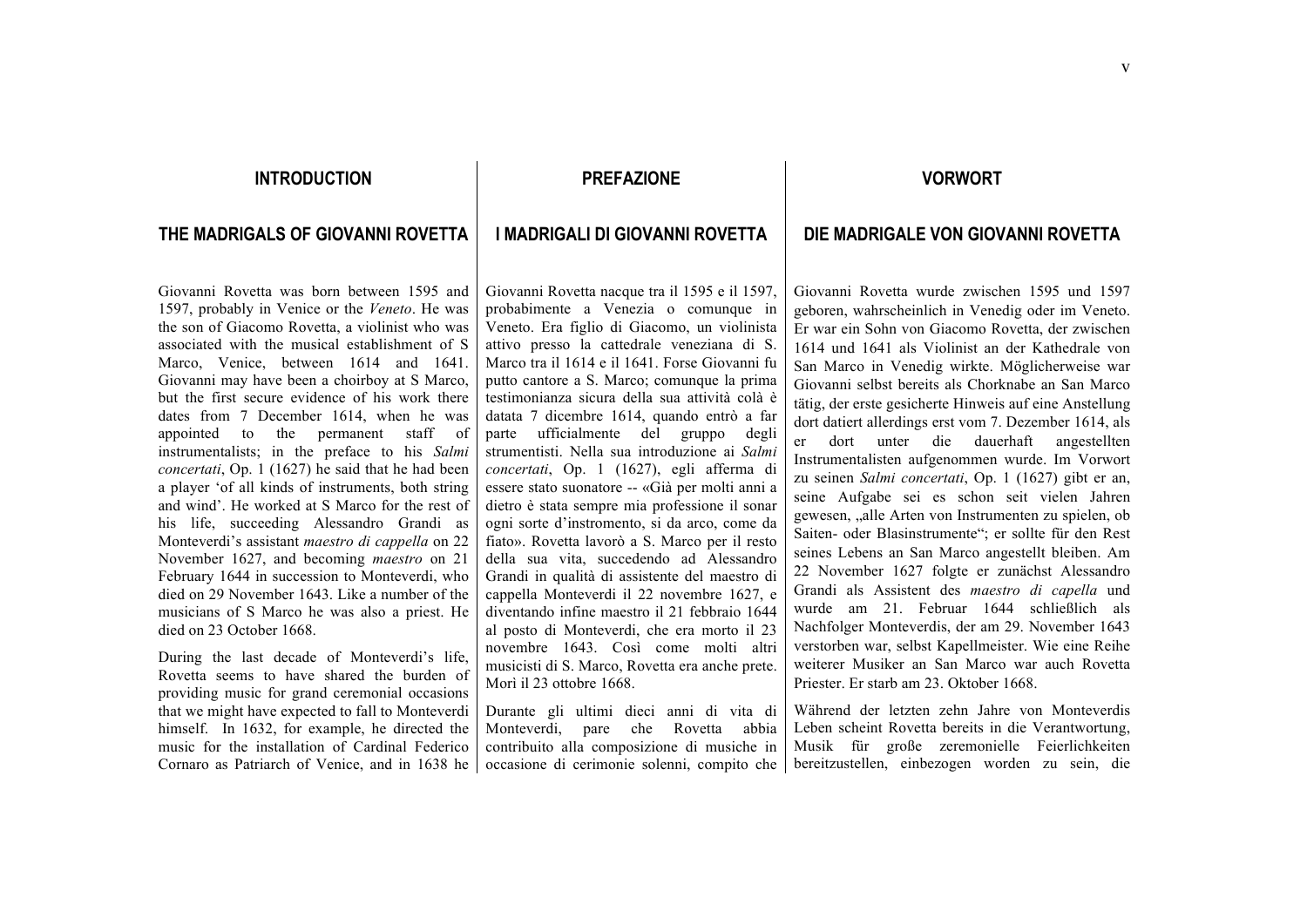## INTRODUCTION

### THE MADRIGALS OF GIOVANNI ROVETTA

Giovanni Rovetta was born between 1595 and 1597, probably in Venice or the *Veneto*. He was the son of Giacomo Rovetta, a violinist who was associated with the musical establishment of S Marco, Venice, between 1614 and 1641. Giovanni may have been a choirboy at S Marco, but the first secure evidence of his work there dates from 7 December 1614, when he was appointed to the permanent staff of instrumentalists; in the preface to his *Salmi concertati*, Op. 1 (1627) he said that he had been a player 'of all kinds of instruments, both string and wind'. He worked at S Marco for the rest of his life, succeeding Alessandro Grandi as Monteverdi's assistant *maestro di cappella* on 22 November 1627, and becoming *maestro* on 21 February 1644 in succession to Monteverdi, who died on 29 November 1643. Like a number of the musicians of S Marco he was also a priest. He died on 23 October 1668.

During the last decade of Monteverdi's life, Rovetta seems to have shared the burden of providing music for grand ceremonial occasions that we might have expected to fall to Monteverdi himself. In 1632, for example, he directed the music for the installation of Cardinal Federico Cornaro as Patriarch of Venice, and in 1638 he

## PREFAZIONE

### I MADRIGALI DI GIOVANNI ROVETTA

Giovanni Rovetta nacque tra il 1595 e il 1597, probabimente a Venezia o comunque in Veneto. Era figlio di Giacomo, un violinista attivo presso la cattedrale veneziana di S. Marco tra il 1614 e il 1641. Forse Giovanni fu putto cantore a S. Marco; comunque la prima testimonianza sicura della sua attività colà è datata 7 dicembre 1614, quando entrò a far parte ufficialmente del gruppo degli strumentisti. Nella sua introduzione ai *Salmi concertati*, Op. 1 (1627), egli afferma di essere stato suonatore -- «Già per molti anni a dietro è stata sempre mia professione il sonar ogni sorte d'instromento, si da arco, come da fiato». Rovetta lavorò a S. Marco per il resto della sua vita, succedendo ad Alessandro Grandi in qualità di assistente del maestro di cappella Monteverdi il 22 novembre 1627, e diventando infine maestro il 21 febbraio 1644 al posto di Monteverdi, che era morto il 23 novembre 1643. Così come molti altri musicisti di S. Marco, Rovetta era anche prete. Morì il 23 ottobre 1668.

Durante gli ultimi dieci anni di vita di Monteverdi, pare che Rovetta abbia contribuito alla composizione di musiche in occasione di cerimonie solenni, compito che

## VORWORT

### DIE MADRIGALE VON GIOVANNI ROVETTA

Giovanni Rovetta wurde zwischen 1595 und 1597 geboren, wahrscheinlich in Venedig oder im Veneto. Er war ein Sohn von Giacomo Rovetta, der zwischen 1614 und 1641 als Violinist an der Kathedrale von San Marco in Venedig wirkte. Möglicherweise war Giovanni selbst bereits als Chorknabe an San Marco tätig, der erste gesicherte Hinweis auf eine Anstellung dort datiert allerdings erst vom 7. Dezember 1614, als er dort unter die dauerhaft angestellten Instrumentalisten aufgenommen wurde. Im Vorwort zu seinen *Salmi concertati*, Op. 1 (1627) gibt er an, seine Aufgabe sei es schon seit vielen Jahren gewesen, „alle Arten von Instrumenten zu spielen, ob Saiten- oder Blasinstrumente"; er sollte für den Rest seines Lebens an San Marco angestellt bleiben. Am 22 November 1627 folgte er zunächst Alessandro Grandi als Assistent des *maestro di capella* und wurde am 21. Februar 1644 schließlich als Nachfolger Monteverdis, der am 29. November 1643 verstorben war, selbst Kapellmeister. Wie eine Reihe weiterer Musiker an San Marco war auch Rovetta Priester. Er starb am 23. Oktober 1668.

Während der letzten zehn Jahre von Monteverdis Leben scheint Rovetta bereits in die Verantwortung, Musik für große zeremonielle Feierlichkeiten bereitzustellen, einbezogen worden zu sein, die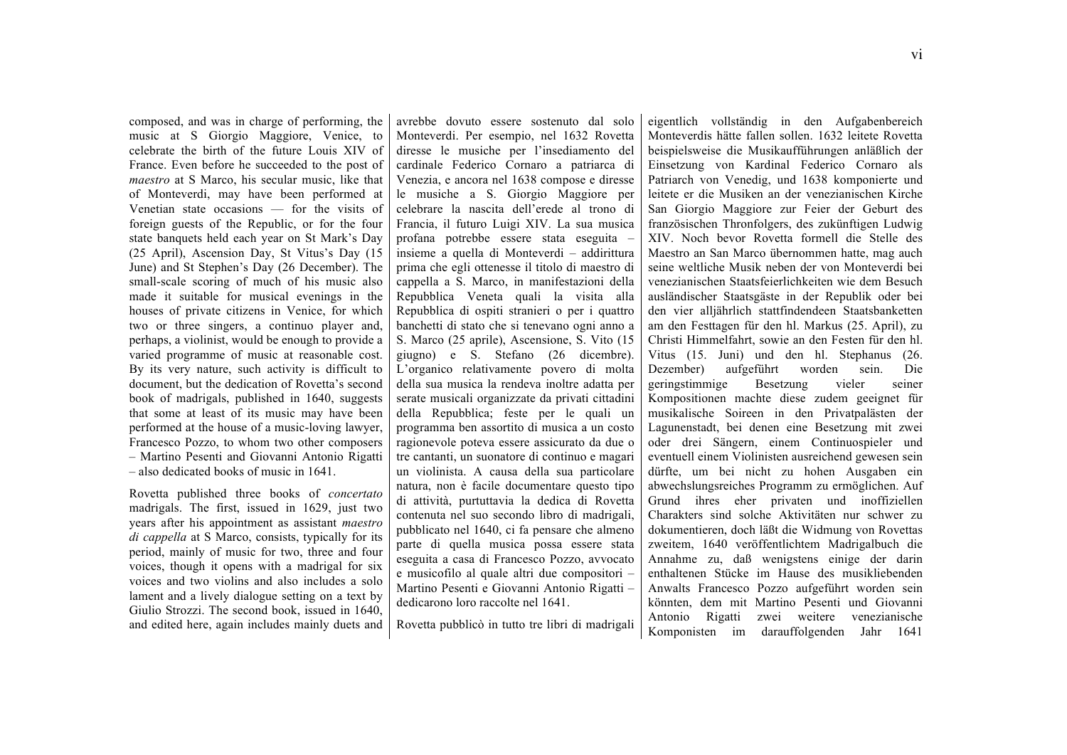composed, and was in charge of performing, the music at S Giorgio Maggiore, Venice, to celebrate the birth of the future Louis XIV of France. Even before he succeeded to the post of *maestro* at S Marco, his secular music, like that of Monteverdi, may have been performed at Venetian state occasions — for the visits of foreign guests of the Republic, or for the four state banquets held each year on St Mark's Day (25 April), Ascension Day, St Vitus's Day (15 June) and St Stephen's Day (26 December). The small-scale scoring of much of his music also made it suitable for musical evenings in the houses of private citizens in Venice, for which two or three singers, a continuo player and, perhaps, a violinist, would be enough to provide a varied programme of music at reasonable cost. By its very nature, such activity is difficult to document, but the dedication of Rovetta's second book of madrigals, published in 1640, suggests that some at least of its music may have been performed at the house of a music-loving lawyer, Francesco Pozzo, to whom two other composers – Martino Pesenti and Giovanni Antonio Rigatti – also dedicated books of music in 1641.

Rovetta published three books of *concertato* madrigals. The first, issued in 1629, just two years after his appointment as assistant *maestro di cappella* at S Marco, consists, typically for its period, mainly of music for two, three and four voices, though it opens with a madrigal for six voices and two violins and also includes a solo lament and a lively dialogue setting on a text by Giulio Strozzi. The second book, issued in 1640, and edited here, again includes mainly duets and

avrebbe dovuto essere sostenuto dal solo Monteverdi. Per esempio, nel 1632 Rovetta diresse le musiche per l'insediamento del cardinale Federico Cornaro a patriarca di Venezia, e ancora nel 1638 compose e diresse le musiche a S. Giorgio Maggiore per celebrare la nascita dell'erede al trono di Francia, il futuro Luigi XIV. La sua musica profana potrebbe essere stata eseguita – insieme a quella di Monteverdi – addirittura prima che egli ottenesse il titolo di maestro di cappella a S. Marco, in manifestazioni della Repubblica Veneta quali la visita alla Repubblica di ospiti stranieri o per i quattro banchetti di stato che si tenevano ogni anno a S. Marco (25 aprile), Ascensione, S. Vito (15 giugno) e S. Stefano (26 dicembre). L'organico relativamente povero di molta della sua musica la rendeva inoltre adatta per serate musicali organizzate da privati cittadini della Repubblica; feste per le quali un programma ben assortito di musica a un costo ragionevole poteva essere assicurato da due o tre cantanti, un suonatore di continuo e magari un violinista. A causa della sua particolare natura, non è facile documentare questo tipo di attività, purtuttavia la dedica di Rovetta contenuta nel suo secondo libro di madrigali, pubblicato nel 1640, ci fa pensare che almeno parte di quella musica possa essere stata eseguita a casa di Francesco Pozzo, avvocato e musicofilo al quale altri due compositori – Martino Pesenti e Giovanni Antonio Rigatti – dedicarono loro raccolte nel 1641.

Rovetta pubblicò in tutto tre libri di madrigali

eigentlich vollständig in den Aufgabenbereich Monteverdis hätte fallen sollen. 1632 leitete Rovetta beispielsweise die Musikaufführungen anläßlich der Einsetzung von Kardinal Federico Cornaro als Patriarch von Venedig, und 1638 komponierte und leitete er die Musiken an der venezianischen Kirche San Giorgio Maggiore zur Feier der Geburt des französischen Thronfolgers, des zukünftigen Ludwig XIV. Noch bevor Rovetta formell die Stelle des Maestro an San Marco übernommen hatte, mag auch seine weltliche Musik neben der von Monteverdi bei venezianischen Staatsfeierlichkeiten wie dem Besuch ausländischer Staatsgäste in der Republik oder bei den vier alljährlich stattfindendeen Staatsbanketten am den Festtagen für den hl. Markus (25. April), zu Christi Himmelfahrt, sowie an den Festen für den hl. Vitus (15. Juni) und den hl. Stephanus (26. Dezember) aufgeführt worden sein. Die geringstimmige Besetzung vieler seiner Kompositionen machte diese zudem geeignet für musikalische Soireen in den Privatpalästen der Lagunenstadt, bei denen eine Besetzung mit zwei oder drei Sängern, einem Continuospieler und eventuell einem Violinisten ausreichend gewesen sein dürfte, um bei nicht zu hohen Ausgaben ein abwechslungsreiches Programm zu ermöglichen. Auf Grund ihres eher privaten und inoffiziellen Charakters sind solche Aktivitäten nur schwer zu dokumentieren, doch läßt die Widmung von Rovettas zweitem, 1640 veröffentlichtem Madrigalbuch die Annahme zu, daß wenigstens einige der darin enthaltenen Stücke im Hause des musikliebenden Anwalts Francesco Pozzo aufgeführt worden sein könnten, dem mit Martino Pesenti und Giovanni Antonio Rigatti zwei weitere venezianische Komponisten im darauffolgenden Jahr 1641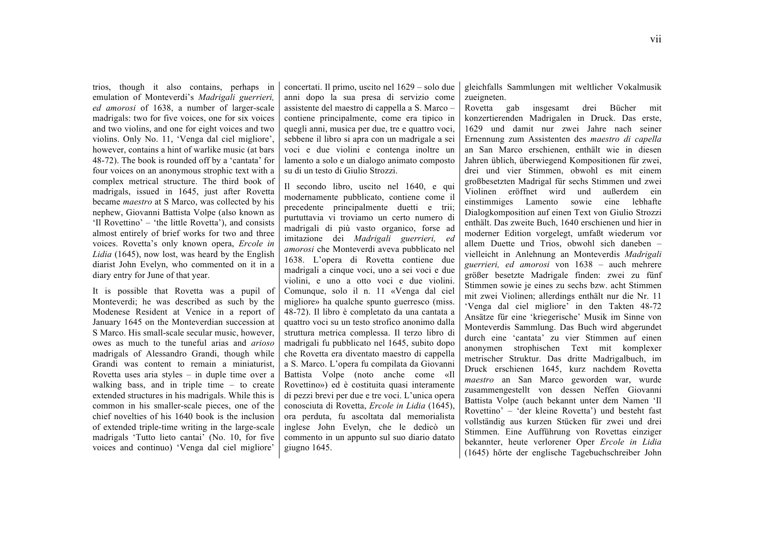trios, though it also contains, perhaps in emulation of Monteverdi's *Madrigali guerrieri, ed amorosi* of 1638, a number of larger-scale madrigals: two for five voices, one for six voices and two violins, and one for eight voices and two violins. Only No. 11, 'Venga dal ciel migliore', however, contains a hint of warlike music (at bars 48-72). The book is rounded off by a 'cantata' for four voices on an anonymous strophic text with a complex metrical structure. The third book of madrigals, issued in 1645, just after Rovetta became *maestro* at S Marco, was collected by his nephew, Giovanni Battista Volpe (also known as 'Il Rovettino' – 'the little Rovetta'), and consists almost entirely of brief works for two and three voices. Rovetta's only known opera, *Ercole in Lidia* (1645), now lost, was heard by the English diarist John Evelyn, who commented on it in a diary entry for June of that year.

It is possible that Rovetta was a pupil of Monteverdi; he was described as such by the Modenese Resident at Venice in a report of January 1645 on the Monteverdian succession at S Marco. His small-scale secular music, however, owes as much to the tuneful arias and *arioso* madrigals of Alessandro Grandi, though while Grandi was content to remain a miniaturist, Rovetta uses aria styles – in duple time over a walking bass, and in triple time – to create extended structures in his madrigals. While this is common in his smaller-scale pieces, one of the chief novelties of his 1640 book is the inclusion of extended triple-time writing in the large-scale madrigals 'Tutto lieto cantai' (No. 10, for five voices and continuo) 'Venga dal ciel migliore'

concertati. Il primo, uscito nel 1629 – solo due anni dopo la sua presa di servizio come assistente del maestro di cappella a S. Marco – contiene principalmente, come era tipico in quegli anni, musica per due, tre e quattro voci, sebbene il libro si apra con un madrigale a sei voci e due violini e contenga inoltre un lamento a solo e un dialogo animato composto su di un testo di Giulio Strozzi.

Il secondo libro, uscito nel 1640, e qui modernamente pubblicato, contiene come il precedente principalmente duetti e trii; purtuttavia vi troviamo un certo numero di madrigali di più vasto organico, forse ad imitazione dei *Madrigali guerrieri, ed amorosi* che Monteverdi aveva pubblicato nel 1638. L'opera di Rovetta contiene due madrigali a cinque voci, uno a sei voci e due violini, e uno a otto voci e due violini. Comunque, solo il n. 11 «Venga dal ciel migliore» ha qualche spunto guerresco (miss. 48-72). Il libro è completato da una cantata a quattro voci su un testo strofico anonimo dalla struttura metrica complessa. Il terzo libro di madrigali fu pubblicato nel 1645, subito dopo che Rovetta era diventato maestro di cappella a S. Marco. L'opera fu compilata da Giovanni Battista Volpe (noto anche come «Il Rovettino») ed è costituita quasi interamente di pezzi brevi per due e tre voci. L'unica opera conosciuta di Rovetta, *Ercole in Lidia* (1645), ora perduta, fu ascoltata dal memorialista inglese John Evelyn, che le dedicò un commento in un appunto sul suo diario datato giugno 1645.

gleichfalls Sammlungen mit weltlicher Vokalmusik zueigneten.

Rovetta gab insgesamt drei Bücher mit konzertierenden Madrigalen in Druck. Das erste, 1629 und damit nur zwei Jahre nach seiner Ernennung zum Assistenten des *maestro di capella* an San Marco erschienen, enthält wie in diesen Jahren üblich, überwiegend Kompositionen für zwei, drei und vier Stimmen, obwohl es mit einem großbesetzten Madrigal für sechs Stimmen und zwei Violinen eröffnet wird und außerdem ein einstimmiges Lamento sowie eine lebhafte Dialogkomposition auf einen Text von Giulio Strozzi enthält. Das zweite Buch, 1640 erschienen und hier in moderner Edition vorgelegt, umfaßt wiederum vor allem Duette und Trios, obwohl sich daneben – vielleicht in Anlehnung an Monteverdis *Madrigali guerrieri, ed amorosi* von 1638 – auch mehrere größer besetzte Madrigale finden: zwei zu fünf Stimmen sowie je eines zu sechs bzw. acht Stimmen mit zwei Violinen; allerdings enthält nur die Nr. 11 'Venga dal ciel migliore' in den Takten 48-72 Ansätze für eine 'kriegerische' Musik im Sinne von Monteverdis Sammlung. Das Buch wird abgerundet durch eine 'cantata' zu vier Stimmen auf einen anonymen strophischen Text mit komplexer metrischer Struktur. Das dritte Madrigalbuch, im Druck erschienen 1645, kurz nachdem Rovetta *maestro* an San Marco geworden war, wurde zusammengestellt von dessen Neffen Giovanni Battista Volpe (auch bekannt unter dem Namen 'Il Rovettino' – 'der kleine Rovetta') und besteht fast vollständig aus kurzen Stücken für zwei und drei Stimmen. Eine Aufführung von Rovettas einziger bekannter, heute verlorener Oper *Ercole in Lidia* (1645) hörte der englische Tagebuchschreiber John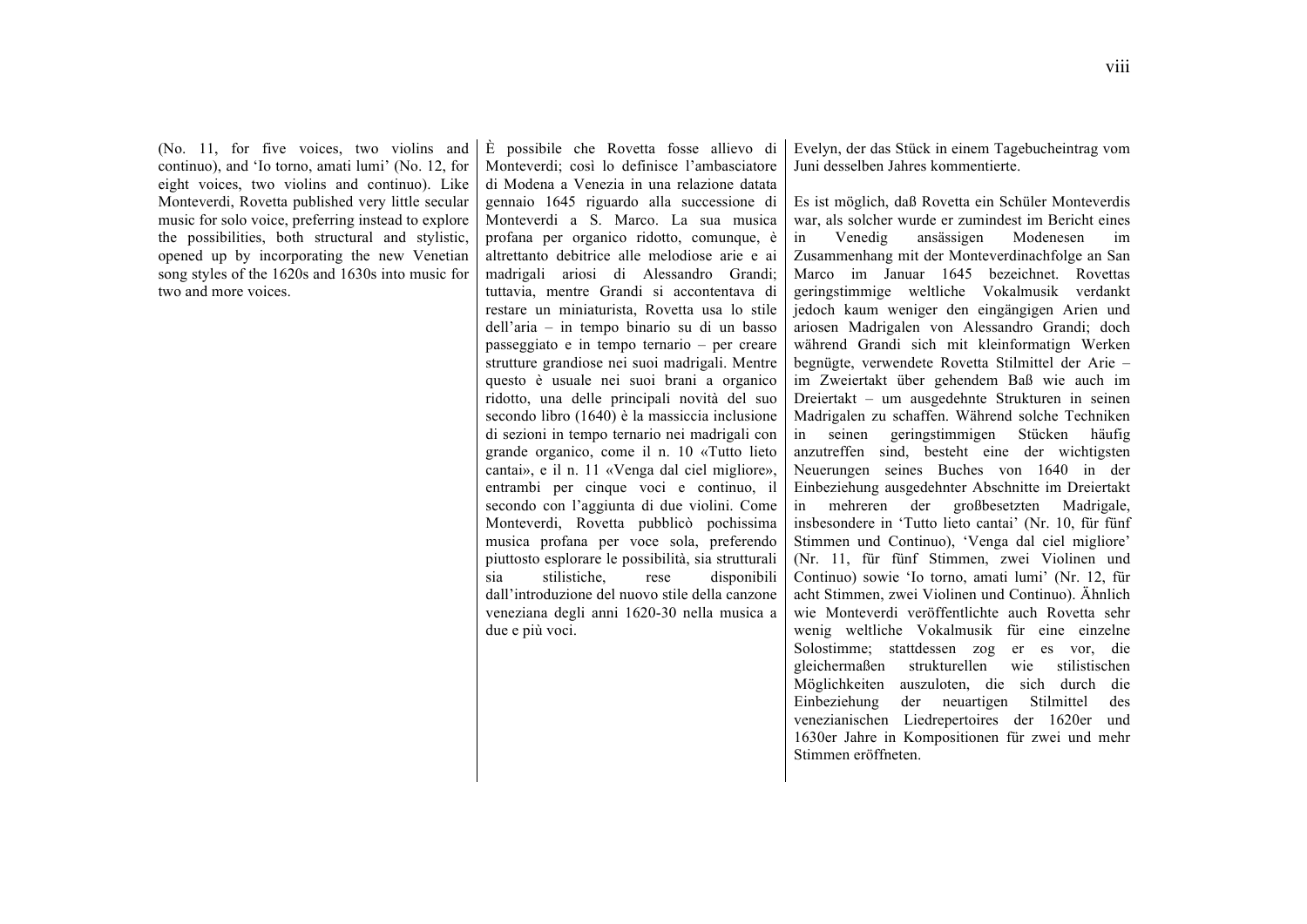(No. 11, for five voices, two violins and continuo), and 'Io torno, amati lumi' (No. 12, for eight voices, two violins and continuo). Like Monteverdi, Rovetta published very little secular music for solo voice, preferring instead to explore the possibilities, both structural and stylistic, opened up by incorporating the new Venetian song styles of the 1620s and 1630s into music for two and more voices.

È possibile che Rovetta fosse allievo di Monteverdi; così lo definisce l'ambasciatore di Modena a Venezia in una relazione datata gennaio 1645 riguardo alla successione di Monteverdi a S. Marco. La sua musica profana per organico ridotto, comunque, è altrettanto debitrice alle melodiose arie e ai madrigali ariosi di Alessandro Grandi; tuttavia, mentre Grandi si accontentava di restare un miniaturista, Rovetta usa lo stile dell'aria – in tempo binario su di un basso passeggiato e in tempo ternario – per creare strutture grandiose nei suoi madrigali. Mentre questo è usuale nei suoi brani a organico ridotto, una delle principali novità del suo secondo libro (1640) è la massiccia inclusione di sezioni in tempo ternario nei madrigali con grande organico, come il n. 10 «Tutto lieto cantai», e il n. 11 «Venga dal ciel migliore», entrambi per cinque voci e continuo, il secondo con l'aggiunta di due violini. Come Monteverdi, Rovetta pubblicò pochissima musica profana per voce sola, preferendo piuttosto esplorare le possibilità, sia strutturali sia stilistiche, rese disponibili dall'introduzione del nuovo stile della canzone veneziana degli anni 1620-30 nella musica a due e più voci.

Evelyn, der das Stück in einem Tagebucheintrag vom Juni desselben Jahres kommentierte.

Es ist möglich, daß Rovetta ein Schüler Monteverdis war, als solcher wurde er zumindest im Bericht eines in Venedig ansässigen Modenesen im Zusammenhang mit der Monteverdinachfolge an San Marco im Januar 1645 bezeichnet. Rovettas geringstimmige weltliche Vokalmusik verdankt jedoch kaum weniger den eingängigen Arien und ariosen Madrigalen von Alessandro Grandi; doch während Grandi sich mit kleinformatign Werken begnügte, verwendete Rovetta Stilmittel der Arie – im Zweiertakt über gehendem Baß wie auch im Dreiertakt – um ausgedehnte Strukturen in seinen Madrigalen zu schaffen. Während solche Techniken in seinen geringstimmigen Stücken häufig anzutreffen sind, besteht eine der wichtigsten Neuerungen seines Buches von 1640 in der Einbeziehung ausgedehnter Abschnitte im Dreiertakt in mehreren der großbesetzten Madrigale, insbesondere in 'Tutto lieto cantai' (Nr. 10, für fünf Stimmen und Continuo), 'Venga dal ciel migliore' (Nr. 11, für fünf Stimmen, zwei Violinen und Continuo) sowie 'Io torno, amati lumi' (Nr. 12, für acht Stimmen, zwei Violinen und Continuo). Ähnlich wie Monteverdi veröffentlichte auch Rovetta sehr wenig weltliche Vokalmusik für eine einzelne Solostimme; stattdessen zog er es vor, die gleichermaßen strukturellen wie stilistischen Möglichkeiten auszuloten, die sich durch die Einbeziehung der neuartigen Stilmittel des venezianischen Liedrepertoires der 1620er und 1630er Jahre in Kompositionen für zwei und mehr Stimmen eröffneten.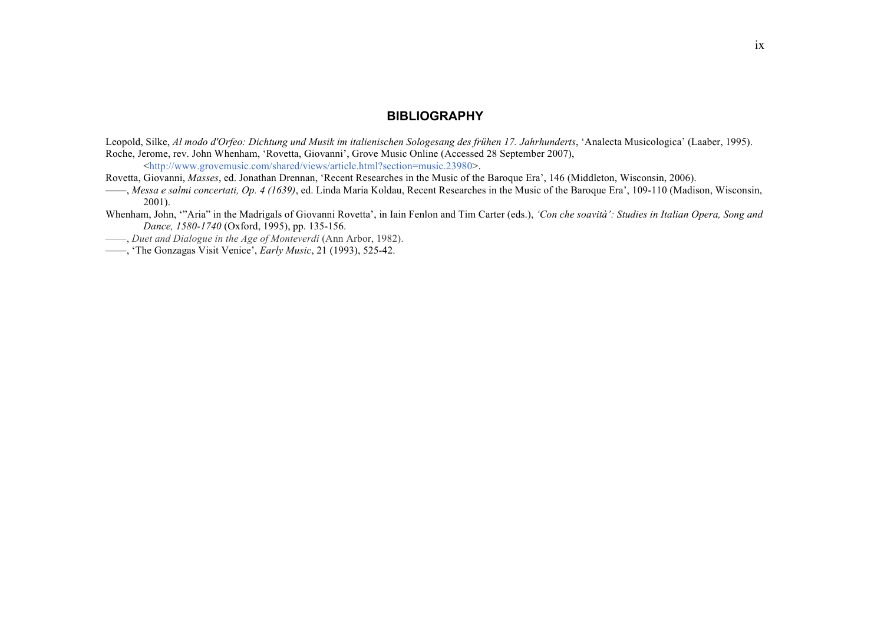# BIBLIOGRAPHY

Leopold, Silke, *Al modo d'Orfeo: Dichtung und Musik im italienischen Sologesang des frühen 17. Jahrhunderts*, 'Analecta Musicologica' (Laaber, 1995).

Roche, Jerome, rev. John Whenham, 'Rovetta, Giovanni', Grove Music Online (Accessed 28 September 2007), <http://www.grovemusic.com/shared/views/article.html?section=music.23980>.

Rovetta, Giovanni, *Masses*, ed. Jonathan Drennan, 'Recent Researches in the Music of the Baroque Era', 146 (Middleton, Wisconsin, 2006).

——, *Messa e salmi concertati, Op. 4 (1639)*, ed. Linda Maria Koldau, Recent Researches in the Music of the Baroque Era', 109-110 (Madison, Wisconsin, 2001).

Whenham, John, '"Aria" in the Madrigals of Giovanni Rovetta', in Iain Fenlon and Tim Carter (eds.), *'Con che soavità': Studies in Italian Opera, Song and Dance, 1580-1740* (Oxford, 1995), pp. 135-156.

——, *Duet and Dialogue in the Age of Monteverdi* (Ann Arbor, 1982).

——, 'The Gonzagas Visit Venice', *Early Music*, 21 (1993), 525-42.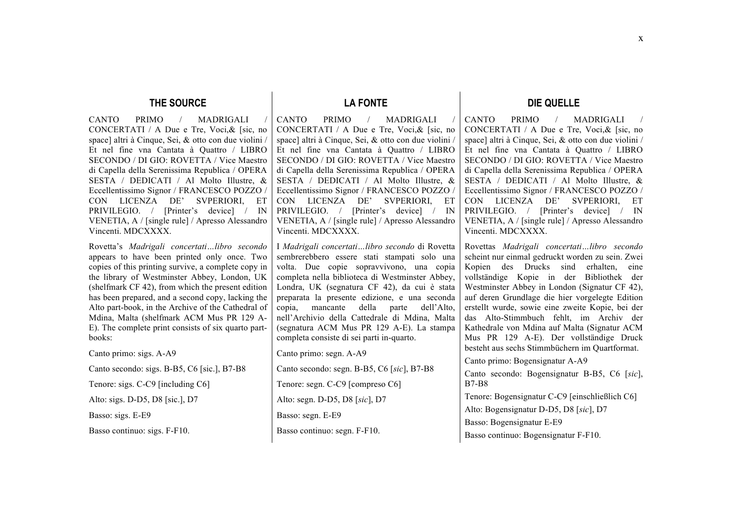## THE SOURCE

CANTO PRIMO / MADRIGALI / CONCERTATI / A Due e Tre, Voci,& [sic, no space] altri à Cinque, Sei, & otto con due violini / Et nel fine vna Cantata à Quattro / LIBRO SECONDO / DI GIO: ROVETTA / Vice Maestro di Capella della Serenissima Republica / OPERA SESTA / DEDICATI / Al Molto Illustre, & Eccellentissimo Signor / FRANCESCO POZZO / CON LICENZA DE' SVPERIORI, ET PRIVILEGIO. / [Printer's device] / IN VENETIA, A / [single rule] / Apresso Alessandro Vincenti. MDCXXXX.

Rovetta's *Madrigali concertati…libro secondo* appears to have been printed only once. Two copies of this printing survive, a complete copy in the library of Westminster Abbey, London, UK (shelfmark CF 42), from which the present edition has been prepared, and a second copy, lacking the Alto part-book, in the Archive of the Cathedral of Mdina, Malta (shelfmark ACM Mus PR 129 A-E). The complete print consists of six quarto part-books:

Canto primo: sigs. A-A9

Canto secondo: sigs. B-B5, C6 [sic.], B7-B8

Tenore: sigs. C-C9 [including C6]

Alto: sigs. D-D5, D8 [sic.], D7

Basso: sigs. E-E9

Basso continuo: sigs. F-F10.

## LA FONTE

CANTO PRIMO / MADRIGALI / CONCERTATI / A Due e Tre, Voci,& [sic, no space] altri à Cinque, Sei, & otto con due violini / Et nel fine vna Cantata à Quattro / LIBRO SECONDO / DI GIO: ROVETTA / Vice Maestro di Capella della Serenissima Republica / OPERA SESTA / DEDICATI / Al Molto Illustre, & Eccellentissimo Signor / FRANCESCO POZZO / CON LICENZA DE' SVPERIORI, ET PRIVILEGIO. / [Printer's device] / IN VENETIA, A / [single rule] / Apresso Alessandro Vincenti. MDCXXXX.

I *Madrigali concertati…libro secondo* di Rovetta sembrerebbero essere stati stampati solo una volta. Due copie sopravvivono, una copia completa nella biblioteca di Westminster Abbey, Londra, UK (segnatura CF 42), da cui è stata preparata la presente edizione, e una seconda copia, mancante della parte dell'Alto, nell'Archivio della Cattedrale di Mdina, Malta (segnatura ACM Mus PR 129 A-E). La stampa completa consiste di sei parti in-quarto.

Canto primo: segn. A-A9

Canto secondo: segn. B-B5, C6 [*sic*], B7-B8

Tenore: segn. C-C9 [compreso C6]

Alto: segn. D-D5, D8 [*sic*], D7

Basso: segn. E-E9

Basso continuo: segn. F-F10.

## DIE QUELLE

CANTO PRIMO / MADRIGALI / CONCERTATI / A Due e Tre, Voci,& [sic, no space] altri à Cinque, Sei, & otto con due violini / Et nel fine vna Cantata à Quattro / LIBRO SECONDO / DI GIO: ROVETTA / Vice Maestro di Capella della Serenissima Republica / OPERA SESTA / DEDICATI / Al Molto Illustre, & Eccellentissimo Signor / FRANCESCO POZZO / CON LICENZA DE' SVPERIORI, ET PRIVILEGIO. / [Printer's device] / IN VENETIA, A / [single rule] / Apresso Alessandro Vincenti. MDCXXXX.

Rovettas *Madrigali concertati…libro secondo* scheint nur einmal gedruckt worden zu sein. Zwei Kopien des Drucks sind erhalten, eine vollständige Kopie in der Bibliothek der Westminster Abbey in London (Signatur CF 42), auf deren Grundlage die hier vorgelegte Edition erstellt wurde, sowie eine zweite Kopie, bei der das Alto-Stimmbuch fehlt, im Archiv der Kathedrale von Mdina auf Malta (Signatur ACM Mus PR 129 A-E). Der vollständige Druck besteht aus sechs Stimmbüchern im Quartformat.

Canto primo: Bogensignatur A-A9

Canto secondo: Bogensignatur B-B5, C6 [*sic*], B7-B8

Tenore: Bogensignatur C-C9 [einschließlich C6]

Alto: Bogensignatur D-D5, D8 [*sic*], D7

Basso: Bogensignatur E-E9

Basso continuo: Bogensignatur F-F10.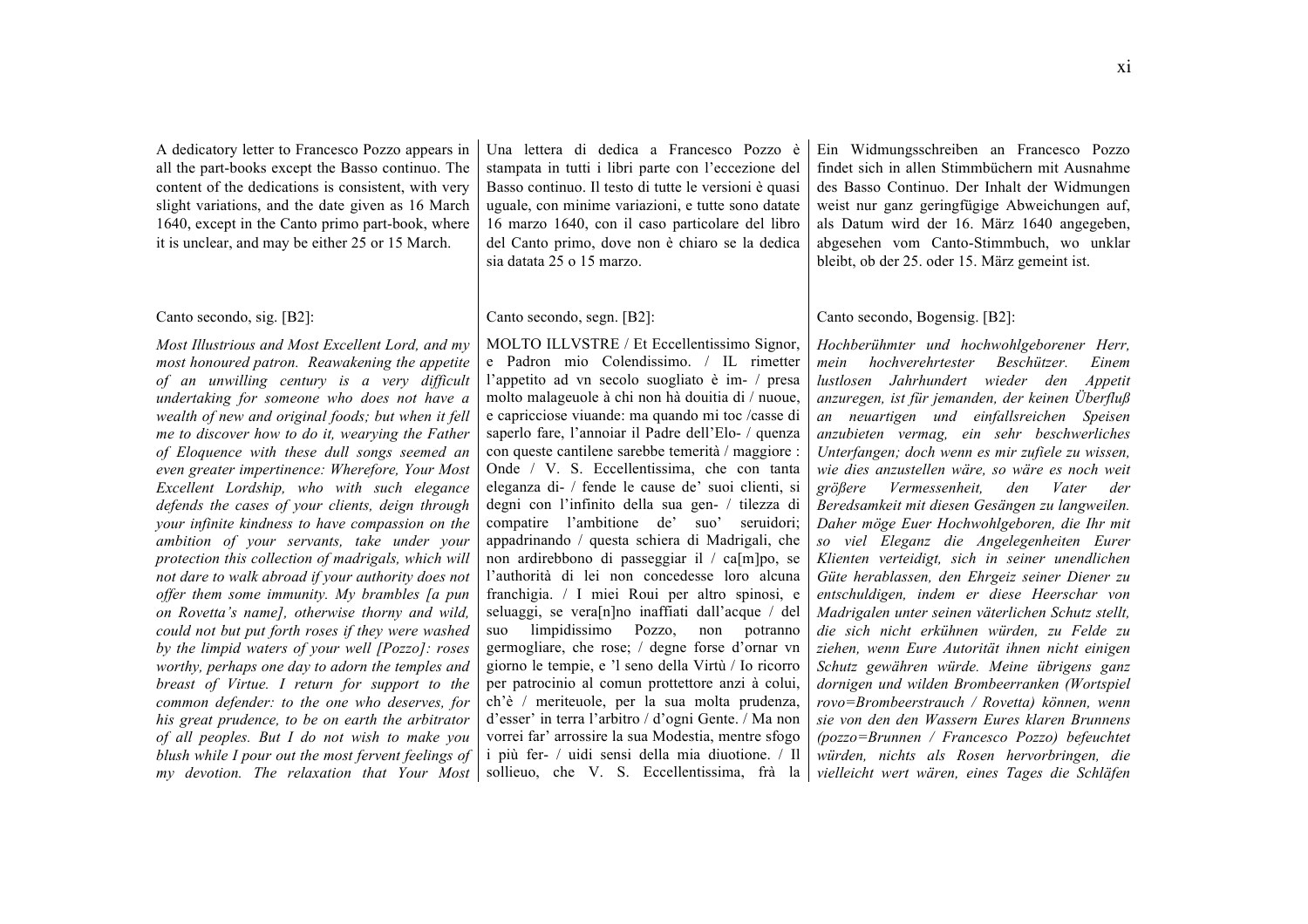A dedicatory letter to Francesco Pozzo appears in all the part-books except the Basso continuo. The content of the dedications is consistent, with very slight variations, and the date given as 16 March 1640, except in the Canto primo part-book, where it is unclear, and may be either 25 or 15 March.

Canto secondo, sig. [B2]:

*Most Illustrious and Most Excellent Lord, and my most honoured patron. Reawakening the appetite of an unwilling century is a very difficult undertaking for someone who does not have a wealth of new and original foods; but when it fell me to discover how to do it, wearying the Father of Eloquence with these dull songs seemed an even greater impertinence: Wherefore, Your Most Excellent Lordship, who with such elegance defends the cases of your clients, deign through your infinite kindness to have compassion on the ambition of your servants, take under your protection this collection of madrigals, which will not dare to walk abroad if your authority does not offer them some immunity. My brambles [a pun on Rovetta's name], otherwise thorny and wild, could not but put forth roses if they were washed by the limpid waters of your well [Pozzo]: roses worthy, perhaps one day to adorn the temples and breast of Virtue. I return for support to the common defender: to the one who deserves, for his great prudence, to be on earth the arbitrator of all peoples. But I do not wish to make you blush while I pour out the most fervent feelings of my devotion. The relaxation that Your Most*

Una lettera di dedica a Francesco Pozzo è stampata in tutti i libri parte con l'eccezione del Basso continuo. Il testo di tutte le versioni è quasi uguale, con minime variazioni, e tutte sono datate 16 marzo 1640, con il caso particolare del libro del Canto primo, dove non è chiaro se la dedica sia datata 25 o 15 marzo.

Canto secondo, segn. [B2]:

MOLTO ILLVSTRE / Et Eccellentissimo Signor, e Padron mio Colendissimo. / IL rimetter l'appetito ad vn secolo suogliato è im- / presa molto malageuole à chi non hà douitia di / nuoue, e capricciose viuande: ma quando mi toc /casse di saperlo fare, l'annoiar il Padre dell'Elo- / quenza con queste cantilene sarebbe temerità / maggiore : Onde / V. S. Eccellentissima, che con tanta eleganza di- / fende le cause de' suoi clienti, si degni con l'infinito della sua gen- / tilezza di compatire l'ambitione de' suo' seruidori; appadrinando / questa schiera di Madrigali, che non ardirebbono di passeggiar il / ca[m]po, se l'authorità di lei non concedesse loro alcuna franchigia. / I miei Roui per altro spinosi, e seluaggi, se vera[n]no inaffiati dall'acque / del suo limpidissimo Pozzo, non potranno germogliare, che rose; / degne forse d'ornar vn giorno le tempie, e 'l seno della Virtù / Io ricorro per patrocinio al comun prottettore anzi à colui, ch'è / meriteuole, per la sua molta prudenza, d'esser' in terra l'arbitro / d'ogni Gente. / Ma non vorrei far' arrossire la sua Modestia, mentre sfogo i più fer- / uidi sensi della mia diuotione. / Il sollieuo, che V. S. Eccellentissima, frà la

Ein Widmungsschreiben an Francesco Pozzo findet sich in allen Stimmbüchern mit Ausnahme des Basso Continuo. Der Inhalt der Widmungen weist nur ganz geringfügige Abweichungen auf, als Datum wird der 16. März 1640 angegeben, abgesehen vom Canto-Stimmbuch, wo unklar bleibt, ob der 25. oder 15. März gemeint ist.

Canto secondo, Bogensig. [B2]:

*Hochberühmter und hochwohlgeborener Herr, mein hochverehrtester Beschützer. Einem lustlosen Jahrhundert wieder den Appetit anzuregen, ist für jemanden, der keinen Überfluß an neuartigen und einfallsreichen Speisen anzubieten vermag, ein sehr beschwerliches Unterfangen; doch wenn es mir zufiele zu wissen, wie dies anzustellen wäre, so wäre es noch weit größere Vermessenheit, den Vater der Beredsamkeit mit diesen Gesängen zu langweilen. Daher möge Euer Hochwohlgeboren, die Ihr mit so viel Eleganz die Angelegenheiten Eurer Klienten verteidigt, sich in seiner unendlichen Güte herablassen, den Ehrgeiz seiner Diener zu entschuldigen, indem er diese Heerschar von Madrigalen unter seinen väterlichen Schutz stellt, die sich nicht erkühnen würden, zu Felde zu ziehen, wenn Eure Autorität ihnen nicht einigen Schutz gewähren würde. Meine übrigens ganz dornigen und wilden Brombeerranken (Wortspiel rovo=Brombeerstrauch / Rovetta) können, wenn sie von den den Wassern Eures klaren Brunnens (pozzo=Brunnen / Francesco Pozzo) befeuchtet würden, nichts als Rosen hervorbringen, die vielleicht wert wären, eines Tages die Schläfen*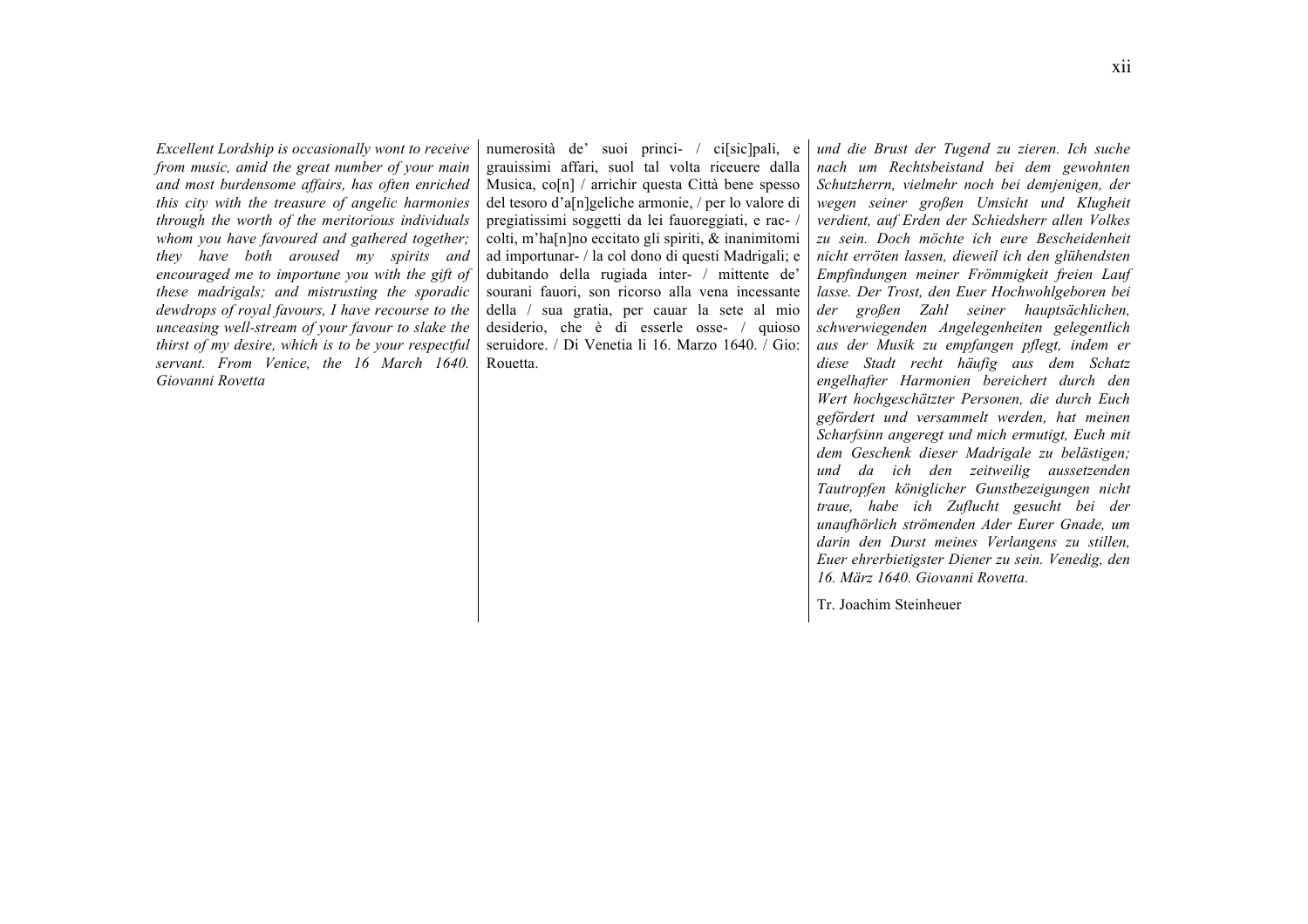*Excellent Lordship is occasionally wont to receive from music, amid the great number of your main and most burdensome affairs, has often enriched this city with the treasure of angelic harmonies through the worth of the meritorious individuals whom you have favoured and gathered together; they have both aroused my spirits and encouraged me to importune you with the gift of these madrigals; and mistrusting the sporadic dewdrops of royal favours, I have recourse to the unceasing well-stream of your favour to slake the thirst of my desire, which is to be your respectful servant. From Venice, the 16 March 1640. Giovanni Rovetta*

numerosità de' suoi princi- / ci[sic]pali, e grauissimi affari, suol tal volta riceuere dalla Musica, co[n] / arrichir questa Città bene spesso del tesoro d'a[n]geliche armonie, / per lo valore di pregiatissimi soggetti da lei fauoreggiati, e rac- / colti, m'ha[n]no eccitato gli spiriti, & inanimitomi ad importunar- / la col dono di questi Madrigali; e dubitando della rugiada inter- / mittente de' sourani fauori, son ricorso alla vena incessante della / sua gratia, per cauar la sete al mio desiderio, che è di esserle osse- / quioso seruidore. / Di Venetia li 16. Marzo 1640. / Gio: Rouetta.

*und die Brust der Tugend zu zieren. Ich suche nach um Rechtsbeistand bei dem gewohnten Schutzherrn, vielmehr noch bei demjenigen, der wegen seiner großen Umsicht und Klugheit verdient, auf Erden der Schiedsherr allen Volkes zu sein. Doch möchte ich eure Bescheidenheit nicht erröten lassen, dieweil ich den glühendsten Empfindungen meiner Frömmigkeit freien Lauf lasse. Der Trost, den Euer Hochwohlgeboren bei der großen Zahl seiner hauptsächlichen, schwerwiegenden Angelegenheiten gelegentlich aus der Musik zu empfangen pflegt, indem er diese Stadt recht häufig aus dem Schatz engelhafter Harmonien bereichert durch den Wert hochgeschätzter Personen, die durch Euch gefördert und versammelt werden, hat meinen Scharfsinn angeregt und mich ermutigt, Euch mit dem Geschenk dieser Madrigale zu belästigen; und da ich den zeitweilig aussetzenden Tautropfen königlicher Gunstbezeigungen nicht traue, habe ich Zuflucht gesucht bei der unaufhörlich strömenden Ader Eurer Gnade, um darin den Durst meines Verlangens zu stillen, Euer ehrerbietigster Diener zu sein. Venedig, den 16. März 1640. Giovanni Rovetta.*

Tr. Joachim Steinheuer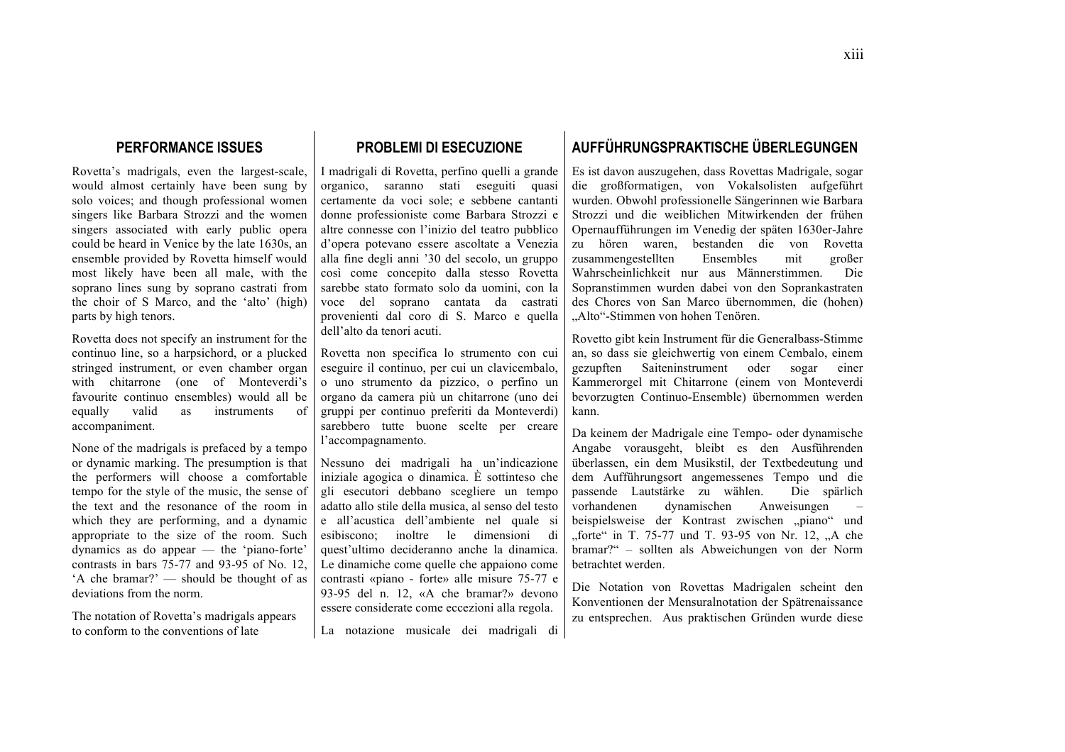## PERFORMANCE ISSUES

Rovetta's madrigals, even the largest-scale, would almost certainly have been sung by solo voices; and though professional women singers like Barbara Strozzi and the women singers associated with early public opera could be heard in Venice by the late 1630s, an ensemble provided by Rovetta himself would most likely have been all male, with the soprano lines sung by soprano castrati from the choir of S Marco, and the 'alto' (high) parts by high tenors.

Rovetta does not specify an instrument for the continuo line, so a harpsichord, or a plucked stringed instrument, or even chamber organ with chitarrone (one of Monteverdi's favourite continuo ensembles) would all be equally valid as instruments of accompaniment.

None of the madrigals is prefaced by a tempo or dynamic marking. The presumption is that the performers will choose a comfortable tempo for the style of the music, the sense of the text and the resonance of the room in which they are performing, and a dynamic appropriate to the size of the room. Such dynamics as do appear — the 'piano-forte' contrasts in bars 75-77 and 93-95 of No. 12, 'A che bramar?' — should be thought of as deviations from the norm.

The notation of Rovetta's madrigals appears to conform to the conventions of late

## PROBLEMI DI ESECUZIONE

I madrigali di Rovetta, perfino quelli a grande organico, saranno stati eseguiti quasi certamente da voci sole; e sebbene cantanti donne professioniste come Barbara Strozzi e altre connesse con l'inizio del teatro pubblico d'opera potevano essere ascoltate a Venezia alla fine degli anni '30 del secolo, un gruppo così come concepito dalla stesso Rovetta sarebbe stato formato solo da uomini, con la voce del soprano cantata da castrati provenienti dal coro di S. Marco e quella dell'alto da tenori acuti.

Rovetta non specifica lo strumento con cui eseguire il continuo, per cui un clavicembalo, o uno strumento da pizzico, o perfino un organo da camera più un chitarrone (uno dei gruppi per continuo preferiti da Monteverdi) sarebbero tutte buone scelte per creare l'accompagnamento.

Nessuno dei madrigali ha un'indicazione iniziale agogica o dinamica. È sottinteso che gli esecutori debbano scegliere un tempo adatto allo stile della musica, al senso del testo e all'acustica dell'ambiente nel quale si esibiscono; inoltre le dimensioni di quest'ultimo decideranno anche la dinamica. Le dinamiche come quelle che appaiono come contrasti «piano - forte» alle misure 75-77 e 93-95 del n. 12, «A che bramar?» devono essere considerate come eccezioni alla regola.

La notazione musicale dei madrigali di

## AUFFÜHRUNGSPRAKTISCHE ÜBERLEGUNGEN

Es ist davon auszugehen, dass Rovettas Madrigale, sogar die großformatigen, von Vokalsolisten aufgeführt wurden. Obwohl professionelle Sängerinnen wie Barbara Strozzi und die weiblichen Mitwirkenden der frühen Opernaufführungen im Venedig der späten 1630er-Jahre zu hören waren, bestanden die von Rovetta zusammengestellten Ensembles mit großer Wahrscheinlichkeit nur aus Männerstimmen. Die Sopranstimmen wurden dabei von den Soprankastraten des Chores von San Marco übernommen, die (hohen) „Alto"-Stimmen von hohen Tenören.

Rovetto gibt kein Instrument für die Generalbass-Stimme an, so dass sie gleichwertig von einem Cembalo, einem gezupften Saiteninstrument oder sogar einer Kammerorgel mit Chitarrone (einem von Monteverdi bevorzugten Continuo-Ensemble) übernommen werden kann.

Da keinem der Madrigale eine Tempo- oder dynamische Angabe vorausgeht, bleibt es den Ausführenden überlassen, ein dem Musikstil, der Textbedeutung und dem Aufführungsort angemessenes Tempo und die passende Lautstärke zu wählen. Die spärlich vorhandenen dynamischen Anweisungen – beispielsweise der Kontrast zwischen „piano" und „forte" in T. 75-77 und T. 93-95 von Nr. 12, „A che bramar?" – sollten als Abweichungen von der Norm betrachtet werden.

Die Notation von Rovettas Madrigalen scheint den Konventionen der Mensuralnotation der Spätrenaissance zu entsprechen. Aus praktischen Gründen wurde diese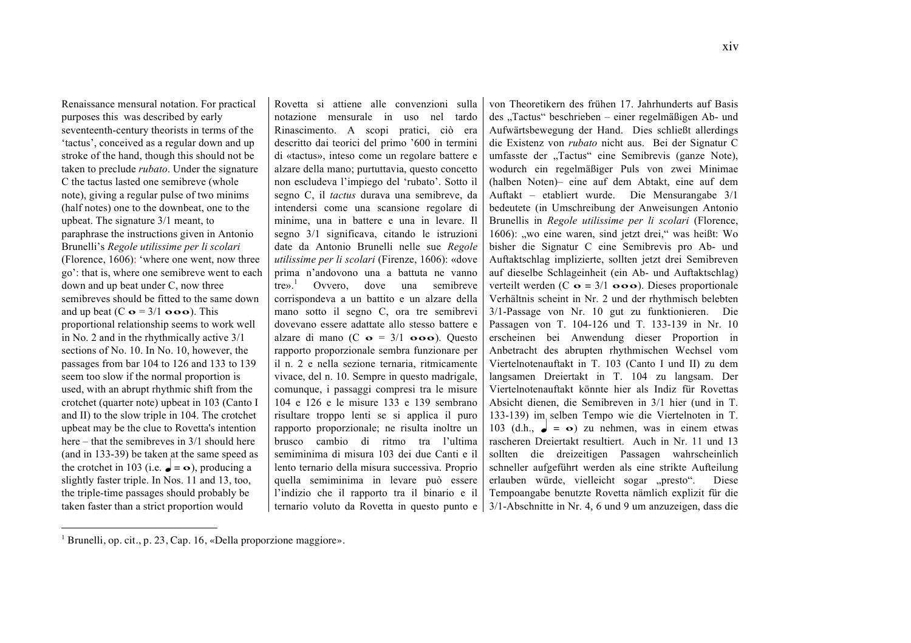Renaissance mensural notation. For practical purposes this was described by early seventeenth-century theorists in terms of the 'tactus', conceived as a regular down and up stroke of the hand, though this should not be taken to preclude *rubato*. Under the signature C the tactus lasted one semibreve (whole note), giving a regular pulse of two minims (half notes) one to the downbeat, one to the upbeat. The signature 3/1 meant, to paraphrase the instructions given in Antonio Brunelli's *Regole utilissime per li scolari* (Florence, 1606): 'where one went, now three go': that is, where one semibreve went to each down and up beat under C, now three semibreves should be fitted to the same down and up beat (C 𝅝 = 3/1 𝅝𝅝𝅝). This proportional relationship seems to work well in No. 2 and in the rhythmically active 3/1 sections of No. 10. In No. 10, however, the passages from bar 104 to 126 and 133 to 139 seem too slow if the normal proportion is used, with an abrupt rhythmic shift from the crotchet (quarter note) upbeat in 103 (Canto I and II) to the slow triple in 104. The crotchet upbeat may be the clue to Rovetta's intention here – that the semibreves in 3/1 should here (and in 133-39) be taken at the same speed as the crotchet in 103 (i.e. 𝅘𝅥 = 𝅝), producing a slightly faster triple. In Nos. 11 and 13, too, the triple-time passages should probably be taken faster than a strict proportion would

Rovetta si attiene alle convenzioni sulla notazione mensurale in uso nel tardo Rinascimento. A scopi pratici, ciò era descritto dai teorici del primo '600 in termini di «tactus», inteso come un regolare battere e alzare della mano; purtuttavia, questo concetto non escludeva l'impiego del 'rubato'. Sotto il segno C, il *tactus* durava una semibreve, da intendersi come una scansione regolare di minime, una in battere e una in levare. Il segno 3/1 significava, citando le istruzioni date da Antonio Brunelli nelle sue *Regole utilissime per li scolari* (Firenze, 1606): «dove prima n'andovono una a battuta ne vanno tre».[1] Ovvero, dove una semibreve corrispondeva a un battito e un alzare della mano sotto il segno C, ora tre semibrevi dovevano essere adattate allo stesso battere e alzare di mano (C 𝅝 = 3/1 𝅝𝅝𝅝). Questo rapporto proporzionale sembra funzionare per il n. 2 e nella sezione ternaria, ritmicamente vivace, del n. 10. Sempre in questo madrigale, comunque, i passaggi compresi tra le misure 104 e 126 e le misure 133 e 139 sembrano risultare troppo lenti se si applica il puro rapporto proporzionale; ne risulta inoltre un brusco cambio di ritmo tra l'ultima semiminima di misura 103 dei due Canti e il lento ternario della misura successiva. Proprio quella semiminima in levare può essere l'indizio che il rapporto tra il binario e il ternario voluto da Rovetta in questo punto e

von Theoretikern des frühen 17. Jahrhunderts auf Basis des „Tactus" beschrieben – einer regelmäßigen Ab- und Aufwärtsbewegung der Hand. Dies schließt allerdings die Existenz von *rubato* nicht aus. Bei der Signatur C umfasste der „Tactus" eine Semibrevis (ganze Note), wodurch ein regelmäßiger Puls von zwei Minimae (halben Noten)– eine auf dem Abtakt, eine auf dem Auftakt – etabliert wurde. Die Mensurangabe 3/1 bedeutete (in Umschreibung der Anweisungen Antonio Brunellis in *Regole utilissime per li scolari* (Florence, 1606): „wo eine waren, sind jetzt drei," was heißt: Wo bisher die Signatur C eine Semibrevis pro Ab- und Auftaktschlag implizierte, sollten jetzt drei Semibreven auf dieselbe Schlageinheit (ein Ab- und Auftaktschlag) verteilt werden (C 𝅝 = 3/1 𝅝𝅝𝅝). Dieses proportionale Verhältnis scheint in Nr. 2 und der rhythmisch belebten 3/1-Passage von Nr. 10 gut zu funktionieren. Die Passagen von T. 104-126 und T. 133-139 in Nr. 10 erscheinen bei Anwendung dieser Proportion in Anbetracht des abrupten rhythmischen Wechsel vom Viertelnotenauftakt in T. 103 (Canto I und II) zu dem langsamen Dreiertakt in T. 104 zu langsam. Der Viertelnotenauftakt könnte hier als Indiz für Rovettas Absicht dienen, die Semibreven in 3/1 hier (und in T. 133-139) im selben Tempo wie die Viertelnoten in T. 103 (d.h., 𝅘𝅥 = 𝅝) zu nehmen, was in einem etwas rascheren Dreiertakt resultiert. Auch in Nr. 11 und 13 sollten die dreizeitigen Passagen wahrscheinlich schneller aufgeführt werden als eine strikte Aufteilung erlauben würde, vielleicht sogar „presto". Diese Tempoangabe benutzte Rovetta nämlich explizit für die 3/1-Abschnitte in Nr. 4, 6 und 9 um anzuzeigen, dass die

---

[1] Brunelli, op. cit., p. 23, Cap. 16, «Della proporzione maggiore».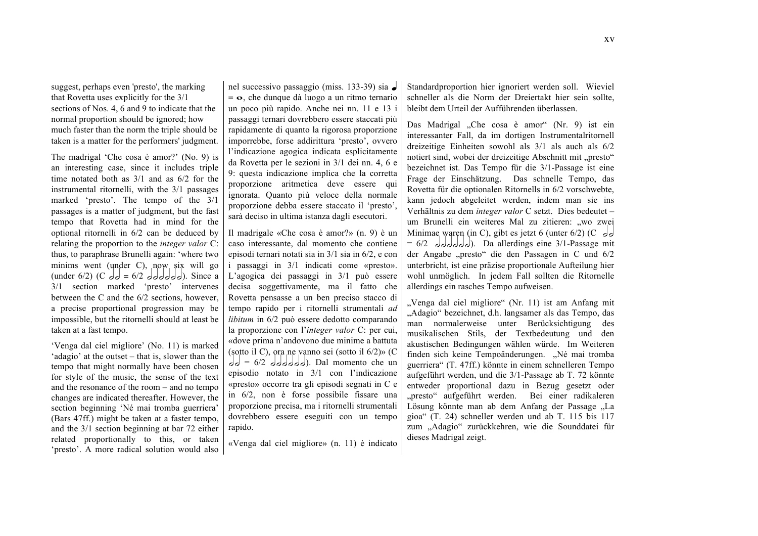suggest, perhaps even 'presto', the marking that Rovetta uses explicitly for the 3/1 sections of Nos. 4, 6 and 9 to indicate that the normal proportion should be ignored; how much faster than the norm the triple should be taken is a matter for the performers' judgment.

The madrigal 'Che cosa è amor?' (No. 9) is an interesting case, since it includes triple time notated both as 3/1 and as 6/2 for the instrumental ritornelli, with the 3/1 passages marked 'presto'. The tempo of the 3/1 passages is a matter of judgment, but the fast tempo that Rovetta had in mind for the optional ritornelli in 6/2 can be deduced by relating the proportion to the *integer valor* C: thus, to paraphrase Brunelli again: 'where two minims went (under C), now six will go (under 6/2) (C 𝅗𝅥𝅗𝅥 = 6/2 𝅗𝅥𝅗𝅥𝅗𝅥𝅗𝅥𝅗𝅥𝅗𝅥). Since a 3/1 section marked 'presto' intervenes between the C and the 6/2 sections, however, a precise proportional progression may be impossible, but the ritornelli should at least be taken at a fast tempo.

'Venga dal ciel migliore' (No. 11) is marked 'adagio' at the outset – that is, slower than the tempo that might normally have been chosen for style of the music, the sense of the text and the resonance of the room – and no tempo changes are indicated thereafter. However, the section beginning 'Né mai tromba guerriera' (Bars 47ff.) might be taken at a faster tempo, and the 3/1 section beginning at bar 72 either related proportionally to this, or taken 'presto'. A more radical solution would also

nel successivo passaggio (miss. 133-39) sia 𝅘𝅥 = 𝅝, che dunque dà luogo a un ritmo ternario un poco più rapido. Anche nei nn. 11 e 13 i passaggi ternari dovrebbero essere staccati più rapidamente di quanto la rigorosa proporzione imporrebbe, forse addirittura 'presto', ovvero l'indicazione agogica indicata esplicitamente da Rovetta per le sezioni in 3/1 dei nn. 4, 6 e 9: questa indicazione implica che la corretta proporzione aritmetica deve essere qui ignorata. Quanto più veloce della normale proporzione debba essere staccato il 'presto', sarà deciso in ultima istanza dagli esecutori.

Il madrigale «Che cosa è amor?» (n. 9) è un caso interessante, dal momento che contiene episodi ternari notati sia in 3/1 sia in 6/2, e con i passaggi in 3/1 indicati come «presto». L'agogica dei passaggi in 3/1 può essere decisa soggettivamente, ma il fatto che Rovetta pensasse a un ben preciso stacco di tempo rapido per i ritornelli strumentali *ad libitum* in 6/2 può essere dedotto comparando la proporzione con l'*integer valor* C: per cui, «dove prima n'andovono due minime a battuta (sotto il C), ora ne vanno sei (sotto il 6/2)» (C 𝅗𝅥𝅗𝅥 = 6/2 𝅗𝅥𝅗𝅥𝅗𝅥𝅗𝅥𝅗𝅥𝅗𝅥). Dal momento che un episodio notato in 3/1 con l'indicazione «presto» occorre tra gli episodi segnati in C e in 6/2, non è forse possibile fissare una proporzione precisa, ma i ritornelli strumentali dovrebbero essere eseguiti con un tempo rapido.

«Venga dal ciel migliore» (n. 11) è indicato

Standardproportion hier ignoriert werden soll. Wieviel schneller als die Norm der Dreiertakt hier sein sollte, bleibt dem Urteil der Aufführenden überlassen.

Das Madrigal „Che cosa è amor" (Nr. 9) ist ein interessanter Fall, da im dortigen Instrumentalritornell dreizeitige Einheiten sowohl als 3/1 als auch als 6/2 notiert sind, wobei der dreizeitige Abschnitt mit „presto" bezeichnet ist. Das Tempo für die 3/1-Passage ist eine Frage der Einschätzung. Das schnelle Tempo, das Rovetta für die optionalen Ritornells in 6/2 vorschwebte, kann jedoch abgeleitet werden, indem man sie ins Verhältnis zu dem *integer valor* C setzt. Dies bedeutet – um Brunelli ein weiteres Mal zu zitieren: „wo zwei Minimae waren (in C), gibt es jetzt 6 (unter 6/2) (C 𝅗𝅥𝅗𝅥 = 6/2 𝅗𝅥𝅗𝅥𝅗𝅥𝅗𝅥𝅗𝅥𝅗𝅥). Da allerdings eine 3/1-Passage mit der Angabe „presto" die den Passagen in C und 6/2 unterbricht, ist eine präzise proportionale Aufteilung hier wohl unmöglich. In jedem Fall sollten die Ritornelle allerdings ein rasches Tempo aufweisen.

„Venga dal ciel migliore" (Nr. 11) ist am Anfang mit „Adagio" bezeichnet, d.h. langsamer als das Tempo, das man normalerweise unter Berücksichtigung des musikalischen Stils, der Textbedeutung und den akustischen Bedingungen wählen würde. Im Weiteren finden sich keine Tempoänderungen. „Né mai tromba guerriera" (T. 47ff.) könnte in einem schnelleren Tempo aufgeführt werden, und die 3/1-Passage ab T. 72 könnte entweder proportional dazu in Bezug gesetzt oder „presto" aufgeführt werden. Bei einer radikaleren Lösung könnte man ab dem Anfang der Passage „La gioa" (T. 24) schneller werden und ab T. 115 bis 117 zum „Adagio" zurückkehren, wie die Sounddatei für dieses Madrigal zeigt.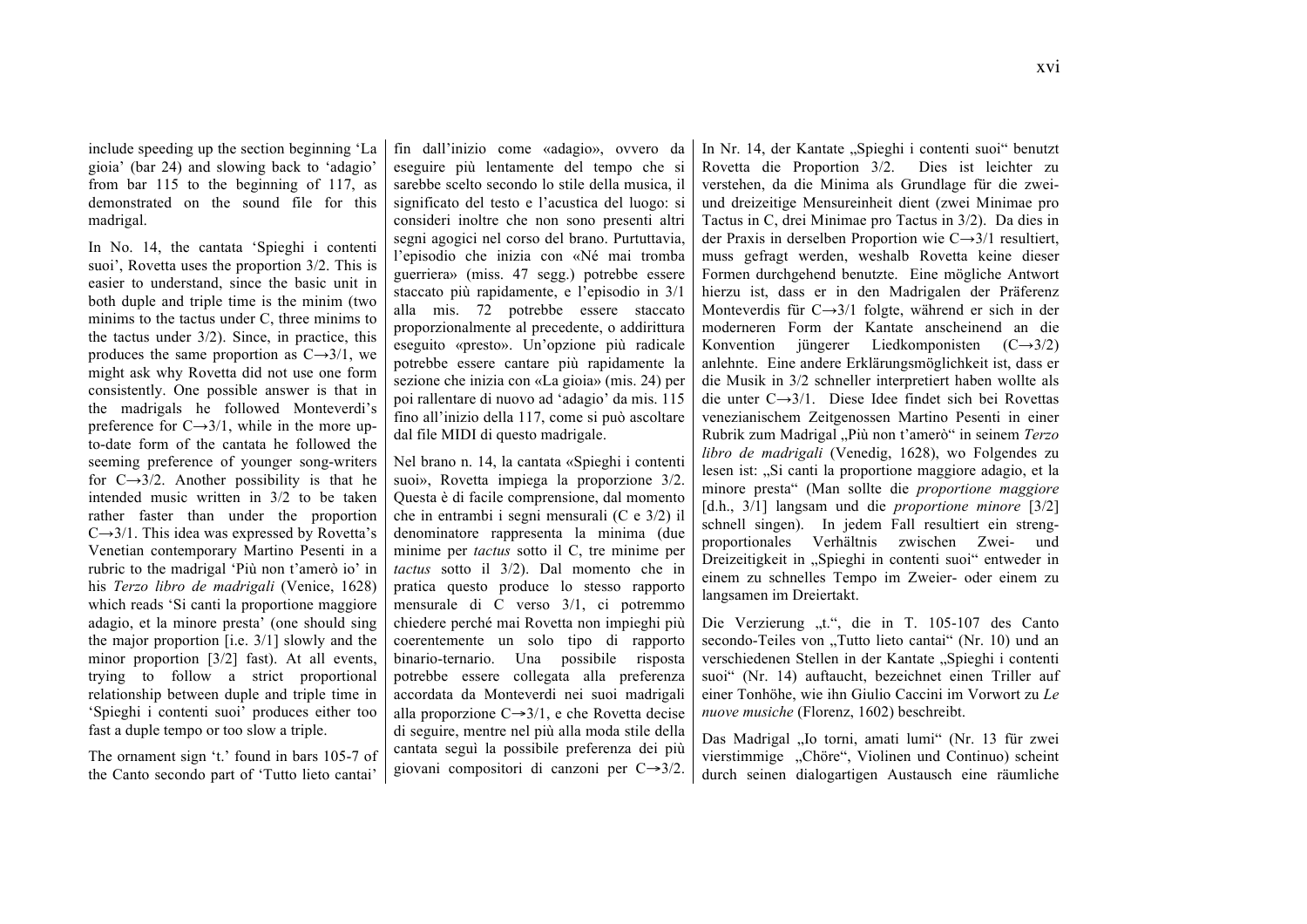include speeding up the section beginning 'La gioia' (bar 24) and slowing back to 'adagio' from bar 115 to the beginning of 117, as demonstrated on the sound file for this madrigal.

In No. 14, the cantata 'Spieghi i contenti suoi', Rovetta uses the proportion 3/2. This is easier to understand, since the basic unit in both duple and triple time is the minim (two minims to the tactus under C, three minims to the tactus under 3/2). Since, in practice, this produces the same proportion as C→3/1, we might ask why Rovetta did not use one form consistently. One possible answer is that in the madrigals he followed Monteverdi's preference for C→3/1, while in the more up-to-date form of the cantata he followed the seeming preference of younger song-writers for C→3/2. Another possibility is that he intended music written in 3/2 to be taken rather faster than under the proportion C→3/1. This idea was expressed by Rovetta's Venetian contemporary Martino Pesenti in a rubric to the madrigal 'Più non t'amerò io' in his *Terzo libro de madrigali* (Venice, 1628) which reads 'Si canti la proportione maggiore adagio, et la minore presta' (one should sing the major proportion [i.e. 3/1] slowly and the minor proportion [3/2] fast). At all events, trying to follow a strict proportional relationship between duple and triple time in 'Spieghi i contenti suoi' produces either too fast a duple tempo or too slow a triple.

The ornament sign 't.' found in bars 105-7 of the Canto secondo part of 'Tutto lieto cantai'

fin dall'inizio come «adagio», ovvero da eseguire più lentamente del tempo che si sarebbe scelto secondo lo stile della musica, il significato del testo e l'acustica del luogo: si consideri inoltre che non sono presenti altri segni agogici nel corso del brano. Purtuttavia, l'episodio che inizia con «Né mai tromba guerriera» (miss. 47 segg.) potrebbe essere staccato più rapidamente, e l'episodio in 3/1 alla mis. 72 potrebbe essere staccato proporzionalmente al precedente, o addirittura eseguito «presto». Un'opzione più radicale potrebbe essere cantare più rapidamente la sezione che inizia con «La gioia» (mis. 24) per poi rallentare di nuovo ad 'adagio' da mis. 115 fino all'inizio della 117, come si può ascoltare dal file MIDI di questo madrigale.

Nel brano n. 14, la cantata «Spieghi i contenti suoi», Rovetta impiega la proporzione 3/2. Questa è di facile comprensione, dal momento che in entrambi i segni mensurali (C e 3/2) il denominatore rappresenta la minima (due minime per *tactus* sotto il C, tre minime per *tactus* sotto il 3/2). Dal momento che in pratica questo produce lo stesso rapporto mensurale di C verso 3/1, ci potremmo chiedere perché mai Rovetta non impieghi più coerentemente un solo tipo di rapporto binario-ternario. Una possibile risposta potrebbe essere collegata alla preferenza accordata da Monteverdi nei suoi madrigali alla proporzione C→3/1, e che Rovetta decise di seguire, mentre nel più alla moda stile della cantata seguì la possibile preferenza dei più giovani compositori di canzoni per C→3/2.

In Nr. 14, der Kantate „Spieghi i contenti suoi" benutzt Rovetta die Proportion 3/2. Dies ist leichter zu verstehen, da die Minima als Grundlage für die zwei- und dreizeitige Mensureinheit dient (zwei Minimae pro Tactus in C, drei Minimae pro Tactus in 3/2). Da dies in der Praxis in derselben Proportion wie C→3/1 resultiert, muss gefragt werden, weshalb Rovetta keine dieser Formen durchgehend benutzte. Eine mögliche Antwort hierzu ist, dass er in den Madrigalen der Präferenz Monteverdis für C→3/1 folgte, während er sich in der moderneren Form der Kantate anscheinend an die Konvention jüngerer Liedkomponisten (C→3/2) anlehnte. Eine andere Erklärungsmöglichkeit ist, dass er die Musik in 3/2 schneller interpretiert haben wollte als die unter C→3/1. Diese Idee findet sich bei Rovettas venezianischem Zeitgenossen Martino Pesenti in einer Rubrik zum Madrigal „Più non t'amerò" in seinem *Terzo libro de madrigali* (Venedig, 1628), wo Folgendes zu lesen ist: „Si canti la proportione maggiore adagio, et la minore presta" (Man sollte die *proportione maggiore* [d.h., 3/1] langsam und die *proportione minore* [3/2] schnell singen). In jedem Fall resultiert ein streng-proportionales Verhältnis zwischen Zwei- und Dreizeitigkeit in „Spieghi in contenti suoi" entweder in einem zu schnellen Tempo im Zweier- oder einem zu langsamen im Dreiertakt.

Die Verzierung „t.", die in T. 105-107 des Canto secondo-Teiles von „Tutto lieto cantai" (Nr. 10) und an verschiedenen Stellen in der Kantate „Spieghi i contenti suoi" (Nr. 14) auftaucht, bezeichnet einen Triller auf einer Tonhöhe, wie ihn Giulio Caccini im Vorwort zu *Le nuove musiche* (Florenz, 1602) beschreibt.

Das Madrigal „Io torni, amati lumi" (Nr. 13 für zwei vierstimmige „Chöre", Violinen und Continuo) scheint durch seinen dialogartigen Austausch eine räumliche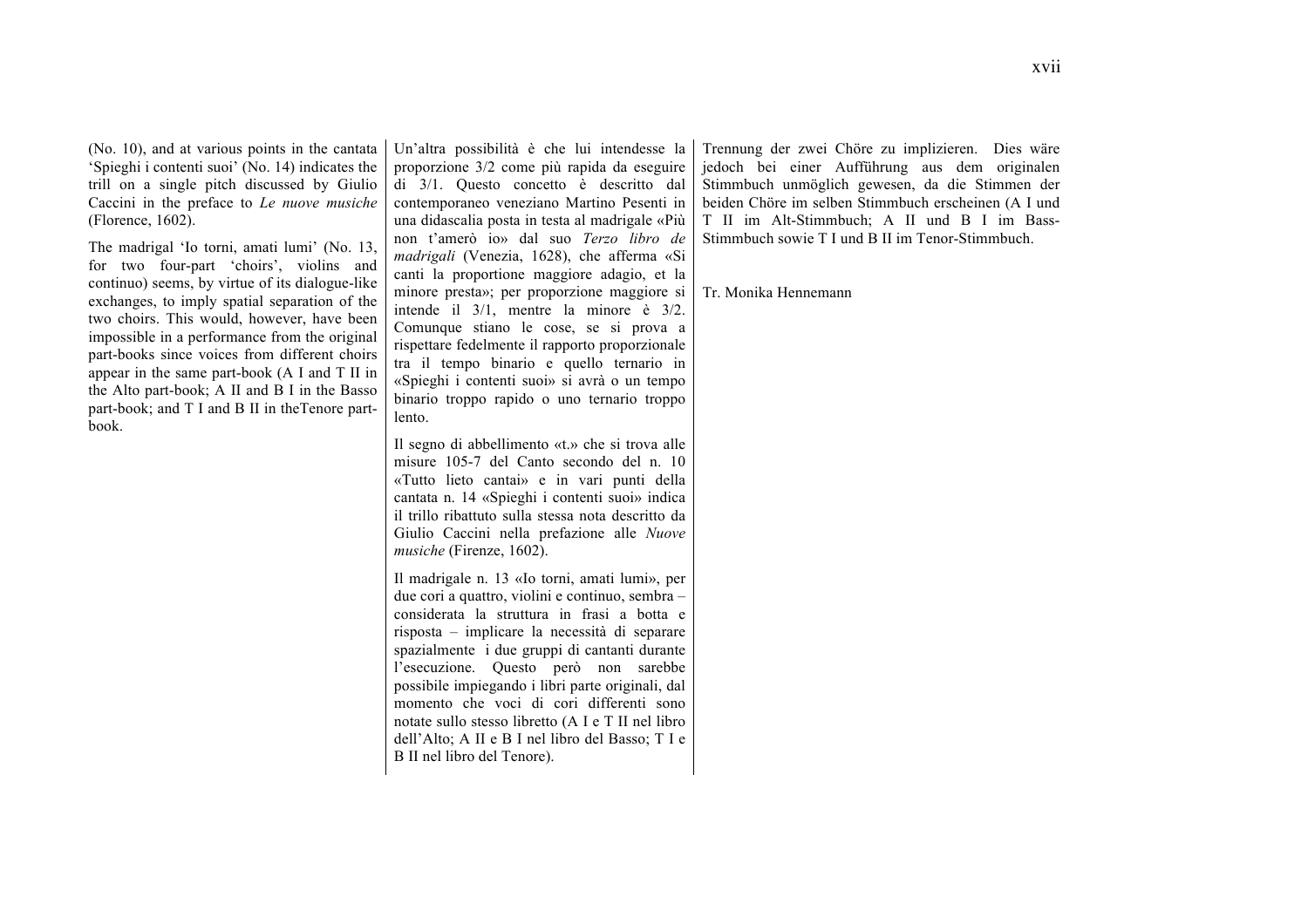(No. 10), and at various points in the cantata 'Spieghi i contenti suoi' (No. 14) indicates the trill on a single pitch discussed by Giulio Caccini in the preface to *Le nuove musiche* (Florence, 1602).

The madrigal 'Io torni, amati lumi' (No. 13, for two four-part 'choirs', violins and continuo) seems, by virtue of its dialogue-like exchanges, to imply spatial separation of the two choirs. This would, however, have been impossible in a performance from the original part-books since voices from different choirs appear in the same part-book (A I and T II in the Alto part-book; A II and B I in the Basso part-book; and T I and B II in theTenore part-book.

Un'altra possibilità è che lui intendesse la proporzione 3/2 come più rapida da eseguire di 3/1. Questo concetto è descritto dal contemporaneo veneziano Martino Pesenti in una didascalia posta in testa al madrigale «Più non t'amerò io» dal suo *Terzo libro de madrigali* (Venezia, 1628), che afferma «Si canti la proportione maggiore adagio, et la minore presta»; per proporzione maggiore si intende il 3/1, mentre la minore è 3/2. Comunque stiano le cose, se si prova a rispettare fedelmente il rapporto proporzionale tra il tempo binario e quello ternario in «Spieghi i contenti suoi» si avrà o un tempo binario troppo rapido o uno ternario troppo lento.

Il segno di abbellimento «t.» che si trova alle misure 105-7 del Canto secondo del n. 10 «Tutto lieto cantai» e in vari punti della cantata n. 14 «Spieghi i contenti suoi» indica il trillo ribattuto sulla stessa nota descritto da Giulio Caccini nella prefazione alle *Nuove musiche* (Firenze, 1602).

Il madrigale n. 13 «Io torni, amati lumi», per due cori a quattro, violini e continuo, sembra – considerata la struttura in frasi a botta e risposta – implicare la necessità di separare spazialmente i due gruppi di cantanti durante l'esecuzione. Questo però non sarebbe possibile impiegando i libri parte originali, dal momento che voci di cori differenti sono notate sullo stesso libretto (A I e T II nel libro dell'Alto; A II e B I nel libro del Basso; T I e B II nel libro del Tenore).

Trennung der zwei Chöre zu implizieren. Dies wäre jedoch bei einer Aufführung aus dem originalen Stimmbuch unmöglich gewesen, da die Stimmen der beiden Chöre im selben Stimmbuch erscheinen (A I und T II im Alt-Stimmbuch; A II und B I im Bass-Stimmbuch sowie T I und B II im Tenor-Stimmbuch.

Tr. Monika Hennemann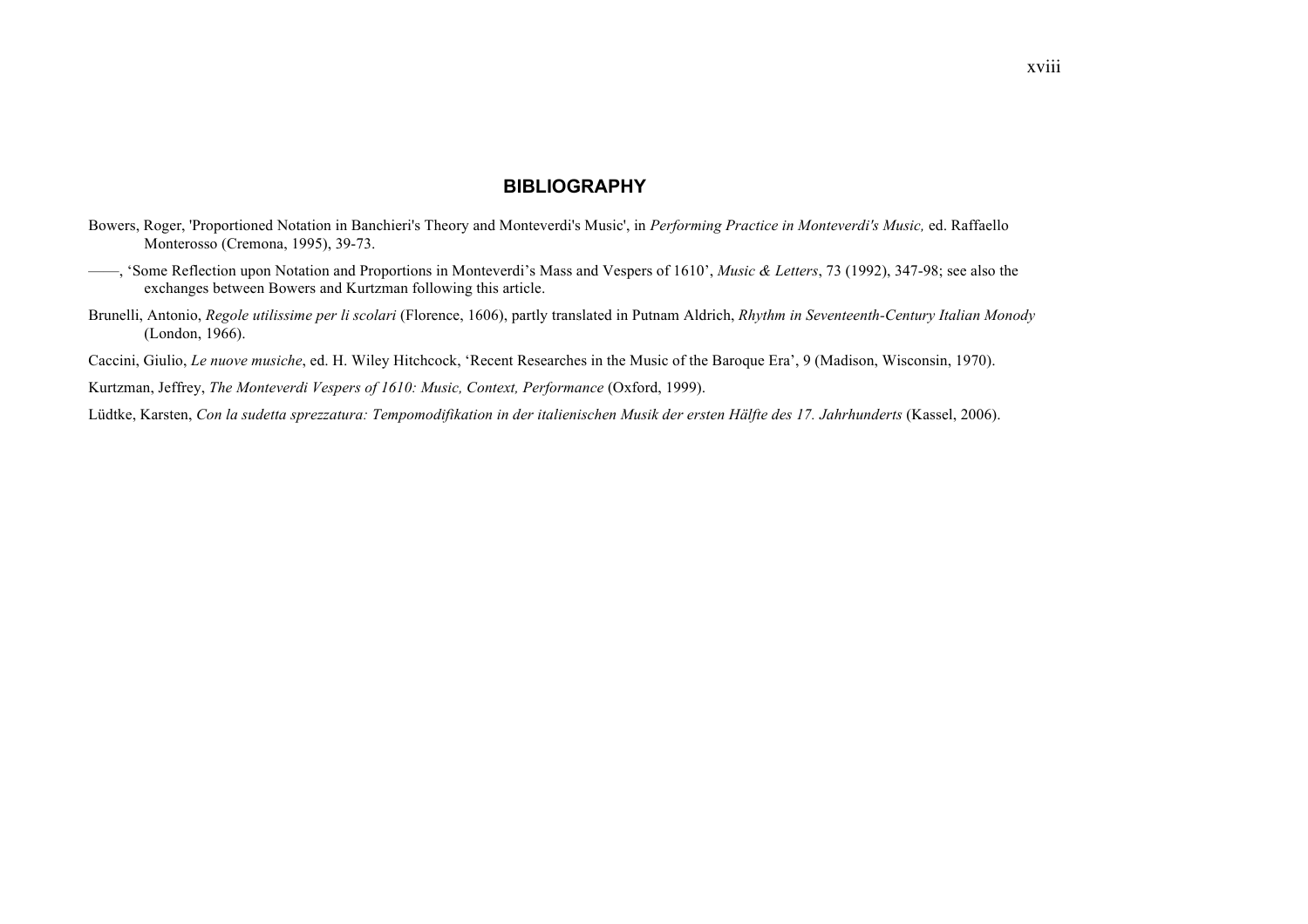## BIBLIOGRAPHY

Bowers, Roger, 'Proportioned Notation in Banchieri's Theory and Monteverdi's Music', in *Performing Practice in Monteverdi's Music,* ed. Raffaello Monterosso (Cremona, 1995), 39-73.

——, 'Some Reflection upon Notation and Proportions in Monteverdi's Mass and Vespers of 1610', *Music & Letters*, 73 (1992), 347-98; see also the exchanges between Bowers and Kurtzman following this article.

Brunelli, Antonio, *Regole utilissime per li scolari* (Florence, 1606), partly translated in Putnam Aldrich, *Rhythm in Seventeenth-Century Italian Monody* (London, 1966).

Caccini, Giulio, *Le nuove musiche*, ed. H. Wiley Hitchcock, 'Recent Researches in the Music of the Baroque Era', 9 (Madison, Wisconsin, 1970).

Kurtzman, Jeffrey, *The Monteverdi Vespers of 1610: Music, Context, Performance* (Oxford, 1999).

Lüdtke, Karsten, *Con la sudetta sprezzatura: Tempomodifikation in der italienischen Musik der ersten Hälfte des 17. Jahrhunderts* (Kassel, 2006).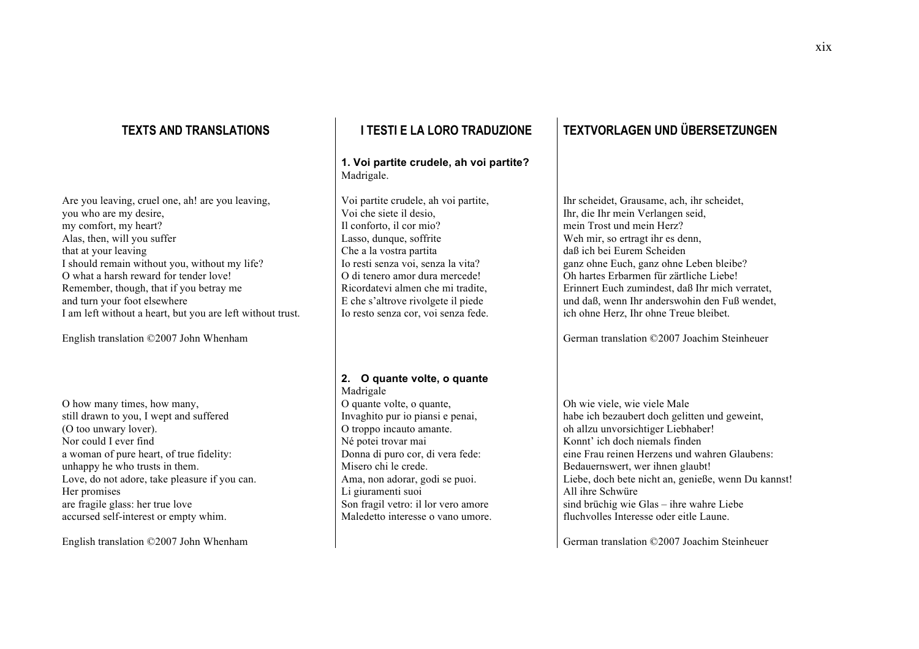## TEXTS AND TRANSLATIONS

## I TESTI E LA LORO TRADUZIONE

## TEXTVORLAGEN UND ÜBERSETZUNGEN

**1. Voi partite crudele, ah voi partite?**
Madrigale.

Voi partite crudele, ah voi partite,
Voi che siete il desio,
Il conforto, il cor mio?
Lasso, dunque, soffrite
Che a la vostra partita
Io resti senza voi, senza la vita?
O di tenero amor dura mercede!
Ricordatevi almen che mi tradite,
E che s'altrove rivolgete il piede
Io resto senza cor, voi senza fede.

Are you leaving, cruel one, ah! are you leaving,
you who are my desire,
my comfort, my heart?
Alas, then, will you suffer
that at your leaving
I should remain without you, without my life?
O what a harsh reward for tender love!
Remember, though, that if you betray me
and turn your foot elsewhere
I am left without a heart, but you are left without trust.

English translation ©2007 John Whenham

Ihr scheidet, Grausame, ach, ihr scheidet,
Ihr, die Ihr mein Verlangen seid,
mein Trost und mein Herz?
Weh mir, so ertragt ihr es denn,
daß ich bei Eurem Scheiden
ganz ohne Euch, ganz ohne Leben bleibe?
Oh hartes Erbarmen für zärtliche Liebe!
Erinnert Euch zumindest, daß Ihr mich verratet,
und daß, wenn Ihr anderswohin den Fuß wendet,
ich ohne Herz, Ihr ohne Treue bleibet.

German translation ©2007 Joachim Steinheuer

**2. O quante volte, o quante**
Madrigale

O quante volte, o quante,
Invaghito pur io piansi e penai,
O troppo incauto amante.
Né potei trovar mai
Donna di puro cor, di vera fede:
Misero chi le crede.
Ama, non adorar, godi se puoi.
Li giuramenti suoi
Son fragil vetro: il lor vero amore
Maledetto interesse o vano umore.

O how many times, how many,
still drawn to you, I wept and suffered
(O too unwary lover).
Nor could I ever find
a woman of pure heart, of true fidelity:
unhappy he who trusts in them.
Love, do not adore, take pleasure if you can.
Her promises
are fragile glass: her true love
accursed self-interest or empty whim.

English translation ©2007 John Whenham

Oh wie viele, wie viele Male
habe ich bezaubert doch gelitten und geweint,
oh allzu unvorsichtiger Liebhaber!
Konnt' ich doch niemals finden
eine Frau reinen Herzens und wahren Glaubens:
Bedauernswert, wer ihnen glaubt!
Liebe, doch bete nicht an, genieße, wenn Du kannst!
All ihre Schwüre
sind brüchig wie Glas – ihre wahre Liebe
fluchvolles Interesse oder eitle Laune.

German translation ©2007 Joachim Steinheuer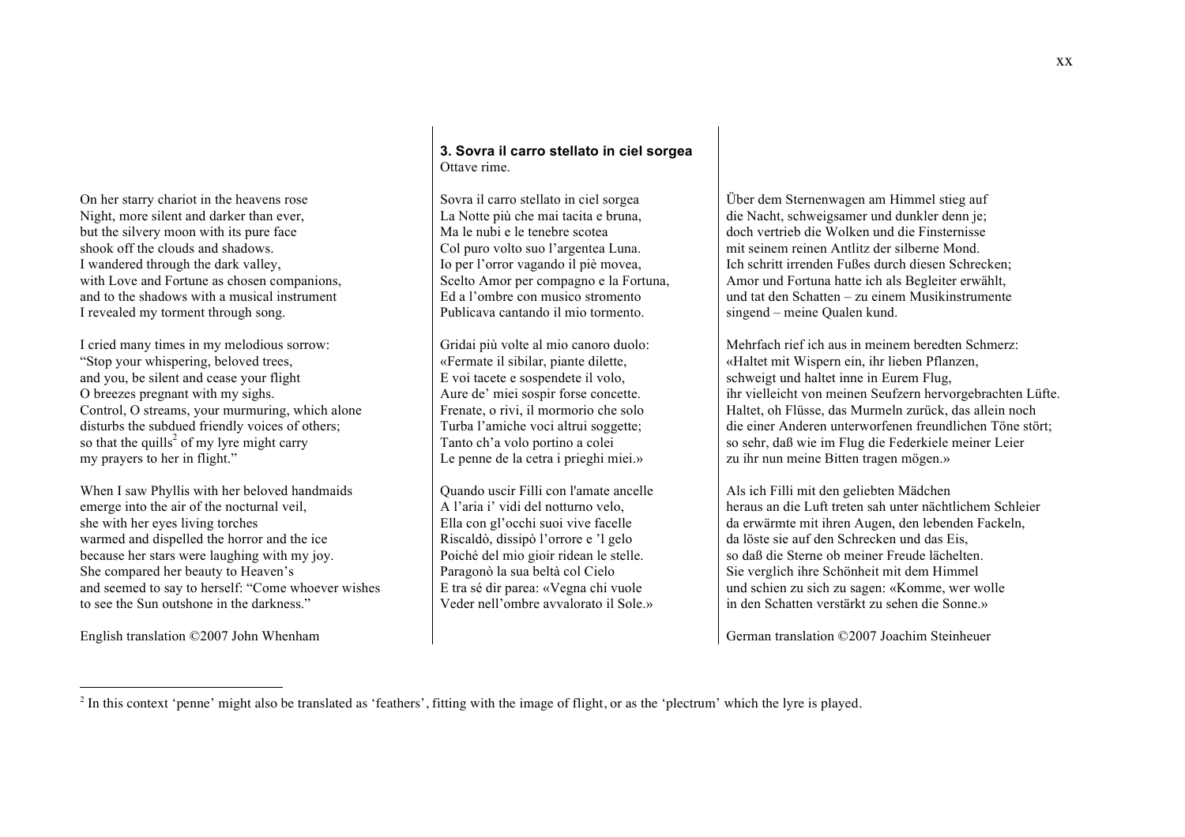### 3. Sovra il carro stellato in ciel sorgea

Ottave rime.

Sovra il carro stellato in ciel sorgea
La Notte più che mai tacita e bruna,
Ma le nubi e le tenebre scotea
Col puro volto suo l'argentea Luna.
Io per l'orror vagando il piè movea,
Scelto Amor per compagno e la Fortuna,
Ed a l'ombre con musico stromento
Publicava cantando il mio tormento.

Gridai più volte al mio canoro duolo:
«Fermate il sibilar, piante dilette,
E voi tacete e sospendete il volo,
Aure de' miei sospir forse concette.
Frenate, o rivi, il mormorio che solo
Turba l'amiche voci altrui soggette;
Tanto ch'a volo portino a colei
Le penne de la cetra i prieghi miei.»

Quando uscir Filli con l'amate ancelle
A l'aria i' vidi del notturno velo,
Ella con gl'occhi suoi vive facelle
Riscaldò, dissipò l'orrore e 'l gelo
Poiché del mio gioir ridean le stelle.
Paragonò la sua beltà col Cielo
E tra sé dir parea: «Vegna chi vuole
Veder nell'ombre avvalorato il Sole.»

On her starry chariot in the heavens rose
Night, more silent and darker than ever,
but the silvery moon with its pure face
shook off the clouds and shadows.
I wandered through the dark valley,
with Love and Fortune as chosen companions,
and to the shadows with a musical instrument
I revealed my torment through song.

I cried many times in my melodious sorrow:
"Stop your whispering, beloved trees,
and you, be silent and cease your flight
O breezes pregnant with my sighs.
Control, O streams, your murmuring, which alone
disturbs the subdued friendly voices of others;
so that the quills[2] of my lyre might carry
my prayers to her in flight."

When I saw Phyllis with her beloved handmaids
emerge into the air of the nocturnal veil,
she with her eyes living torches
warmed and dispelled the horror and the ice
because her stars were laughing with my joy.
She compared her beauty to Heaven's
and seemed to say to herself: "Come whoever wishes
to see the Sun outshone in the darkness."

English translation ©2007 John Whenham

Über dem Sternenwagen am Himmel stieg auf
die Nacht, schweigsamer und dunkler denn je;
doch vertrieb die Wolken und die Finsternisse
mit seinem reinen Antlitz der silberne Mond.
Ich schritt irrenden Fußes durch diesen Schrecken;
Amor und Fortuna hatte ich als Begleiter erwählt,
und tat den Schatten – zu einem Musikinstrumente
singend – meine Qualen kund.

Mehrfach rief ich aus in meinem beredten Schmerz:
«Haltet mit Wispern ein, ihr lieben Pflanzen,
schweigt und haltet inne in Eurem Flug,
ihr vielleicht von meinen Seufzern hervorgebrachten Lüfte.
Haltet, oh Flüsse, das Murmeln zurück, das allein noch
die einer Anderen unterworfenen freundlichen Töne stört;
so sehr, daß wie im Flug die Federkiele meiner Leier
zu ihr nun meine Bitten tragen mögen.»

Als ich Filli mit den geliebten Mädchen
heraus an die Luft treten sah unter nächtlichem Schleier
da erwärmte mit ihren Augen, den lebenden Fackeln,
da löste sie auf den Schrecken und das Eis,
so daß die Sterne ob meiner Freude lächelten.
Sie verglich ihre Schönheit mit dem Himmel
und schien zu sich zu sagen: «Komme, wer wolle
in den Schatten verstärkt zu sehen die Sonne.»

German translation ©2007 Joachim Steinheuer

---

[2] In this context 'penne' might also be translated as 'feathers', fitting with the image of flight, or as the 'plectrum' which the lyre is played.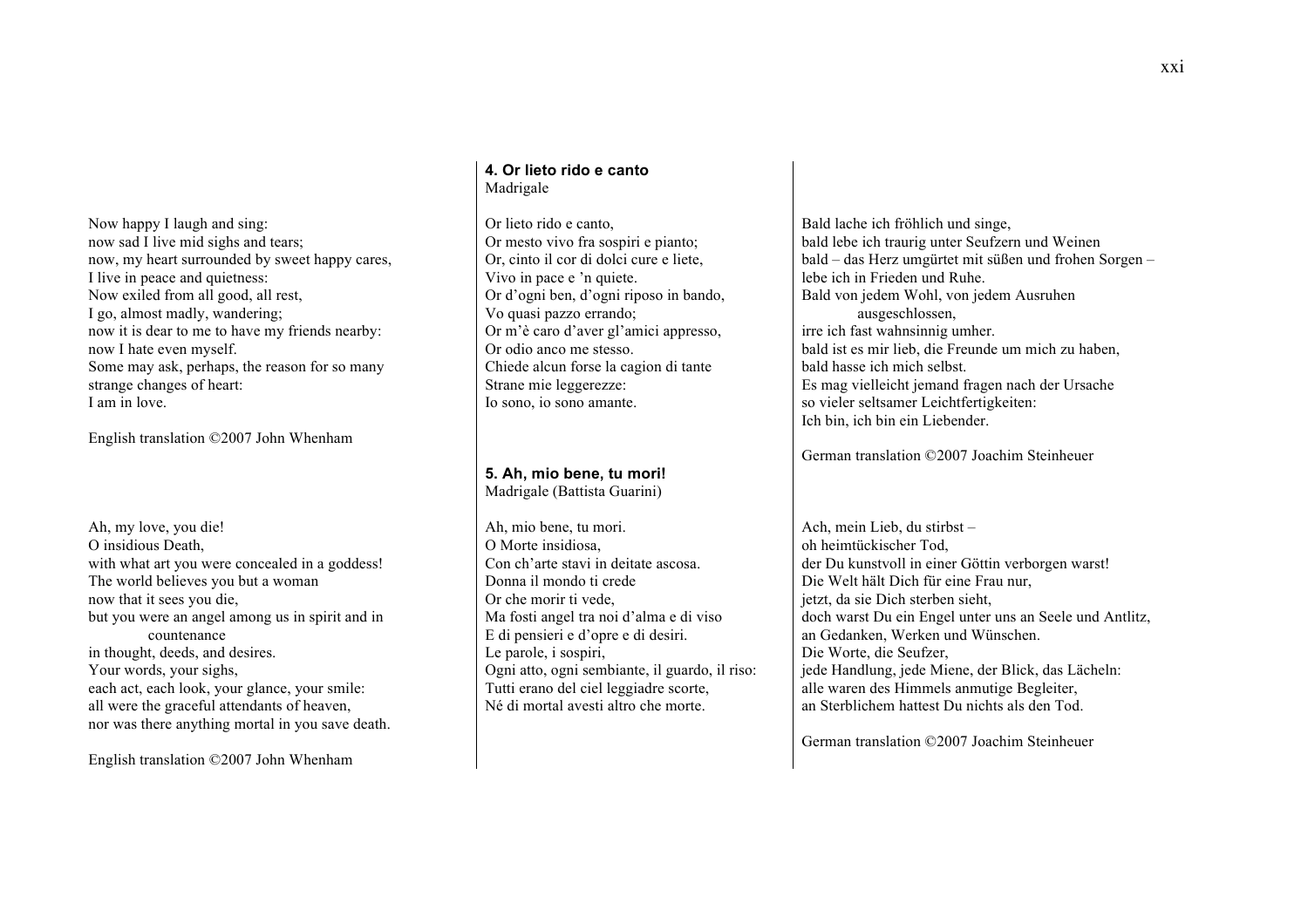## 4. Or lieto rido e canto

Madrigale

Or lieto rido e canto,
Or mesto vivo fra sospiri e pianto;
Or, cinto il cor di dolci cure e liete,
Vivo in pace e 'n quiete.
Or d'ogni ben, d'ogni riposo in bando,
Vo quasi pazzo errando;
Or m'è caro d'aver gl'amici appresso,
Or odio anco me stesso.
Chiede alcun forse la cagion di tante
Strane mie leggerezze:
Io sono, io sono amante.

Now happy I laugh and sing:
now sad I live mid sighs and tears;
now, my heart surrounded by sweet happy cares,
I live in peace and quietness:
Now exiled from all good, all rest,
I go, almost madly, wandering;
now it is dear to me to have my friends nearby:
now I hate even myself.
Some may ask, perhaps, the reason for so many
strange changes of heart:
I am in love.

English translation ©2007 John Whenham

Bald lache ich fröhlich und singe,
bald lebe ich traurig unter Seufzern und Weinen
bald – das Herz umgürtet mit süßen und frohen Sorgen –
lebe ich in Frieden und Ruhe.
Bald von jedem Wohl, von jedem Ausruhen
ausgeschlossen,
irre ich fast wahnsinnig umher.
bald ist es mir lieb, die Freunde um mich zu haben,
bald hasse ich mich selbst.
Es mag vielleicht jemand fragen nach der Ursache
so vieler seltsamer Leichtfertigkeiten:
Ich bin, ich bin ein Liebender.

German translation ©2007 Joachim Steinheuer

## 5. Ah, mio bene, tu mori!

Madrigale (Battista Guarini)

Ah, mio bene, tu mori.
O Morte insidiosa,
Con ch'arte stavi in deitate ascosa.
Donna il mondo ti crede
Or che morir ti vede,
Ma fosti angel tra noi d'alma e di viso
E di pensieri e d'opre e di desiri.
Le parole, i sospiri,
Ogni atto, ogni sembiante, il guardo, il riso:
Tutti erano del ciel leggiadre scorte,
Né di mortal avesti altro che morte.

Ah, my love, you die!
O insidious Death,
with what art you were concealed in a goddess!
The world believes you but a woman
now that it sees you die,
but you were an angel among us in spirit and in
countenance
in thought, deeds, and desires.
Your words, your sighs,
each act, each look, your glance, your smile:
all were the graceful attendants of heaven,
nor was there anything mortal in you save death.

English translation ©2007 John Whenham

Ach, mein Lieb, du stirbst –
oh heimtückischer Tod,
der Du kunstvoll in einer Göttin verborgen warst!
Die Welt hält Dich für eine Frau nur,
jetzt, da sie Dich sterben sieht,
doch warst Du ein Engel unter uns an Seele und Antlitz,
an Gedanken, Werken und Wünschen.
Die Worte, die Seufzer,
jede Handlung, jede Miene, der Blick, das Lächeln:
alle waren des Himmels anmutige Begleiter,
an Sterblichem hattest Du nichts als den Tod.

German translation ©2007 Joachim Steinheuer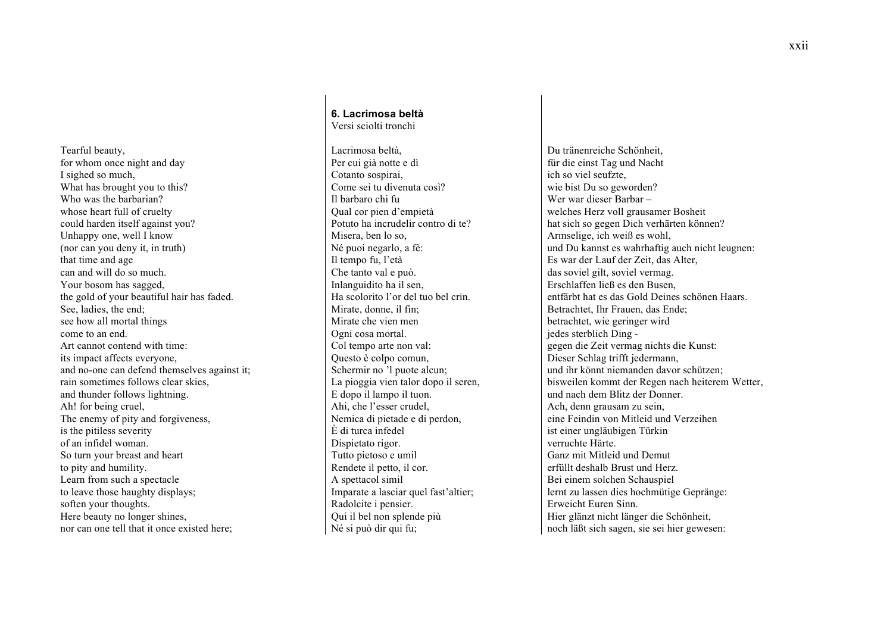### 6. Lacrimosa beltà

Versi sciolti tronchi

Lacrimosa beltà,
Per cui già notte e dì
Cotanto sospirai,
Come sei tu divenuta così?
Il barbaro chi fu
Qual cor pien d'empietà
Potuto ha incrudelir contro di te?
Misera, ben lo so,
Né puoi negarlo, a fè:
Il tempo fu, l'età
Che tanto val e può.
Inlanguidito ha il sen,
Ha scolorito l'or del tuo bel crin.
Mirate, donne, il fin;
Mirate che vien men
Ogni cosa mortal.
Col tempo arte non val:
Questo è colpo comun,
Schermir no 'l puote alcun;
La pioggia vien talor dopo il seren,
E dopo il lampo il tuon.
Ahi, che l'esser crudel,
Nemica di pietade e di perdon,
È di turca infedel
Dispietato rigor.
Tutto pietoso e umil
Rendete il petto, il cor.
A spettacol simil
Imparate a lasciar quel fast'altier;
Radolcite i pensier.
Qui il bel non splende più
Né si può dir qui fu;

Tearful beauty,
for whom once night and day
I sighed so much,
What has brought you to this?
Who was the barbarian?
whose heart full of cruelty
could harden itself against you?
Unhappy one, well I know
(nor can you deny it, in truth)
that time and age
can and will do so much.
Your bosom has sagged,
the gold of your beautiful hair has faded.
See, ladies, the end;
see how all mortal things
come to an end.
Art cannot contend with time:
its impact affects everyone,
and no-one can defend themselves against it;
rain sometimes follows clear skies,
and thunder follows lightning.
Ah! for being cruel,
The enemy of pity and forgiveness,
is the pitiless severity
of an infidel woman.
So turn your breast and heart
to pity and humility.
Learn from such a spectacle
to leave those haughty displays;
soften your thoughts.
Here beauty no longer shines,
nor can one tell that it once existed here;

Du tränenreiche Schönheit,
für die einst Tag und Nacht
ich so viel seufzte,
wie bist Du so geworden?
Wer war dieser Barbar –
welches Herz voll grausamer Bosheit
hat sich so gegen Dich verhärten können?
Armselige, ich weiß es wohl,
und Du kannst es wahrhaftig auch nicht leugnen:
Es war der Lauf der Zeit, das Alter,
das soviel gilt, soviel vermag.
Erschlaffen ließ es den Busen,
entfärbt hat es das Gold Deines schönen Haars.
Betrachtet, Ihr Frauen, das Ende;
betrachtet, wie geringer wird
jedes sterblich Ding -
gegen die Zeit vermag nichts die Kunst:
Dieser Schlag trifft jedermann,
und ihr könnt niemanden davor schützen;
bisweilen kommt der Regen nach heiterem Wetter,
und nach dem Blitz der Donner.
Ach, denn grausam zu sein,
eine Feindin von Mitleid und Verzeihen
ist einer ungläubigen Türkin
verruchte Härte.
Ganz mit Mitleid und Demut
erfüllt deshalb Brust und Herz.
Bei einem solchen Schauspiel
lernt zu lassen dies hochmütige Gepränge:
Erweicht Euren Sinn.
Hier glänzt nicht länger die Schönheit,
noch läßt sich sagen, sie sei hier gewesen: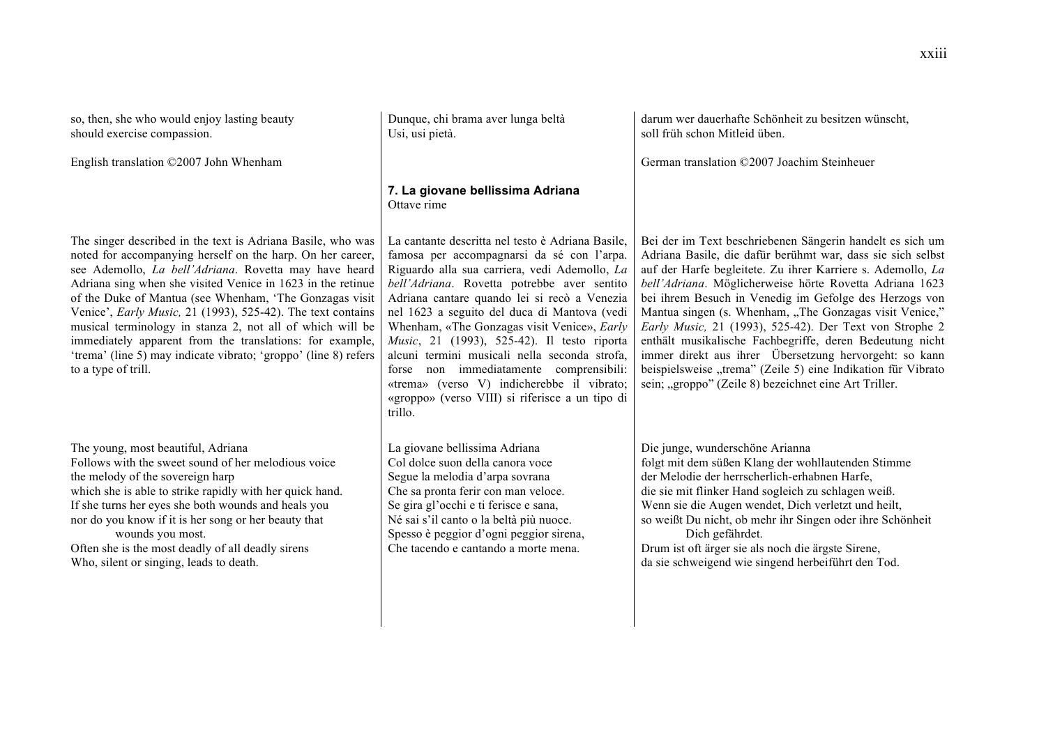so, then, she who would enjoy lasting beauty
should exercise compassion.

English translation ©2007 John Whenham

Dunque, chi brama aver lunga beltà
Usi, usi pietà.

darum wer dauerhafte Schönheit zu besitzen wünscht,
soll früh schon Mitleid üben.

German translation ©2007 Joachim Steinheuer

### 7. La giovane bellissima Adriana

Ottave rime

The singer described in the text is Adriana Basile, who was noted for accompanying herself on the harp. On her career, see Ademollo, *La bell'Adriana*. Rovetta may have heard Adriana sing when she visited Venice in 1623 in the retinue of the Duke of Mantua (see Whenham, 'The Gonzagas visit Venice', *Early Music,* 21 (1993), 525-42). The text contains musical terminology in stanza 2, not all of which will be immediately apparent from the translations: for example, 'trema' (line 5) may indicate vibrato; 'groppo' (line 8) refers to a type of trill.

La cantante descritta nel testo è Adriana Basile, famosa per accompagnarsi da sé con l'arpa. Riguardo alla sua carriera, vedi Ademollo, *La bell'Adriana*. Rovetta potrebbe aver sentito Adriana cantare quando lei si recò a Venezia nel 1623 a seguito del duca di Mantova (vedi Whenham, «The Gonzagas visit Venice», *Early Music*, 21 (1993), 525-42). Il testo riporta alcuni termini musicali nella seconda strofa, forse non immediatamente comprensibili: «trema» (verso V) indicherebbe il vibrato; «groppo» (verso VIII) si riferisce a un tipo di trillo.

Bei der im Text beschriebenen Sängerin handelt es sich um Adriana Basile, die dafür berühmt war, dass sie sich selbst auf der Harfe begleitete. Zu ihrer Karriere s. Ademollo, *La bell'Adriana*. Möglicherweise hörte Rovetta Adriana 1623 bei ihrem Besuch in Venedig im Gefolge des Herzogs von Mantua singen (s. Whenham, „The Gonzagas visit Venice," *Early Music,* 21 (1993), 525-42). Der Text von Strophe 2 enthält musikalische Fachbegriffe, deren Bedeutung nicht immer direkt aus ihrer Übersetzung hervorgeht: so kann beispielsweise „trema" (Zeile 5) eine Indikation für Vibrato sein; „groppo" (Zeile 8) bezeichnet eine Art Triller.

The young, most beautiful, Adriana
Follows with the sweet sound of her melodious voice
the melody of the sovereign harp
which she is able to strike rapidly with her quick hand.
If she turns her eyes she both wounds and heals you
nor do you know if it is her song or her beauty that
wounds you most.
Often she is the most deadly of all deadly sirens
Who, silent or singing, leads to death.

La giovane bellissima Adriana
Col dolce suon della canora voce
Segue la melodia d'arpa sovrana
Che sa pronta ferir con man veloce.
Se gira gl'occhi e ti ferisce e sana,
Né sai s'il canto o la beltà più nuoce.
Spesso è peggior d'ogni peggior sirena,
Che tacendo e cantando a morte mena.

Die junge, wunderschöne Arianna
folgt mit dem süßen Klang der wohllautenden Stimme
der Melodie der herrscherlich-erhabnen Harfe,
die sie mit flinker Hand sogleich zu schlagen weiß.
Wenn sie die Augen wendet, Dich verletzt und heilt,
so weißt Du nicht, ob mehr ihr Singen oder ihre Schönheit
Dich gefährdet.
Drum ist oft ärger sie als noch die ärgste Sirene,
da sie schweigend wie singend herbeiführt den Tod.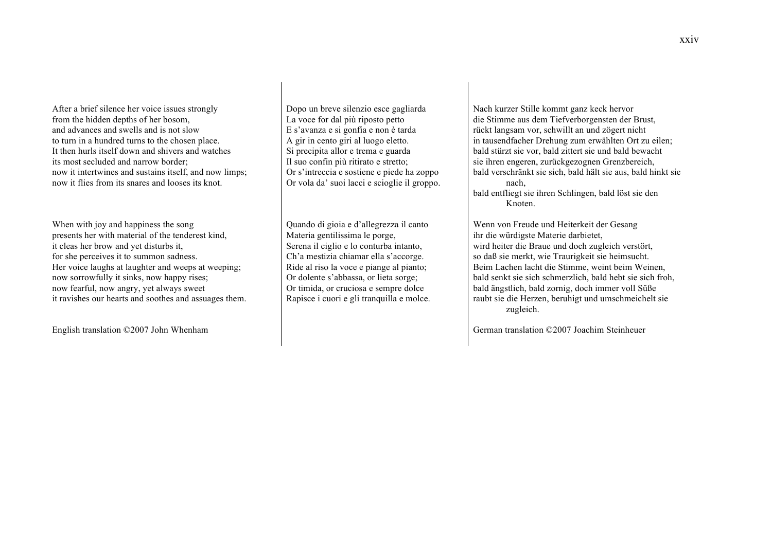After a brief silence her voice issues strongly
from the hidden depths of her bosom,
and advances and swells and is not slow
to turn in a hundred turns to the chosen place.
It then hurls itself down and shivers and watches
its most secluded and narrow border;
now it intertwines and sustains itself, and now limps;
now it flies from its snares and looses its knot.

When with joy and happiness the song
presents her with material of the tenderest kind,
it cleas her brow and yet disturbs it,
for she perceives it to summon sadness.
Her voice laughs at laughter and weeps at weeping;
now sorrowfully it sinks, now happy rises;
now fearful, now angry, yet always sweet
it ravishes our hearts and soothes and assuages them.

English translation ©2007 John Whenham

Dopo un breve silenzio esce gagliarda
La voce for dal più riposto petto
E s'avanza e si gonfia e non è tarda
A gir in cento giri al luogo eletto.
Si precipita allor e trema e guarda
Il suo confin più ritirato e stretto;
Or s'intreccia e sostiene e piede ha zoppo
Or vola da' suoi lacci e scioglie il groppo.

Quando di gioia e d'allegrezza il canto
Materia gentilissima le porge,
Serena il ciglio e lo conturba intanto,
Ch'a mestizia chiamar ella s'accorge.
Ride al riso la voce e piange al pianto;
Or dolente s'abbassa, or lieta sorge;
Or timida, or cruciosa e sempre dolce
Rapisce i cuori e gli tranquilla e molce.

Nach kurzer Stille kommt ganz keck hervor
die Stimme aus dem Tiefverborgensten der Brust,
rückt langsam vor, schwillt an und zögert nicht
in tausendfacher Drehung zum erwählten Ort zu eilen;
bald stürzt sie vor, bald zittert sie und bald bewacht
sie ihren engeren, zurückgezognen Grenzbereich,
bald verschränkt sie sich, bald hält sie aus, bald hinkt sie nach,
bald entfliegt sie ihren Schlingen, bald löst sie den Knoten.

Wenn von Freude und Heiterkeit der Gesang
ihr die würdigste Materie darbietet,
wird heiter die Braue und doch zugleich verstört,
so daß sie merkt, wie Traurigkeit sie heimsucht.
Beim Lachen lacht die Stimme, weint beim Weinen,
bald senkt sie sich schmerzlich, bald hebt sie sich froh,
bald ängstlich, bald zornig, doch immer voll Süße
raubt sie die Herzen, beruhigt und umschmeichelt sie zugleich.

German translation ©2007 Joachim Steinheuer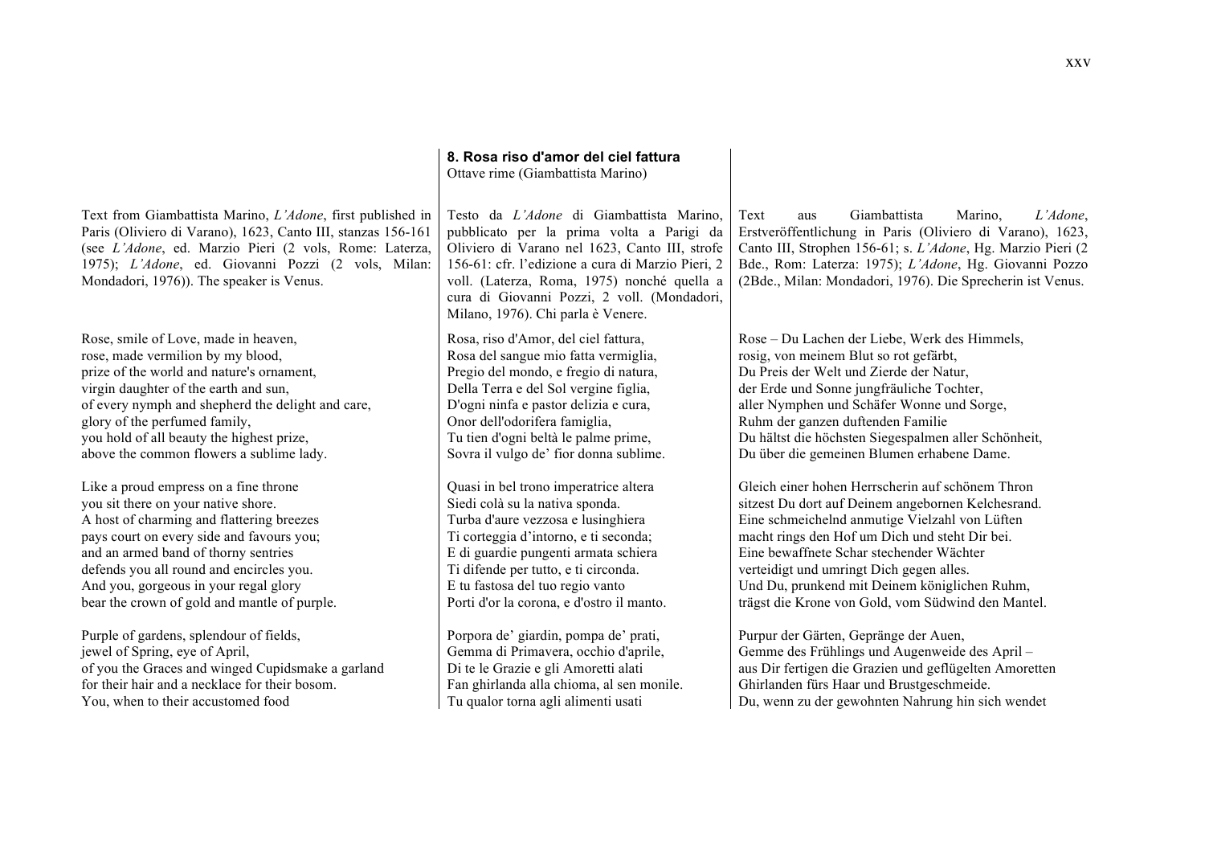## 8. Rosa riso d'amor del ciel fattura

Ottave rime (Giambattista Marino)

Text from Giambattista Marino, *L'Adone*, first published in Paris (Oliviero di Varano), 1623, Canto III, stanzas 156-161 (see *L'Adone*, ed. Marzio Pieri (2 vols, Rome: Laterza, 1975); *L'Adone*, ed. Giovanni Pozzi (2 vols, Milan: Mondadori, 1976)). The speaker is Venus.

Rose, smile of Love, made in heaven,
rose, made vermilion by my blood,
prize of the world and nature's ornament,
virgin daughter of the earth and sun,
of every nymph and shepherd the delight and care,
glory of the perfumed family,
you hold of all beauty the highest prize,
above the common flowers a sublime lady.

Like a proud empress on a fine throne
you sit there on your native shore.
A host of charming and flattering breezes
pays court on every side and favours you;
and an armed band of thorny sentries
defends you all round and encircles you.
And you, gorgeous in your regal glory
bear the crown of gold and mantle of purple.

Purple of gardens, splendour of fields,
jewel of Spring, eye of April,
of you the Graces and winged Cupidsmake a garland
for their hair and a necklace for their bosom.
You, when to their accustomed food

Testo da *L'Adone* di Giambattista Marino, pubblicato per la prima volta a Parigi da Oliviero di Varano nel 1623, Canto III, strofe 156-61: cfr. l'edizione a cura di Marzio Pieri, 2 voll. (Laterza, Roma, 1975) nonché quella a cura di Giovanni Pozzi, 2 voll. (Mondadori, Milano, 1976). Chi parla è Venere.

Rosa, riso d'Amor, del ciel fattura,
Rosa del sangue mio fatta vermiglia,
Pregio del mondo, e fregio di natura,
Della Terra e del Sol vergine figlia,
D'ogni ninfa e pastor delizia e cura,
Onor dell'odorifera famiglia,
Tu tien d'ogni beltà le palme prime,
Sovra il vulgo de' fior donna sublime.

Quasi in bel trono imperatrice altera
Siedi colà su la nativa sponda.
Turba d'aure vezzosa e lusinghiera
Ti corteggia d'intorno, e ti seconda;
E di guardie pungenti armata schiera
Ti difende per tutto, e ti circonda.
E tu fastosa del tuo regio vanto
Porti d'or la corona, e d'ostro il manto.

Porpora de' giardin, pompa de' prati,
Gemma di Primavera, occhio d'aprile,
Di te le Grazie e gli Amoretti alati
Fan ghirlanda alla chioma, al sen monile.
Tu qualor torna agli alimenti usati

Text aus Giambattista Marino, *L'Adone*, Erstveröffentlichung in Paris (Oliviero di Varano), 1623, Canto III, Strophen 156-61; s. *L'Adone*, Hg. Marzio Pieri (2 Bde., Rom: Laterza: 1975); *L'Adone*, Hg. Giovanni Pozzo (2Bde., Milan: Mondadori, 1976). Die Sprecherin ist Venus.

Rose – Du Lachen der Liebe, Werk des Himmels,
rosig, von meinem Blut so rot gefärbt,
Du Preis der Welt und Zierde der Natur,
der Erde und Sonne jungfräuliche Tochter,
aller Nymphen und Schäfer Wonne und Sorge,
Ruhm der ganzen duftenden Familie
Du hältst die höchsten Siegespalmen aller Schönheit,
Du über die gemeinen Blumen erhabene Dame.

Gleich einer hohen Herrscherin auf schönem Thron
sitzest Du dort auf Deinem angebornen Kelchesrand.
Eine schmeichelnd anmutige Vielzahl von Lüften
macht rings den Hof um Dich und steht Dir bei.
Eine bewaffnete Schar stechender Wächter
verteidigt und umringt Dich gegen alles.
Und Du, prunkend mit Deinem königlichen Ruhm,
trägst die Krone von Gold, vom Südwind den Mantel.

Purpur der Gärten, Gepränge der Auen,
Gemme des Frühlings und Augenweide des April –
aus Dir fertigen die Grazien und geflügelten Amoretten
Ghirlanden fürs Haar und Brustgeschmeide.
Du, wenn zu der gewohnten Nahrung hin sich wendet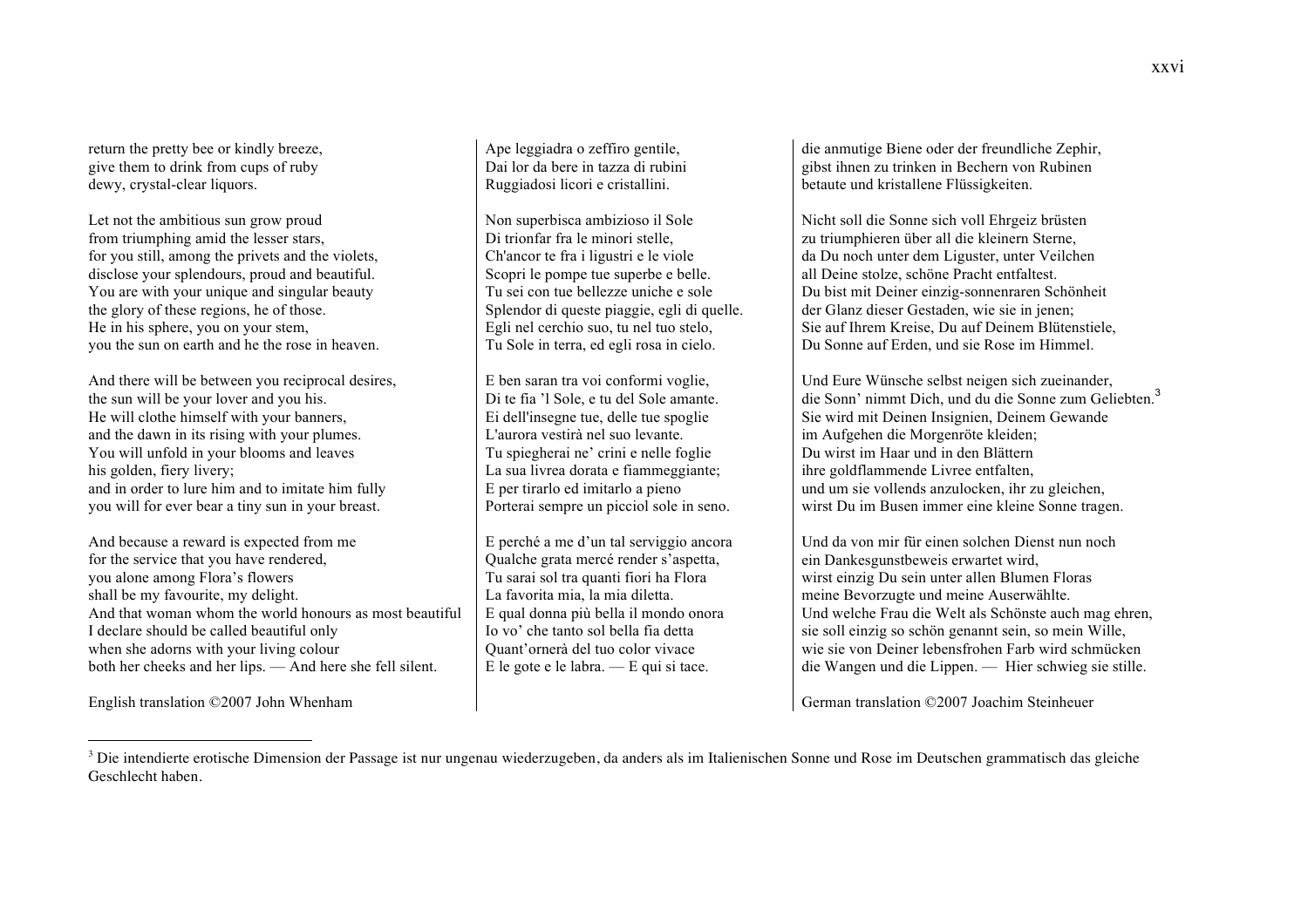return the pretty bee or kindly breeze,
give them to drink from cups of ruby
dewy, crystal-clear liquors.

Let not the ambitious sun grow proud
from triumphing amid the lesser stars,
for you still, among the privets and the violets,
disclose your splendours, proud and beautiful.
You are with your unique and singular beauty
the glory of these regions, he of those.
He in his sphere, you on your stem,
you the sun on earth and he the rose in heaven.

And there will be between you reciprocal desires,
the sun will be your lover and you his.
He will clothe himself with your banners,
and the dawn in its rising with your plumes.
You will unfold in your blooms and leaves
his golden, fiery livery;
and in order to lure him and to imitate him fully
you will for ever bear a tiny sun in your breast.

And because a reward is expected from me
for the service that you have rendered,
you alone among Flora's flowers
shall be my favourite, my delight.
And that woman whom the world honours as most beautiful
I declare should be called beautiful only
when she adorns with your living colour
both her cheeks and her lips. — And here she fell silent.

English translation ©2007 John Whenham

Ape leggiadra o zeffiro gentile,
Dai lor da bere in tazza di rubini
Ruggiadosi licori e cristallini.

Non superbisca ambizioso il Sole
Di trionfar fra le minori stelle,
Ch'ancor te fra i ligustri e le viole
Scopri le pompe tue superbe e belle.
Tu sei con tue bellezze uniche e sole
Splendor di queste piaggie, egli di quelle.
Egli nel cerchio suo, tu nel tuo stelo,
Tu Sole in terra, ed egli rosa in cielo.

E ben saran tra voi conformi voglie,
Di te fia 'l Sole, e tu del Sole amante.
Ei dell'insegne tue, delle tue spoglie
L'aurora vestirà nel suo levante.
Tu spiegherai ne' crini e nelle foglie
La sua livrea dorata e fiammeggiante;
E per tirarlo ed imitarlo a pieno
Porterai sempre un picciol sole in seno.

E perché a me d'un tal serviggio ancora
Qualche grata mercé render s'aspetta,
Tu sarai sol tra quanti fiori ha Flora
La favorita mia, la mia diletta.
E qual donna più bella il mondo onora
Io vo' che tanto sol bella fia detta
Quant'ornerà del tuo color vivace
E le gote e le labra. — E qui si tace.

die anmutige Biene oder der freundliche Zephir,
gibst ihnen zu trinken in Bechern von Rubinen
betaute und kristallene Flüssigkeiten.

Nicht soll die Sonne sich voll Ehrgeiz brüsten
zu triumphieren über all die kleinern Sterne,
da Du noch unter dem Liguster, unter Veilchen
all Deine stolze, schöne Pracht entfaltest.
Du bist mit Deiner einzig-sonnenraren Schönheit
der Glanz dieser Gestaden, wie sie in jenen;
Sie auf Ihrem Kreise, Du auf Deinem Blütenstiele,
Du Sonne auf Erden, und sie Rose im Himmel.

Und Eure Wünsche selbst neigen sich zueinander,
die Sonn' nimmt Dich, und du die Sonne zum Geliebten.[3]
Sie wird mit Deinen Insignien, Deinem Gewande
im Aufgehen die Morgenröte kleiden;
Du wirst im Haar und in den Blättern
ihre goldflammende Livree entfalten,
und um sie vollends anzulocken, ihr zu gleichen,
wirst Du im Busen immer eine kleine Sonne tragen.

Und da von mir für einen solchen Dienst nun noch
ein Dankesgunstbeweis erwartet wird,
wirst einzig Du sein unter allen Blumen Floras
meine Bevorzugte und meine Auserwählte.
Und welche Frau die Welt als Schönste auch mag ehren,
sie soll einzig so schön genannt sein, so mein Wille,
wie sie von Deiner lebensfrohen Farb wird schmücken
die Wangen und die Lippen. — Hier schwieg sie stille.

German translation ©2007 Joachim Steinheuer

[3] Die intendierte erotische Dimension der Passage ist nur ungenau wiederzugeben, da anders als im Italienischen Sonne und Rose im Deutschen grammatisch das gleiche Geschlecht haben.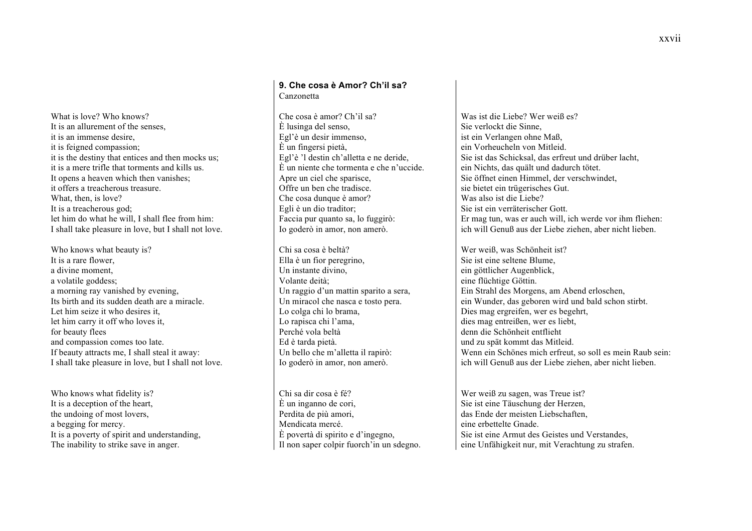## 9. Che cosa è Amor? Ch'il sa?

Canzonetta

Che cosa è amor? Ch'il sa?
È lusinga del senso,
Egl'è un desir immenso,
È un fingersi pietà,
Egl'è 'l destin ch'alletta e ne deride,
È un niente che tormenta e che n'uccide.
Apre un ciel che sparisce,
Offre un ben che tradisce.
Che cosa dunque è amor?
Egli è un dio traditor;
Faccia pur quanto sa, lo fuggirò:
Io goderò in amor, non amerò.

Chi sa cosa è beltà?
Ella è un fior peregrino,
Un instante divino,
Volante deità;
Un raggio d'un mattin sparito a sera,
Un miracol che nasca e tosto pera.
Lo colga chi lo brama,
Lo rapisca chi l'ama,
Perché vola beltà
Ed è tarda pietà.
Un bello che m'alletta il rapirò:
Io goderò in amor, non amerò.

Chi sa dir cosa è fé?
È un inganno de cori,
Perdita de più amori,
Mendicata mercé.
È povertà di spirito e d'ingegno,
Il non saper colpir fuorch'in un sdegno.

What is love? Who knows?
It is an allurement of the senses,
it is an immense desire,
it is feigned compassion;
it is the destiny that entices and then mocks us;
it is a mere trifle that torments and kills us.
It opens a heaven which then vanishes;
it offers a treacherous treasure.
What, then, is love?
It is a treacherous god;
let him do what he will, I shall flee from him:
I shall take pleasure in love, but I shall not love.

Who knows what beauty is?
It is a rare flower,
a divine moment,
a volatile goddess;
a morning ray vanished by evening,
Its birth and its sudden death are a miracle.
Let him seize it who desires it,
let him carry it off who loves it,
for beauty flees
and compassion comes too late.
If beauty attracts me, I shall steal it away:
I shall take pleasure in love, but I shall not love.

Who knows what fidelity is?
It is a deception of the heart,
the undoing of most lovers,
a begging for mercy.
It is a poverty of spirit and understanding,
The inability to strike save in anger.

Was ist die Liebe? Wer weiß es?
Sie verlockt die Sinne,
ist ein Verlangen ohne Maß,
ein Vorheucheln von Mitleid.
Sie ist das Schicksal, das erfreut und drüber lacht,
ein Nichts, das quält und dadurch tötet.
Sie öffnet einen Himmel, der verschwindet,
sie bietet ein trügerisches Gut.
Was also ist die Liebe?
Sie ist ein verräterischer Gott.
Er mag tun, was er auch will, ich werde vor ihm fliehen:
ich will Genuß aus der Liebe ziehen, aber nicht lieben.

Wer weiß, was Schönheit ist?
Sie ist eine seltene Blume,
ein göttlicher Augenblick,
eine flüchtige Göttin.
Ein Strahl des Morgens, am Abend erloschen,
ein Wunder, das geboren wird und bald schon stirbt.
Dies mag ergreifen, wer es begehrt,
dies mag entreißen, wer es liebt,
denn die Schönheit entflieht
und zu spät kommt das Mitleid.
Wenn ein Schönes mich erfreut, so soll es mein Raub sein:
ich will Genuß aus der Liebe ziehen, aber nicht lieben.

Wer weiß zu sagen, was Treue ist?
Sie ist eine Täuschung der Herzen,
das Ende der meisten Liebschaften,
eine erbettelte Gnade.
Sie ist eine Armut des Geistes und Verstandes,
eine Unfähigkeit nur, mit Verachtung zu strafen.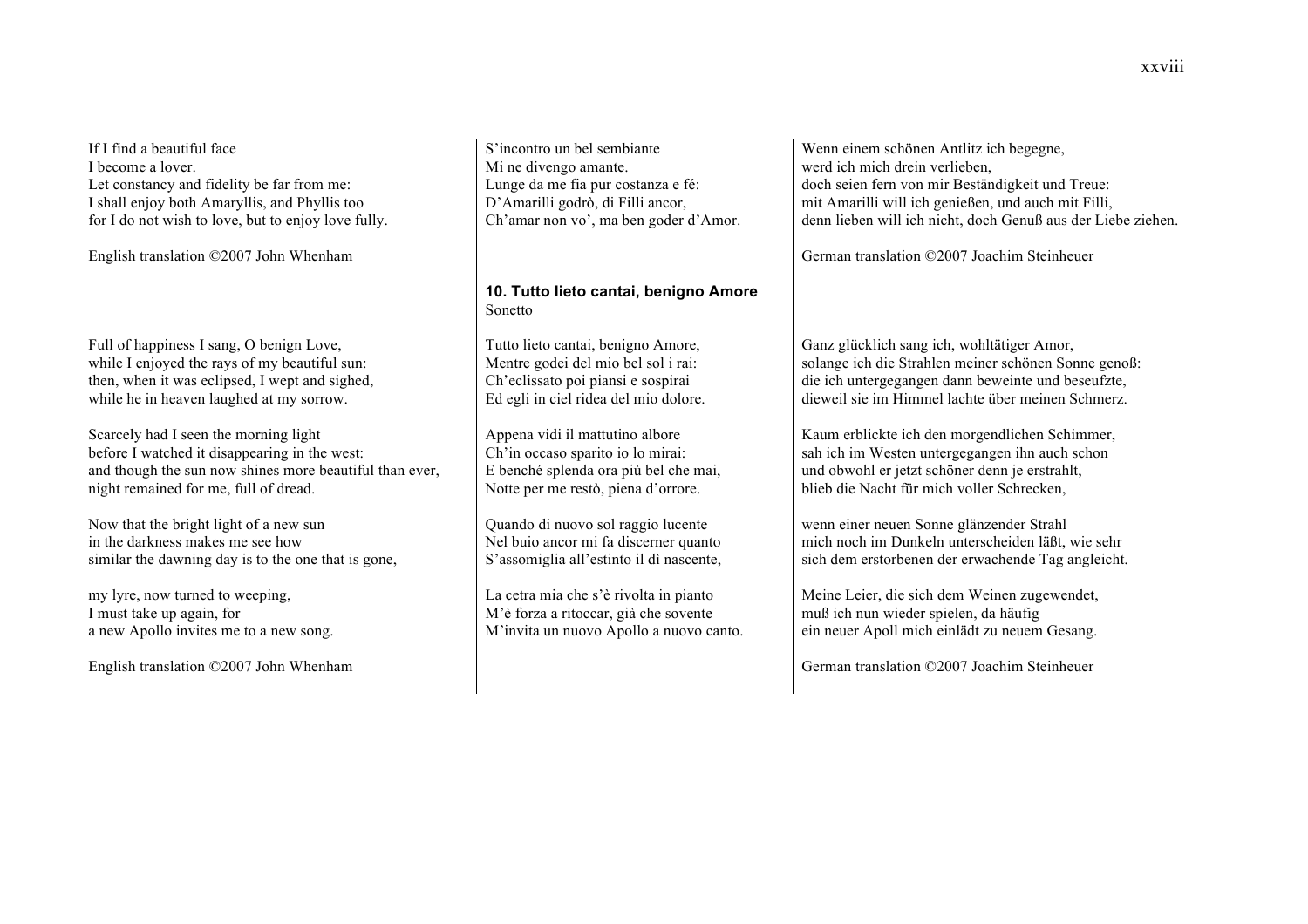If I find a beautiful face
I become a lover.
Let constancy and fidelity be far from me:
I shall enjoy both Amaryllis, and Phyllis too
for I do not wish to love, but to enjoy love fully.

English translation ©2007 John Whenham

S'incontro un bel sembiante
Mi ne divengo amante.
Lunge da me fia pur costanza e fé:
D'Amarilli godrò, di Filli ancor,
Ch'amar non vo', ma ben goder d'Amor.

Wenn einem schönen Antlitz ich begegne,
werd ich mich drein verlieben,
doch seien fern von mir Beständigkeit und Treue:
mit Amarilli will ich genießen, und auch mit Filli,
denn lieben will ich nicht, doch Genuß aus der Liebe ziehen.

German translation ©2007 Joachim Steinheuer

**10. Tutto lieto cantai, benigno Amore**
Sonetto

Full of happiness I sang, O benign Love,
while I enjoyed the rays of my beautiful sun:
then, when it was eclipsed, I wept and sighed,
while he in heaven laughed at my sorrow.

Scarcely had I seen the morning light
before I watched it disappearing in the west:
and though the sun now shines more beautiful than ever,
night remained for me, full of dread.

Now that the bright light of a new sun
in the darkness makes me see how
similar the dawning day is to the one that is gone,

my lyre, now turned to weeping,
I must take up again, for
a new Apollo invites me to a new song.

English translation ©2007 John Whenham

Tutto lieto cantai, benigno Amore,
Mentre godei del mio bel sol i rai:
Ch'eclissato poi piansi e sospirai
Ed egli in ciel ridea del mio dolore.

Appena vidi il mattutino albore
Ch'in occaso sparito io lo mirai:
E benché splenda ora più bel che mai,
Notte per me restò, piena d'orrore.

Quando di nuovo sol raggio lucente
Nel buio ancor mi fa discerner quanto
S'assomiglia all'estinto il dì nascente,

La cetra mia che s'è rivolta in pianto
M'è forza a ritoccar, già che sovente
M'invita un nuovo Apollo a nuovo canto.

Ganz glücklich sang ich, wohltätiger Amor,
solange ich die Strahlen meiner schönen Sonne genoß:
die ich untergegangen dann beweinte und beseufzte,
dieweil sie im Himmel lachte über meinen Schmerz.

Kaum erblickte ich den morgendlichen Schimmer,
sah ich im Westen untergegangen ihn auch schon
und obwohl er jetzt schöner denn je erstrahlt,
blieb die Nacht für mich voller Schrecken,

wenn einer neuen Sonne glänzender Strahl
mich noch im Dunkeln unterscheiden läßt, wie sehr
sich dem erstorbenen der erwachende Tag angleicht.

Meine Leier, die sich dem Weinen zugewendet,
muß ich nun wieder spielen, da häufig
ein neuer Apoll mich einlädt zu neuem Gesang.

German translation ©2007 Joachim Steinheuer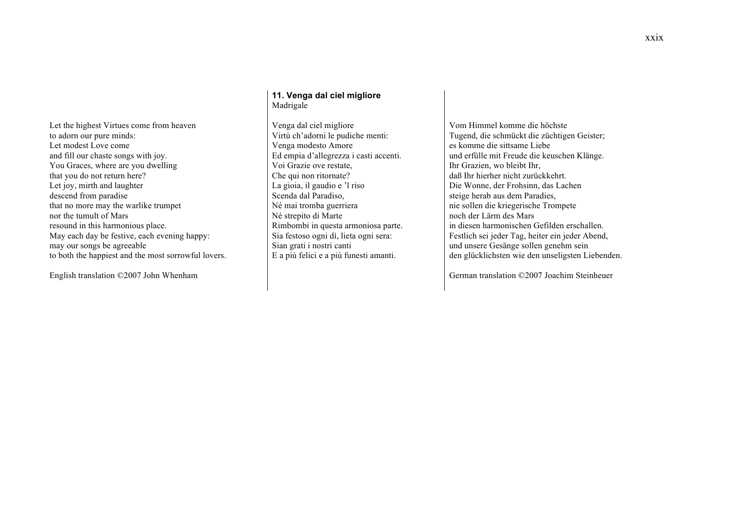### 11. Venga dal ciel migliore

Madrigale

Venga dal ciel migliore
Virtù ch'adorni le pudiche menti:
Venga modesto Amore
Ed empia d'allegrezza i casti accenti.
Voi Grazie ove restate,
Che qui non ritornate?
La gioia, il gaudio e 'l riso
Scenda dal Paradiso,
Né mai tromba guerriera
Né strepito di Marte
Rimbombi in questa armoniosa parte.
Sia festoso ogni dì, lieta ogni sera:
Sian grati i nostri canti
E a più felici e a più funesti amanti.

Let the highest Virtues come from heaven
to adorn our pure minds:
Let modest Love come
and fill our chaste songs with joy.
You Graces, where are you dwelling
that you do not return here?
Let joy, mirth and laughter
descend from paradise
that no more may the warlike trumpet
nor the tumult of Mars
resound in this harmonious place.
May each day be festive, each evening happy:
may our songs be agreeable
to both the happiest and the most sorrowful lovers.

English translation ©2007 John Whenham

Vom Himmel komme die höchste
Tugend, die schmückt die züchtigen Geister;
es komme die sittsame Liebe
und erfülle mit Freude die keuschen Klänge.
Ihr Grazien, wo bleibt Ihr,
daß Ihr hierher nicht zurückkehrt.
Die Wonne, der Frohsinn, das Lachen
steige herab aus dem Paradies,
nie sollen die kriegerische Trompete
noch der Lärm des Mars
in diesen harmonischen Gefilden erschallen.
Festlich sei jeder Tag, heiter ein jeder Abend,
und unsere Gesänge sollen genehm sein
den glücklichsten wie den unseligsten Liebenden.

German translation ©2007 Joachim Steinheuer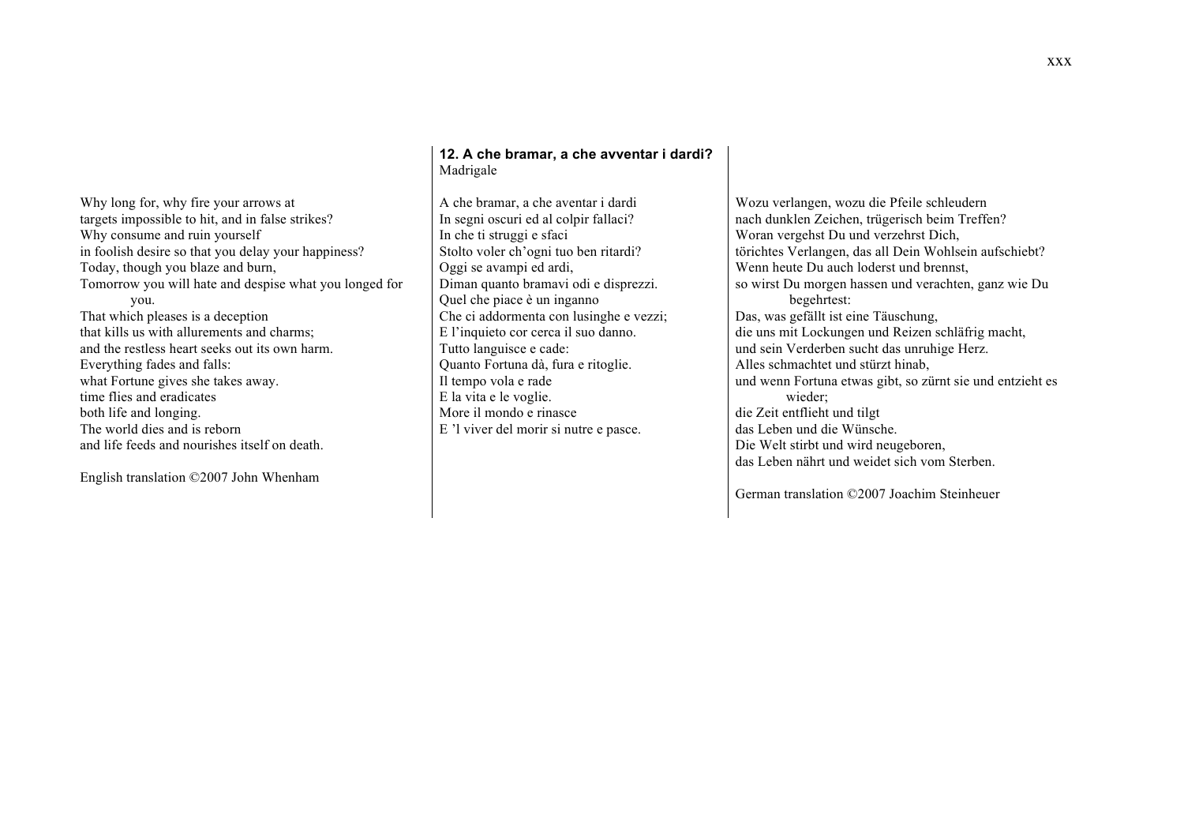### 12. A che bramar, a che avventar i dardi?

Madrigale

A che bramar, a che aventar i dardi  
In segni oscuri ed al colpir fallaci?  
In che ti struggi e sfaci  
Stolto voler ch'ogni tuo ben ritardi?  
Oggi se avampi ed ardi,  
Diman quanto bramavi odi e disprezzi.  
Quel che piace è un inganno  
Che ci addormenta con lusinghe e vezzi;  
E l'inquieto cor cerca il suo danno.  
Tutto languisce e cade:  
Quanto Fortuna dà, fura e ritoglie.  
Il tempo vola e rade  
E la vita e le voglie.  
More il mondo e rinasce  
E 'l viver del morir si nutre e pasce.

Why long for, why fire your arrows at  
targets impossible to hit, and in false strikes?  
Why consume and ruin yourself  
in foolish desire so that you delay your happiness?  
Today, though you blaze and burn,  
Tomorrow you will hate and despise what you longed for you.  
That which pleases is a deception  
that kills us with allurements and charms;  
and the restless heart seeks out its own harm.  
Everything fades and falls:  
what Fortune gives she takes away.  
time flies and eradicates  
both life and longing.  
The world dies and is reborn  
and life feeds and nourishes itself on death.

English translation ©2007 John Whenham

Wozu verlangen, wozu die Pfeile schleudern  
nach dunklen Zeichen, trügerisch beim Treffen?  
Woran vergehst Du und verzehrst Dich,  
törichtes Verlangen, das all Dein Wohlsein aufschiebt?  
Wenn heute Du auch loderst und brennst,  
so wirst Du morgen hassen und verachten, ganz wie Du begehrtest:  
Das, was gefällt ist eine Täuschung,  
die uns mit Lockungen und Reizen schläfrig macht,  
und sein Verderben sucht das unruhige Herz.  
Alles schmachtet und stürzt hinab,  
und wenn Fortuna etwas gibt, so zürnt sie und entzieht es wieder;  
die Zeit entflieht und tilgt  
das Leben und die Wünsche.  
Die Welt stirbt und wird neugeboren,  
das Leben nährt und weidet sich vom Sterben.

German translation ©2007 Joachim Steinheuer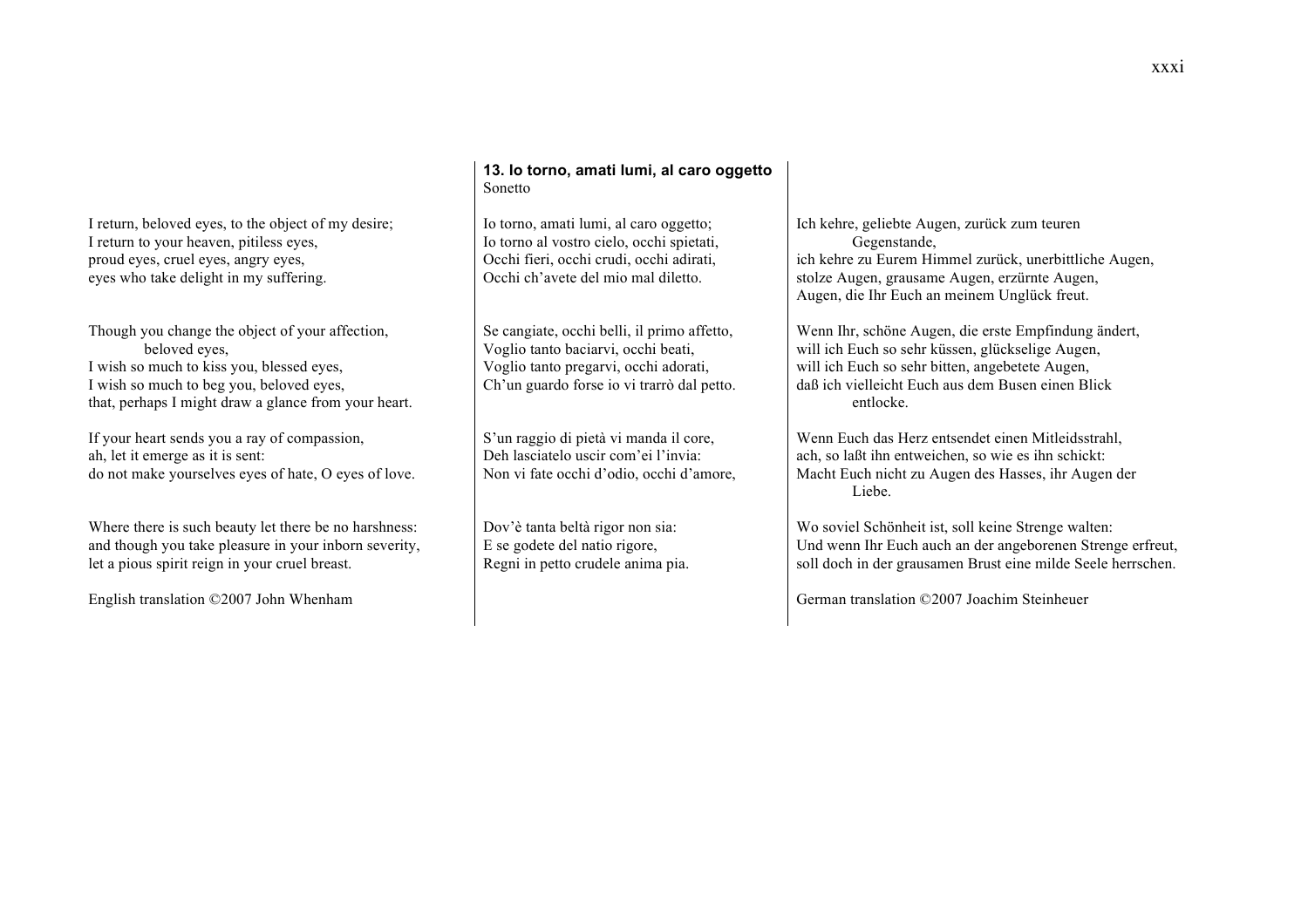### 13. Io torno, amati lumi, al caro oggetto

Sonetto

Io torno, amati lumi, al caro oggetto;
Io torno al vostro cielo, occhi spietati,
Occhi fieri, occhi crudi, occhi adirati,
Occhi ch'avete del mio mal diletto.

Se cangiate, occhi belli, il primo affetto,
Voglio tanto baciarvi, occhi beati,
Voglio tanto pregarvi, occhi adorati,
Ch'un guardo forse io vi trarrò dal petto.

S'un raggio di pietà vi manda il core,
Deh lasciatelo uscir com'ei l'invia:
Non vi fate occhi d'odio, occhi d'amore,

Dov'è tanta beltà rigor non sia:
E se godete del natio rigore,
Regni in petto crudele anima pia.

---

I return, beloved eyes, to the object of my desire;
I return to your heaven, pitiless eyes,
proud eyes, cruel eyes, angry eyes,
eyes who take delight in my suffering.

Though you change the object of your affection,
beloved eyes,
I wish so much to kiss you, blessed eyes,
I wish so much to beg you, beloved eyes,
that, perhaps I might draw a glance from your heart.

If your heart sends you a ray of compassion,
ah, let it emerge as it is sent:
do not make yourselves eyes of hate, O eyes of love.

Where there is such beauty let there be no harshness:
and though you take pleasure in your inborn severity,
let a pious spirit reign in your cruel breast.

English translation ©2007 John Whenham

---

Ich kehre, geliebte Augen, zurück zum teuren
Gegenstande,
ich kehre zu Eurem Himmel zurück, unerbittliche Augen,
stolze Augen, grausame Augen, erzürnte Augen,
Augen, die Ihr Euch an meinem Unglück freut.

Wenn Ihr, schöne Augen, die erste Empfindung ändert,
will ich Euch so sehr küssen, glückselige Augen,
will ich Euch so sehr bitten, angebetete Augen,
daß ich vielleicht Euch aus dem Busen einen Blick
entlocke.

Wenn Euch das Herz entsendet einen Mitleidsstrahl,
ach, so laßt ihn entweichen, so wie es ihn schickt:
Macht Euch nicht zu Augen des Hasses, ihr Augen der
Liebe.

Wo soviel Schönheit ist, soll keine Strenge walten:
Und wenn Ihr Euch auch an der angeborenen Strenge erfreut,
soll doch in der grausamen Brust eine milde Seele herrschen.

German translation ©2007 Joachim Steinheuer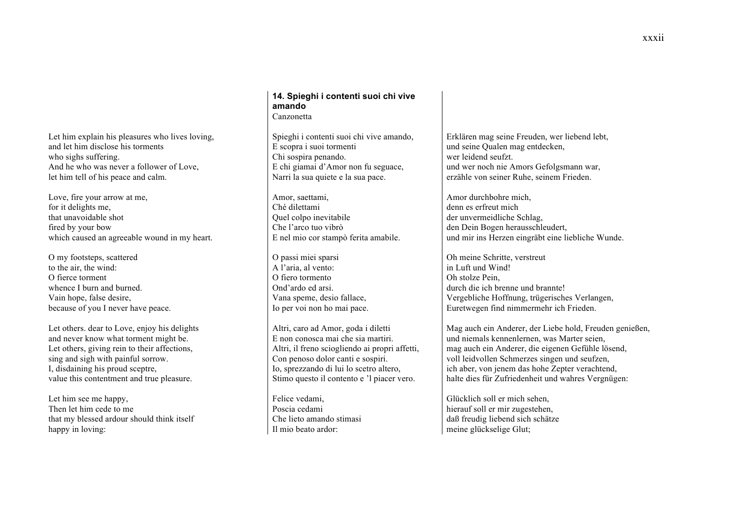## 14. Spieghi i contenti suoi chi vive amando

Canzonetta

Spieghi i contenti suoi chi vive amando,
E scopra i suoi tormenti
Chi sospira penando.
E chi giamai d'Amor non fu seguace,
Narri la sua quiete e la sua pace.

Amor, saettami,
Ché dilettami
Quel colpo inevitabile
Che l'arco tuo vibrò
E nel mio cor stampò ferita amabile.

O passi miei sparsi
A l'aria, al vento:
O fiero tormento
Ond'ardo ed arsi.
Vana speme, desio fallace,
Io per voi non ho mai pace.

Altri, caro ad Amor, goda i diletti
E non conosca mai che sia martiri.
Altri, il freno sciogliendo ai propri affetti,
Con penoso dolor canti e sospiri.
Io, sprezzando di lui lo scetro altero,
Stimo questo il contento e 'l piacer vero.

Felice vedami,
Poscia cedami
Che lieto amando stimasi
Il mio beato ardor:

---

Let him explain his pleasures who lives loving,
and let him disclose his torments
who sighs suffering.
And he who was never a follower of Love,
let him tell of his peace and calm.

Love, fire your arrow at me,
for it delights me,
that unavoidable shot
fired by your bow
which caused an agreeable wound in my heart.

O my footsteps, scattered
to the air, the wind:
O fierce torment
whence I burn and burned.
Vain hope, false desire,
because of you I never have peace.

Let others. dear to Love, enjoy his delights
and never know what torment might be.
Let others, giving rein to their affections,
sing and sigh with painful sorrow.
I, disdaining his proud sceptre,
value this contentment and true pleasure.

Let him see me happy,
Then let him cede to me
that my blessed ardour should think itself
happy in loving:

---

Erklären mag seine Freuden, wer liebend lebt,
und seine Qualen mag entdecken,
wer leidend seufzt.
und wer noch nie Amors Gefolgsmann war,
erzähle von seiner Ruhe, seinem Frieden.

Amor durchbohre mich,
denn es erfreut mich
der unvermeidliche Schlag,
den Dein Bogen herausschleudert,
und mir ins Herzen eingräbt eine liebliche Wunde.

Oh meine Schritte, verstreut
in Luft und Wind!
Oh stolze Pein,
durch die ich brenne und brannte!
Vergebliche Hoffnung, trügerisches Verlangen,
Euretwegen find nimmermehr ich Frieden.

Mag auch ein Anderer, der Liebe hold, Freuden genießen,
und niemals kennenlernen, was Marter seien,
mag auch ein Anderer, die eigenen Gefühle lösend,
voll leidvollen Schmerzes singen und seufzen,
ich aber, von jenem das hohe Zepter verachtend,
halte dies für Zufriedenheit und wahres Vergnügen:

Glücklich soll er mich sehen,
hierauf soll er mir zugestehen,
daß freudig liebend sich schätze
meine glückselige Glut;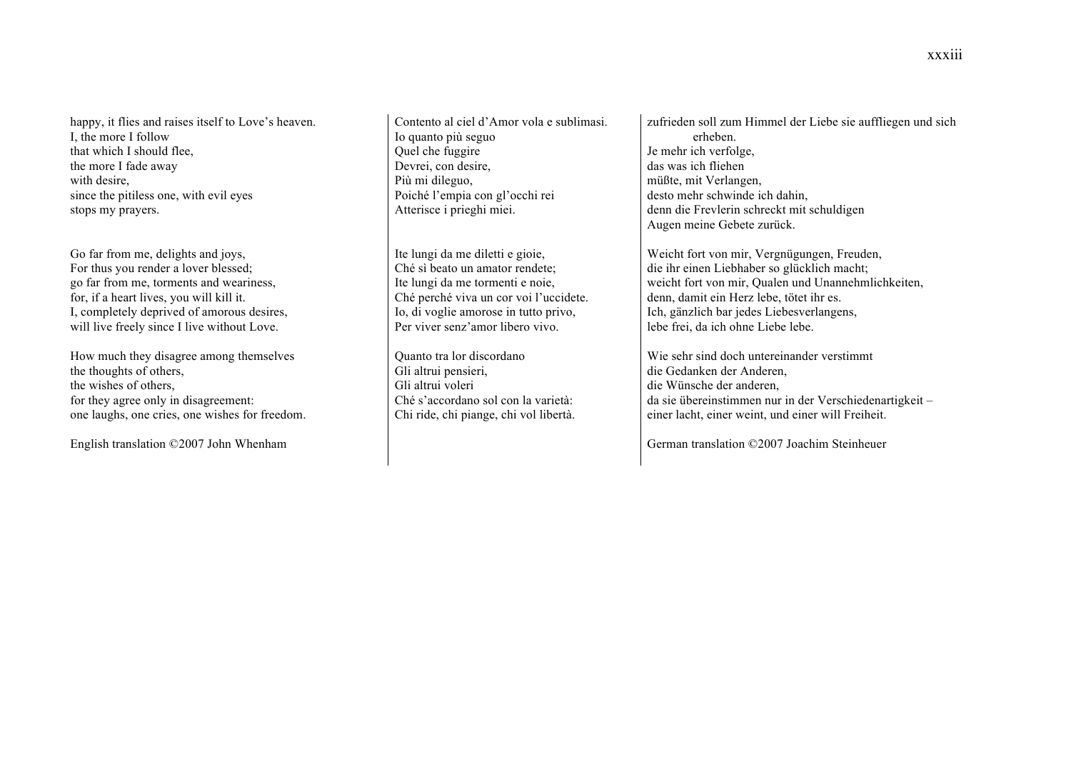happy, it flies and raises itself to Love's heaven.
I, the more I follow
that which I should flee,
the more I fade away
with desire,
since the pitiless one, with evil eyes
stops my prayers.

Go far from me, delights and joys,
For thus you render a lover blessed;
go far from me, torments and weariness,
for, if a heart lives, you will kill it.
I, completely deprived of amorous desires,
will live freely since I live without Love.

How much they disagree among themselves
the thoughts of others,
the wishes of others,
for they agree only in disagreement:
one laughs, one cries, one wishes for freedom.

English translation ©2007 John Whenham

Contento al ciel d'Amor vola e sublimasi.
Io quanto più seguo
Quel che fuggire
Devrei, con desire,
Più mi dileguo,
Poiché l'empia con gl'occhi rei
Atterisce i prieghi miei.

Ite lungi da me diletti e gioie,
Ché sì beato un amator rendete;
Ite lungi da me tormenti e noie,
Ché perché viva un cor voi l'uccidete.
Io, di voglie amorose in tutto privo,
Per viver senz'amor libero vivo.

Quanto tra lor discordano
Gli altrui pensieri,
Gli altrui voleri
Ché s'accordano sol con la varietà:
Chi ride, chi piange, chi vol libertà.

zufrieden soll zum Himmel der Liebe sie auffliegen und sich erheben.
Je mehr ich verfolge,
das was ich fliehen
müßte, mit Verlangen,
desto mehr schwinde ich dahin,
denn die Frevlerin schreckt mit schuldigen
Augen meine Gebete zurück.

Weicht fort von mir, Vergnügungen, Freuden,
die ihr einen Liebhaber so glücklich macht;
weicht fort von mir, Qualen und Unannehmlichkeiten,
denn, damit ein Herz lebe, tötet ihr es.
Ich, gänzlich bar jedes Liebesverlangens,
lebe frei, da ich ohne Liebe lebe.

Wie sehr sind doch untereinander verstimmt
die Gedanken der Anderen,
die Wünsche der anderen,
da sie übereinstimmen nur in der Verschiedenartigkeit –
einer lacht, einer weint, und einer will Freiheit.

German translation ©2007 Joachim Steinheuer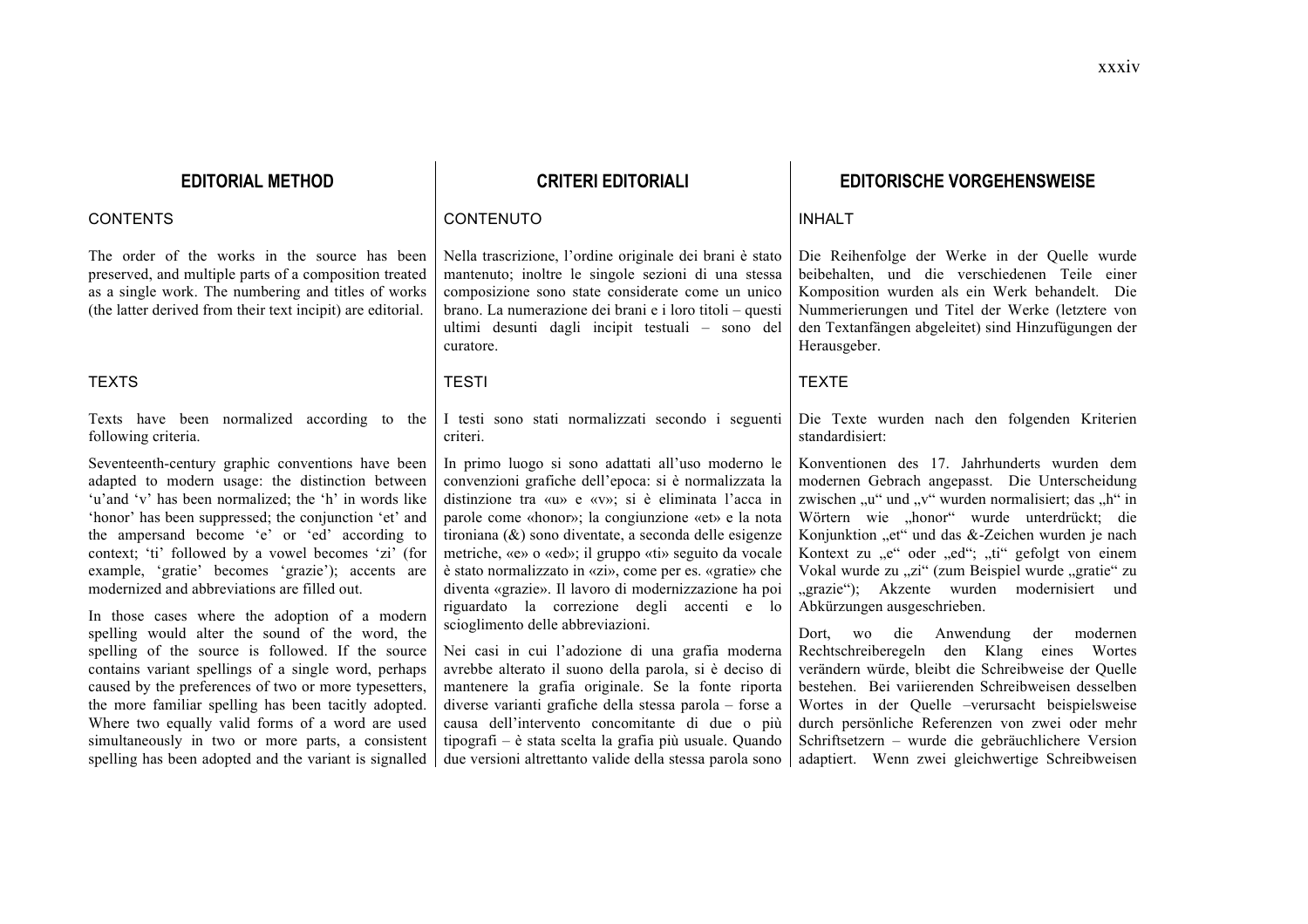## EDITORIAL METHOD

### CONTENTS

The order of the works in the source has been preserved, and multiple parts of a composition treated as a single work. The numbering and titles of works (the latter derived from their text incipit) are editorial.

### TEXTS

Texts have been normalized according to the following criteria.

Seventeenth-century graphic conventions have been adapted to modern usage: the distinction between 'u'and 'v' has been normalized; the 'h' in words like 'honor' has been suppressed; the conjunction 'et' and the ampersand become 'e' or 'ed' according to context; 'ti' followed by a vowel becomes 'zi' (for example, 'gratie' becomes 'grazie'); accents are modernized and abbreviations are filled out.

In those cases where the adoption of a modern spelling would alter the sound of the word, the spelling of the source is followed. If the source contains variant spellings of a single word, perhaps caused by the preferences of two or more typesetters, the more familiar spelling has been tacitly adopted. Where two equally valid forms of a word are used simultaneously in two or more parts, a consistent spelling has been adopted and the variant is signalled

## CRITERI EDITORIALI

### CONTENUTO

Nella trascrizione, l'ordine originale dei brani è stato mantenuto; inoltre le singole sezioni di una stessa composizione sono state considerate come un unico brano. La numerazione dei brani e i loro titoli – questi ultimi desunti dagli incipit testuali – sono del curatore.

### TESTI

I testi sono stati normalizzati secondo i seguenti criteri.

In primo luogo si sono adattati all'uso moderno le convenzioni grafiche dell'epoca: si è normalizzata la distinzione tra «u» e «v»; si è eliminata l'acca in parole come «honor»; la congiunzione «et» e la nota tironiana (&) sono diventate, a seconda delle esigenze metriche, «e» o «ed»; il gruppo «ti» seguito da vocale è stato normalizzato in «zi», come per es. «gratie» che diventa «grazie». Il lavoro di modernizzazione ha poi riguardato la correzione degli accenti e lo scioglimento delle abbreviazioni.

Nei casi in cui l'adozione di una grafia moderna avrebbe alterato il suono della parola, si è deciso di mantenere la grafia originale. Se la fonte riporta diverse varianti grafiche della stessa parola – forse a causa dell'intervento concomitante di due o più tipografi – è stata scelta la grafia più usuale. Quando due versioni altrettanto valide della stessa parola sono

## EDITORISCHE VORGEHENSWEISE

### INHALT

Die Reihenfolge der Werke in der Quelle wurde beibehalten, und die verschiedenen Teile einer Komposition wurden als ein Werk behandelt. Die Nummerierungen und Titel der Werke (letztere von den Textanfängen abgeleitet) sind Hinzufügungen der Herausgeber.

### TEXTE

Die Texte wurden nach den folgenden Kriterien standardisiert:

Konventionen des 17. Jahrhunderts wurden dem modernen Gebrach angepasst. Die Unterscheidung zwischen „u" und „v" wurden normalisiert; das „h" in Wörtern wie „honor" wurde unterdrückt; die Konjunktion „et" und das &-Zeichen wurden je nach Kontext zu „e" oder „ed"; „ti" gefolgt von einem Vokal wurde zu „zi" (zum Beispiel wurde „gratie" zu „grazie"); Akzente wurden modernisiert und Abkürzungen ausgeschrieben.

Dort, wo die Anwendung der modernen Rechtschreiberegeln den Klang eines Wortes verändern würde, bleibt die Schreibweise der Quelle bestehen. Bei variierenden Schreibweisen desselben Wortes in der Quelle –verursacht beispielsweise durch persönliche Referenzen von zwei oder mehr Schriftsetzern – wurde die gebräuchlichere Version adaptiert. Wenn zwei gleichwertige Schreibweisen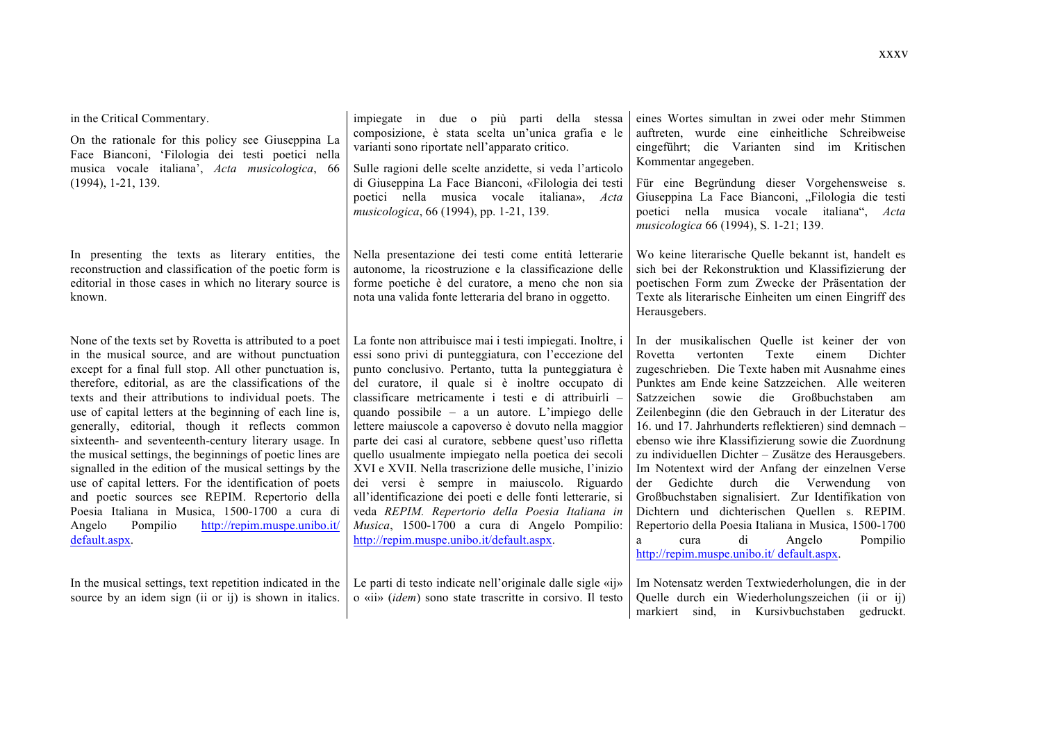in the Critical Commentary.

On the rationale for this policy see Giuseppina La Face Bianconi, 'Filologia dei testi poetici nella musica vocale italiana', *Acta musicologica*, 66 (1994), 1-21, 139.

In presenting the texts as literary entities, the reconstruction and classification of the poetic form is editorial in those cases in which no literary source is known.

None of the texts set by Rovetta is attributed to a poet in the musical source, and are without punctuation except for a final full stop. All other punctuation is, therefore, editorial, as are the classifications of the texts and their attributions to individual poets. The use of capital letters at the beginning of each line is, generally, editorial, though it reflects common sixteenth- and seventeenth-century literary usage. In the musical settings, the beginnings of poetic lines are signalled in the edition of the musical settings by the use of capital letters. For the identification of poets and poetic sources see REPIM. Repertorio della Poesia Italiana in Musica, 1500-1700 a cura di Angelo Pompilio http://repim.muspe.unibo.it/default.aspx.

In the musical settings, text repetition indicated in the source by an idem sign (ii or ij) is shown in italics.

impiegate in due o più parti della stessa composizione, è stata scelta un'unica grafia e le varianti sono riportate nell'apparato critico.

Sulle ragioni delle scelte anzidette, si veda l'articolo di Giuseppina La Face Bianconi, «Filologia dei testi poetici nella musica vocale italiana», *Acta musicologica*, 66 (1994), pp. 1-21, 139.

Nella presentazione dei testi come entità letterarie autonome, la ricostruzione e la classificazione delle forme poetiche è del curatore, a meno che non sia nota una valida fonte letteraria del brano in oggetto.

La fonte non attribuisce mai i testi impiegati. Inoltre, i essi sono privi di punteggiatura, con l'eccezione del punto conclusivo. Pertanto, tutta la punteggiatura è del curatore, il quale si è inoltre occupato di classificare metricamente i testi e di attribuirli – quando possibile – a un autore. L'impiego delle lettere maiuscole a capoverso è dovuto nella maggior parte dei casi al curatore, sebbene quest'uso rifletta quello usualmente impiegato nella poetica dei secoli XVI e XVII. Nella trascrizione delle musiche, l'inizio dei versi è sempre in maiuscolo. Riguardo all'identificazione dei poeti e delle fonti letterarie, si veda *REPIM. Repertorio della Poesia Italiana in Musica*, 1500-1700 a cura di Angelo Pompilio: http://repim.muspe.unibo.it/default.aspx.

Le parti di testo indicate nell'originale dalle sigle «ij» o «ii» (*idem*) sono state trascritte in corsivo. Il testo

eines Wortes simultan in zwei oder mehr Stimmen auftreten, wurde eine einheitliche Schreibweise eingeführt; die Varianten sind im Kritischen Kommentar angegeben.

Für eine Begründung dieser Vorgehensweise s. Giuseppina La Face Bianconi, „Filologia die testi poetici nella musica vocale italiana", *Acta musicologica* 66 (1994), S. 1-21; 139.

Wo keine literarische Quelle bekannt ist, handelt es sich bei der Rekonstruktion und Klassifizierung der poetischen Form zum Zwecke der Präsentation der Texte als literarische Einheiten um einen Eingriff des Herausgebers.

In der musikalischen Quelle ist keiner der von Rovetta vertonten Texte einem Dichter zugeschrieben. Die Texte haben mit Ausnahme eines Punktes am Ende keine Satzzeichen. Alle weiteren Satzzeichen sowie die Großbuchstaben am Zeilenbeginn (die den Gebrauch in der Literatur des 16. und 17. Jahrhunderts reflektieren) sind demnach – ebenso wie ihre Klassifizierung sowie die Zuordnung zu individuellen Dichter – Zusätze des Herausgebers. Im Notentext wird der Anfang der einzelnen Verse der Gedichte durch die Verwendung von Großbuchstaben signalisiert. Zur Identifikation von Dichtern und dichterischen Quellen s. REPIM. Repertorio della Poesia Italiana in Musica, 1500-1700 a cura di Angelo Pompilio http://repim.muspe.unibo.it/ default.aspx.

Im Notensatz werden Textwiederholungen, die in der Quelle durch ein Wiederholungszeichen (ii or ij) markiert sind, in Kursivbuchstaben gedruckt.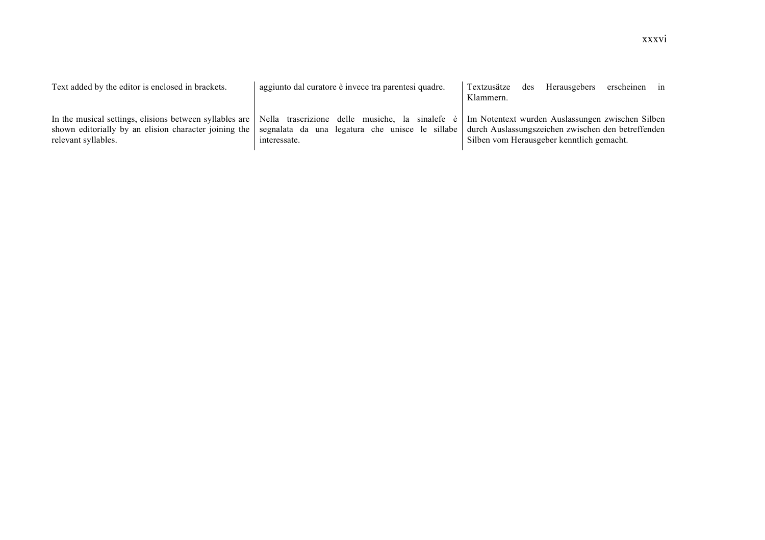Text added by the editor is enclosed in brackets.

In the musical settings, elisions between syllables are shown editorially by an elision character joining the relevant syllables.

aggiunto dal curatore è invece tra parentesi quadre.

Nella trascrizione delle musiche, la sinalefe è segnalata da una legatura che unisce le sillabe interessate.

Textzusätze des Herausgebers erscheinen in Klammern.

Im Notentext wurden Auslassungen zwischen Silben durch Auslassungszeichen zwischen den betreffenden Silben vom Herausgeber kenntlich gemacht.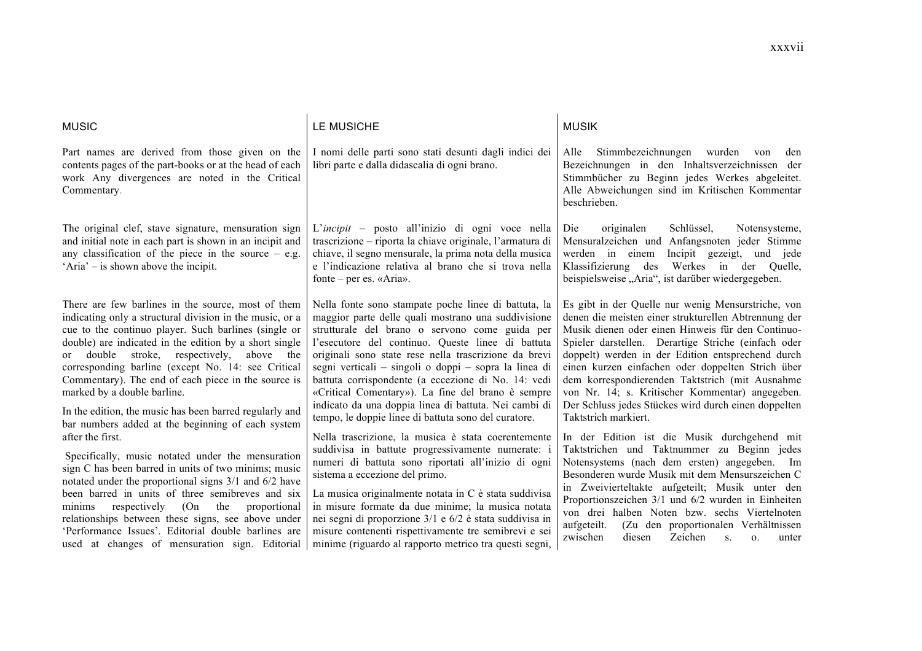## MUSIC

Part names are derived from those given on the contents pages of the part-books or at the head of each work Any divergences are noted in the Critical Commentary.

The original clef, stave signature, mensuration sign and initial note in each part is shown in an incipit and any classification of the piece in the source – e.g. 'Aria' – is shown above the incipit.

There are few barlines in the source, most of them indicating only a structural division in the music, or a cue to the continuo player. Such barlines (single or double) are indicated in the edition by a short single or double stroke, respectively, above the corresponding barline (except No. 14: see Critical Commentary). The end of each piece in the source is marked by a double barline.

In the edition, the music has been barred regularly and bar numbers added at the beginning of each system after the first.

Specifically, music notated under the mensuration sign C has been barred in units of two minims; music notated under the proportional signs 3/1 and 6/2 have been barred in units of three semibreves and six minims respectively (On the proportional relationships between these signs, see above under 'Performance Issues'. Editorial double barlines are used at changes of mensuration sign. Editorial

## LE MUSICHE

I nomi delle parti sono stati desunti dagli indici dei libri parte e dalla didascalia di ogni brano.

L'*incipit* – posto all'inizio di ogni voce nella trascrizione – riporta la chiave originale, l'armatura di chiave, il segno mensurale, la prima nota della musica e l'indicazione relativa al brano che si trova nella fonte – per es. «Aria».

Nella fonte sono stampate poche linee di battuta, la maggior parte delle quali mostrano una suddivisione strutturale del brano o servono come guida per l'esecutore del continuo. Queste linee di battuta originali sono state rese nella trascrizione da brevi segni verticali – singoli o doppi – sopra la linea di battuta corrispondente (a eccezione di No. 14: vedi «Critical Comentary»). La fine del brano è sempre indicato da una doppia linea di battuta. Nei cambi di tempo, le doppie linee di battuta sono del curatore.

Nella trascrizione, la musica è stata coerentemente suddivisa in battute progressivamente numerate: i numeri di battuta sono riportati all'inizio di ogni sistema a eccezione del primo.

La musica originalmente notata in C è stata suddivisa in misure formate da due minime; la musica notata nei segni di proporzione 3/1 e 6/2 è stata suddivisa in misure contenenti rispettivamente tre semibrevi e sei minime (riguardo al rapporto metrico tra questi segni,

## MUSIK

Alle Stimmbezeichnungen wurden von den Bezeichnungen in den Inhaltsverzeichnissen der Stimmbücher zu Beginn jedes Werkes abgeleitet. Alle Abweichungen sind im Kritischen Kommentar beschrieben.

Die originalen Schlüssel, Notensysteme, Mensuralzeichen und Anfangsnoten jeder Stimme werden in einem Incipit gezeigt, und jede Klassifizierung des Werkes in der Quelle, beispielsweise „Aria", ist darüber wiedergegeben.

Es gibt in der Quelle nur wenig Mensurstriche, von denen die meisten einer strukturellen Abtrennung der Musik dienen oder einen Hinweis für den Continuo-Spieler darstellen. Derartige Striche (einfach oder doppelt) werden in der Edition entsprechend durch einen kurzen einfachen oder doppelten Strich über dem korrespondierenden Taktstrich (mit Ausnahme von Nr. 14; s. Kritischer Kommentar) angegeben. Der Schluss jedes Stückes wird durch einen doppelten Taktstrich markiert.

In der Edition ist die Musik durchgehend mit Taktstrichen und Taktnummer zu Beginn jedes Notensystems (nach dem ersten) angegeben. Im Besonderen wurde Musik mit dem Mensurszeichen C in Zweivierteltakte aufgeteilt; Musik unter den Proportionszeichen 3/1 und 6/2 wurden in Einheiten von drei halben Noten bzw. sechs Viertelnoten aufgeteilt. (Zu den proportionalen Verhältnissen zwischen diesen Zeichen s. o. unter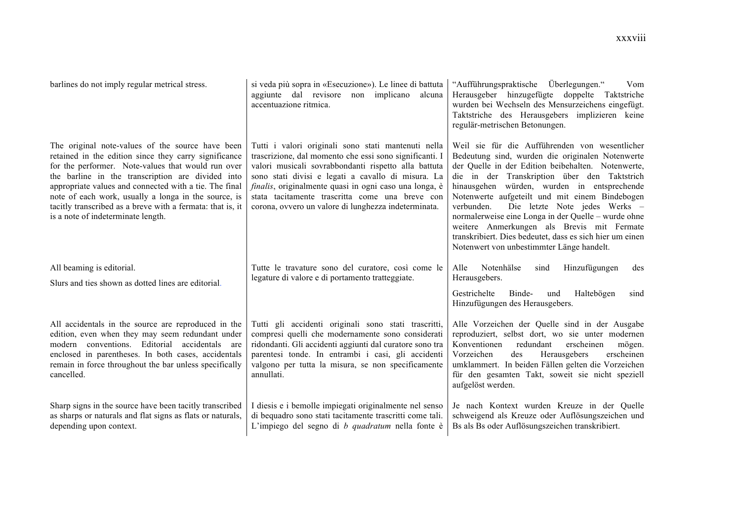barlines do not imply regular metrical stress.

si veda più sopra in «Esecuzione»). Le linee di battuta aggiunte dal revisore non implicano alcuna accentuazione ritmica.

"Aufführungspraktische Überlegungen." Vom Herausgeber hinzugefügte doppelte Taktstriche wurden bei Wechseln des Mensurzeichens eingefügt. Taktstriche des Herausgebers implizieren keine regulär-metrischen Betonungen.

The original note-values of the source have been retained in the edition since they carry significance for the performer. Note-values that would run over the barline in the transcription are divided into appropriate values and connected with a tie. The final note of each work, usually a longa in the source, is tacitly transcribed as a breve with a fermata: that is, it is a note of indeterminate length.

Tutti i valori originali sono stati mantenuti nella trascrizione, dal momento che essi sono significanti. I valori musicali sovrabbondanti rispetto alla battuta sono stati divisi e legati a cavallo di misura. La *finalis*, originalmente quasi in ogni caso una longa, è stata tacitamente trascritta come una breve con corona, ovvero un valore di lunghezza indeterminata.

Weil sie für die Aufführenden von wesentlicher Bedeutung sind, wurden die originalen Notenwerte der Quelle in der Edition beibehalten. Notenwerte, die in der Transkription über den Taktstrich hinausgehen würden, wurden in entsprechende Notenwerte aufgeteilt und mit einem Bindebogen verbunden. Die letzte Note jedes Werks – normalerweise eine Longa in der Quelle – wurde ohne weitere Anmerkungen als Brevis mit Fermate transkribiert. Dies bedeutet, dass es sich hier um einen Notenwert von unbestimmter Länge handelt.

All beaming is editorial.

Slurs and ties shown as dotted lines are editorial.

Tutte le travature sono del curatore, così come le legature di valore e di portamento tratteggiate.

Alle Notenhälse sind Hinzufügungen des Herausgebers.

Gestrichelte Binde- und Haltebögen sind Hinzufügungen des Herausgebers.

All accidentals in the source are reproduced in the edition, even when they may seem redundant under modern conventions. Editorial accidentals are enclosed in parentheses. In both cases, accidentals remain in force throughout the bar unless specifically cancelled.

Tutti gli accidenti originali sono stati trascritti, compresi quelli che modernamente sono considerati ridondanti. Gli accidenti aggiunti dal curatore sono tra parentesi tonde. In entrambi i casi, gli accidenti valgono per tutta la misura, se non specificamente annullati.

Alle Vorzeichen der Quelle sind in der Ausgabe reproduziert, selbst dort, wo sie unter modernen Konventionen redundant erscheinen mögen. Vorzeichen des Herausgebers erscheinen umklammert. In beiden Fällen gelten die Vorzeichen für den gesamten Takt, soweit sie nicht speziell aufgelöst werden.

Sharp signs in the source have been tacitly transcribed as sharps or naturals and flat signs as flats or naturals, depending upon context.

I diesis e i bemolle impiegati originalmente nel senso di bequadro sono stati tacitamente trascritti come tali. L'impiego del segno di *b quadratum* nella fonte è

Je nach Kontext wurden Kreuze in der Quelle schweigend als Kreuze oder Auflösungszeichen und Bs als Bs oder Auflösungszeichen transkribiert.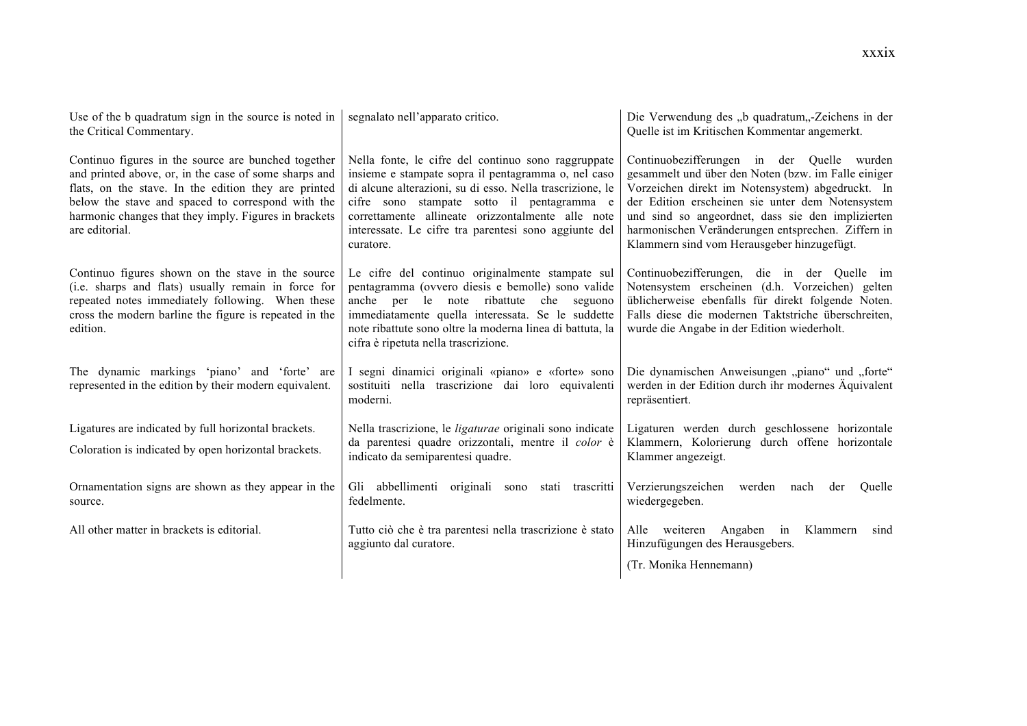Use of the b quadratum sign in the source is noted in the Critical Commentary.

Continuo figures in the source are bunched together and printed above, or, in the case of some sharps and flats, on the stave. In the edition they are printed below the stave and spaced to correspond with the harmonic changes that they imply. Figures in brackets are editorial.

Continuo figures shown on the stave in the source (i.e. sharps and flats) usually remain in force for repeated notes immediately following. When these cross the modern barline the figure is repeated in the edition.

The dynamic markings 'piano' and 'forte' are represented in the edition by their modern equivalent.

Ligatures are indicated by full horizontal brackets.

Coloration is indicated by open horizontal brackets.

Ornamentation signs are shown as they appear in the source.

All other matter in brackets is editorial.

segnalato nell'apparato critico.

Nella fonte, le cifre del continuo sono raggruppate insieme e stampate sopra il pentagramma o, nel caso di alcune alterazioni, su di esso. Nella trascrizione, le cifre sono stampate sotto il pentagramma e correttamente allineate orizzontalmente alle note interessate. Le cifre tra parentesi sono aggiunte del curatore.

Le cifre del continuo originalmente stampate sul pentagramma (ovvero diesis e bemolle) sono valide anche per le note ribattute che seguono immediatamente quella interessata. Se le suddette note ribattute sono oltre la moderna linea di battuta, la cifra è ripetuta nella trascrizione.

I segni dinamici originali «piano» e «forte» sono sostituiti nella trascrizione dai loro equivalenti moderni.

Nella trascrizione, le *ligaturae* originali sono indicate da parentesi quadre orizzontali, mentre il *color* è indicato da semiparentesi quadre.

Gli abbellimenti originali sono stati trascritti fedelmente.

Tutto ciò che è tra parentesi nella trascrizione è stato aggiunto dal curatore.

Die Verwendung des „b quadratum„-Zeichens in der Quelle ist im Kritischen Kommentar angemerkt.

Continuobezifferungen in der Quelle wurden gesammelt und über den Noten (bzw. im Falle einiger Vorzeichen direkt im Notensystem) abgedruckt. In der Edition erscheinen sie unter dem Notensystem und sind so angeordnet, dass sie den implizierten harmonischen Veränderungen entsprechen. Ziffern in Klammern sind vom Herausgeber hinzugefügt.

Continuobezifferungen, die in der Quelle im Notensystem erscheinen (d.h. Vorzeichen) gelten üblicherweise ebenfalls für direkt folgende Noten. Falls diese die modernen Taktstriche überschreiten, wurde die Angabe in der Edition wiederholt.

Die dynamischen Anweisungen „piano" und „forte" werden in der Edition durch ihr modernes Äquivalent repräsentiert.

Ligaturen werden durch geschlossene horizontale Klammern, Kolorierung durch offene horizontale Klammer angezeigt.

Verzierungszeichen werden nach der Quelle wiedergegeben.

Alle weiteren Angaben in Klammern sind Hinzufügungen des Herausgebers.

(Tr. Monika Hennemann)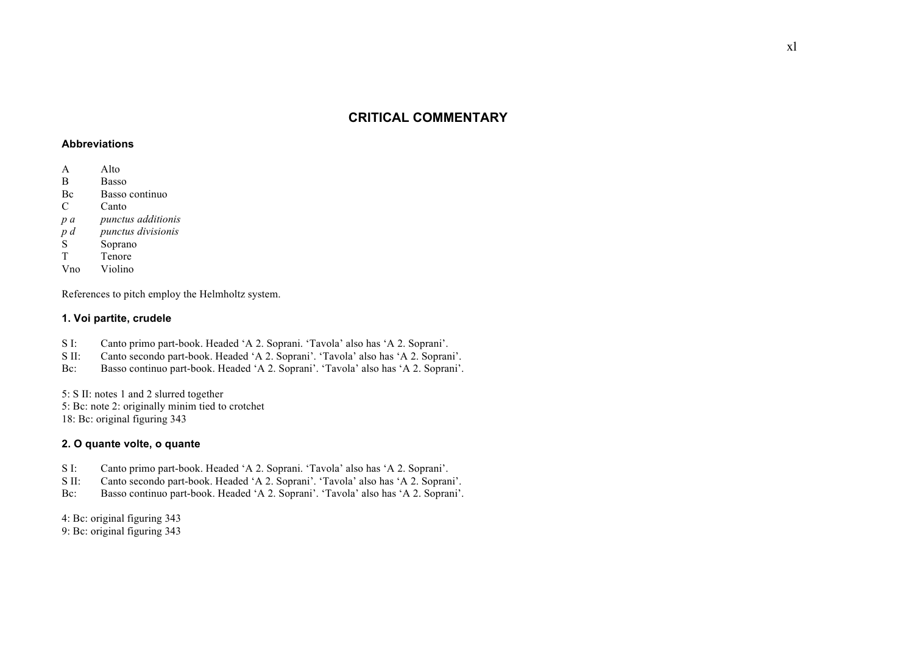# CRITICAL COMMENTARY

## Abbreviations

A Alto
B Basso
Bc Basso continuo
C Canto
*p a* *punctus additionis*
*p d* *punctus divisionis*
S Soprano
T Tenore
Vno Violino

References to pitch employ the Helmholtz system.

### 1. Voi partite, crudele

S I: Canto primo part-book. Headed 'A 2. Soprani. 'Tavola' also has 'A 2. Soprani'.
S II: Canto secondo part-book. Headed 'A 2. Soprani'. 'Tavola' also has 'A 2. Soprani'.
Bc: Basso continuo part-book. Headed 'A 2. Soprani'. 'Tavola' also has 'A 2. Soprani'.

5: S II: notes 1 and 2 slurred together
5: Bc: note 2: originally minim tied to crotchet
18: Bc: original figuring 343

### 2. O quante volte, o quante

S I: Canto primo part-book. Headed 'A 2. Soprani. 'Tavola' also has 'A 2. Soprani'.
S II: Canto secondo part-book. Headed 'A 2. Soprani'. 'Tavola' also has 'A 2. Soprani'.
Bc: Basso continuo part-book. Headed 'A 2. Soprani'. 'Tavola' also has 'A 2. Soprani'.

4: Bc: original figuring 343
9: Bc: original figuring 343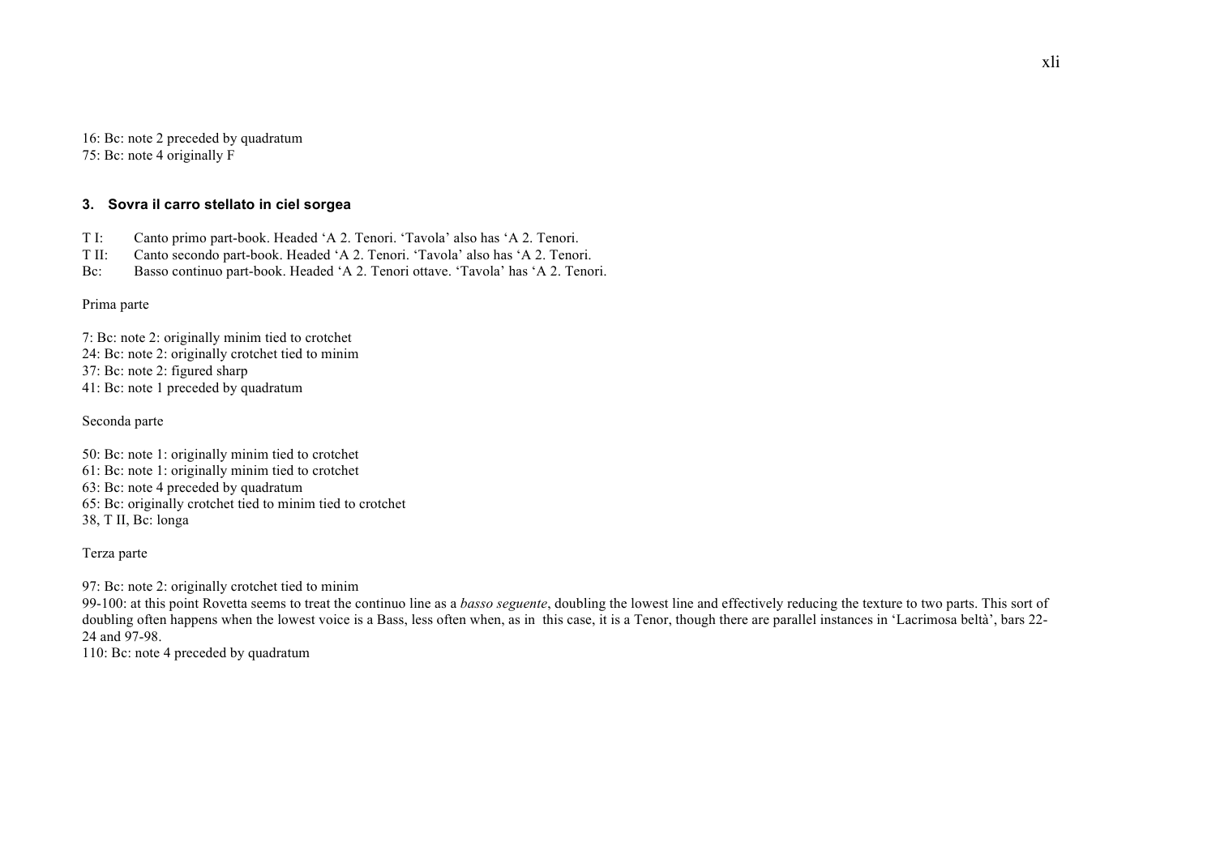16: Bc: note 2 preceded by quadratum
75: Bc: note 4 originally F

### 3. Sovra il carro stellato in ciel sorgea

T I: Canto primo part-book. Headed 'A 2. Tenori. 'Tavola' also has 'A 2. Tenori.
T II: Canto secondo part-book. Headed 'A 2. Tenori. 'Tavola' also has 'A 2. Tenori.
Bc: Basso continuo part-book. Headed 'A 2. Tenori ottave. 'Tavola' has 'A 2. Tenori.

Prima parte

7: Bc: note 2: originally minim tied to crotchet
24: Bc: note 2: originally crotchet tied to minim
37: Bc: note 2: figured sharp
41: Bc: note 1 preceded by quadratum

Seconda parte

50: Bc: note 1: originally minim tied to crotchet
61: Bc: note 1: originally minim tied to crotchet
63: Bc: note 4 preceded by quadratum
65: Bc: originally crotchet tied to minim tied to crotchet
38, T II, Bc: longa

Terza parte

97: Bc: note 2: originally crotchet tied to minim
99-100: at this point Rovetta seems to treat the continuo line as a *basso seguente*, doubling the lowest line and effectively reducing the texture to two parts. This sort of doubling often happens when the lowest voice is a Bass, less often when, as in this case, it is a Tenor, though there are parallel instances in 'Lacrimosa beltà', bars 22-24 and 97-98.
110: Bc: note 4 preceded by quadratum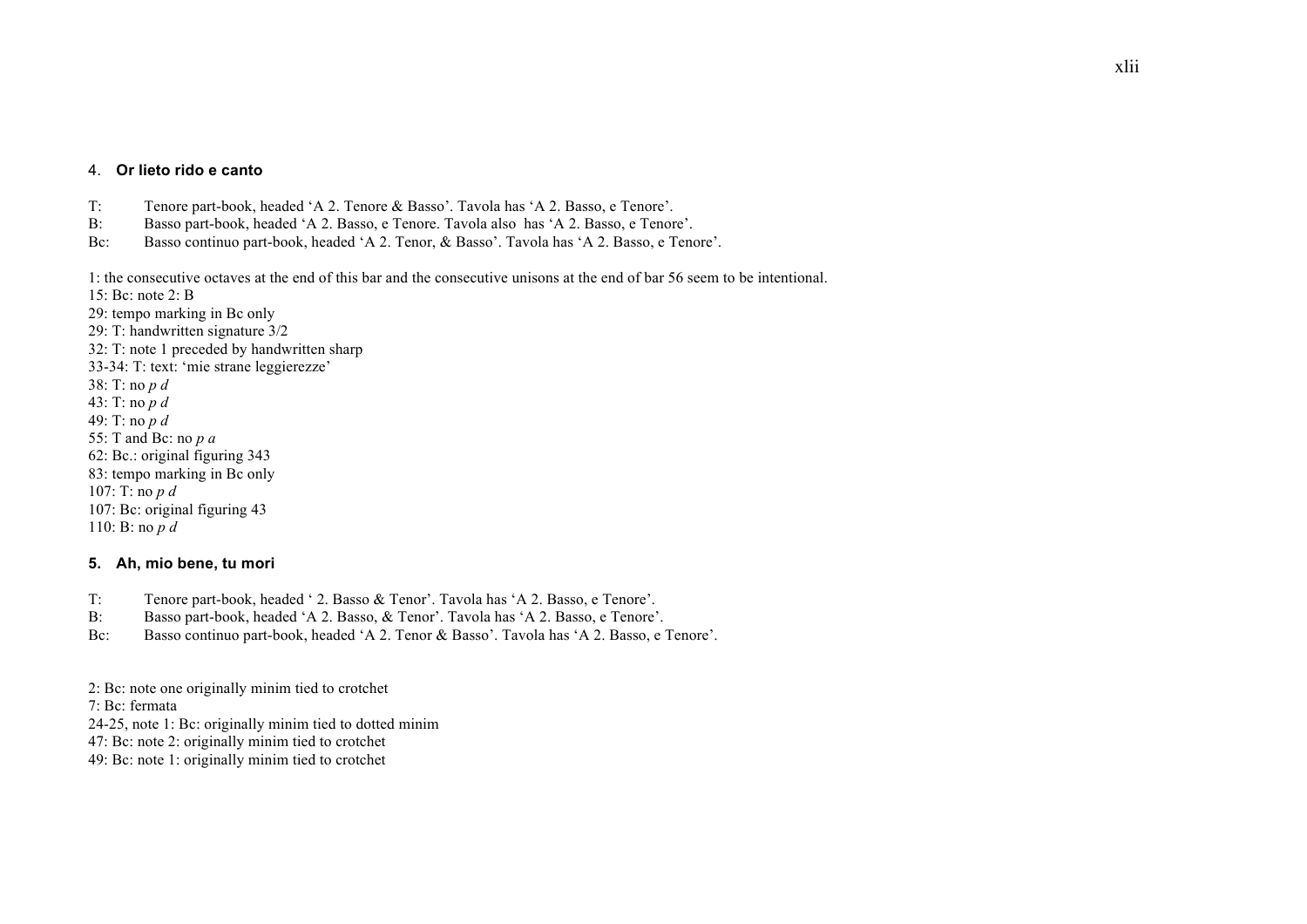### 4. **Or lieto rido e canto**

T: Tenore part-book, headed ‘A 2. Tenore & Basso’. Tavola has ‘A 2. Basso, e Tenore’.
B: Basso part-book, headed ‘A 2. Basso, e Tenore. Tavola also has ‘A 2. Basso, e Tenore’.
Bc: Basso continuo part-book, headed ‘A 2. Tenor, & Basso’. Tavola has ‘A 2. Basso, e Tenore’.

1: the consecutive octaves at the end of this bar and the consecutive unisons at the end of bar 56 seem to be intentional.
15: Bc: note 2: B
29: tempo marking in Bc only
29: T: handwritten signature 3/2
32: T: note 1 preceded by handwritten sharp
33-34: T: text: ‘mie strane leggierezze’
38: T: no *p d*
43: T: no *p d*
49: T: no *p d*
55: T and Bc: no *p a*
62: Bc.: original figuring 343
83: tempo marking in Bc only
107: T: no *p d*
107: Bc: original figuring 43
110: B: no *p d*

### **5. Ah, mio bene, tu mori**

T: Tenore part-book, headed ‘ 2. Basso & Tenor’. Tavola has ‘A 2. Basso, e Tenore’.
B: Basso part-book, headed ‘A 2. Basso, & Tenor’. Tavola has ‘A 2. Basso, e Tenore’.
Bc: Basso continuo part-book, headed ‘A 2. Tenor & Basso’. Tavola has ‘A 2. Basso, e Tenore’.

2: Bc: note one originally minim tied to crotchet
7: Bc: fermata
24-25, note 1: Bc: originally minim tied to dotted minim
47: Bc: note 2: originally minim tied to crotchet
49: Bc: note 1: originally minim tied to crotchet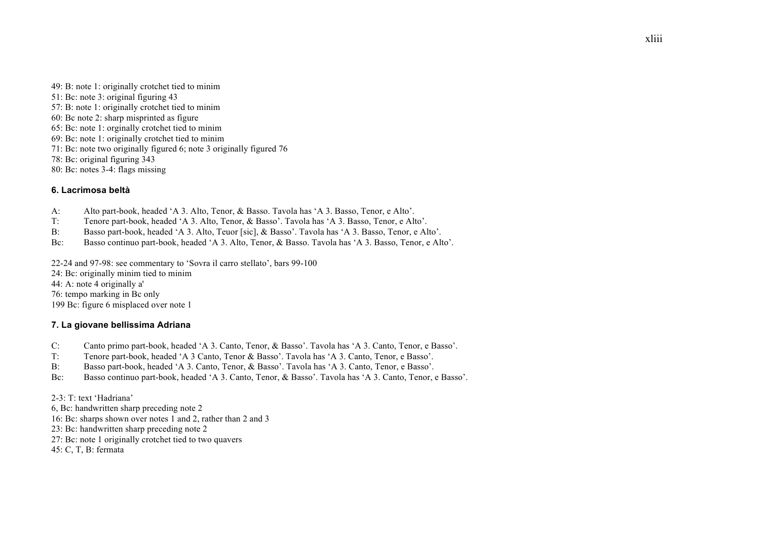49: B: note 1: originally crotchet tied to minim
51: Bc: note 3: original figuring 43
57: B: note 1: originally crotchet tied to minim
60: Bc note 2: sharp misprinted as figure
65: Bc: note 1: orginally crotchet tied to minim
69: Bc: note 1: originally crotchet tied to minim
71: Bc: note two originally figured 6; note 3 originally figured 76
78: Bc: original figuring 343
80: Bc: notes 3-4: flags missing

### 6. Lacrimosa beltà

A: Alto part-book, headed 'A 3. Alto, Tenor, & Basso. Tavola has 'A 3. Basso, Tenor, e Alto'.
T: Tenore part-book, headed 'A 3. Alto, Tenor, & Basso'. Tavola has 'A 3. Basso, Tenor, e Alto'.
B: Basso part-book, headed 'A 3. Alto, Teuor [sic], & Basso'. Tavola has 'A 3. Basso, Tenor, e Alto'.
Bc: Basso continuo part-book, headed 'A 3. Alto, Tenor, & Basso. Tavola has 'A 3. Basso, Tenor, e Alto'.

22-24 and 97-98: see commentary to 'Sovra il carro stellato', bars 99-100
24: Bc: originally minim tied to minim
44: A: note 4 originally a'
76: tempo marking in Bc only
199 Bc: figure 6 misplaced over note 1

### 7. La giovane bellissima Adriana

C: Canto primo part-book, headed 'A 3. Canto, Tenor, & Basso'. Tavola has 'A 3. Canto, Tenor, e Basso'.
T: Tenore part-book, headed 'A 3 Canto, Tenor & Basso'. Tavola has 'A 3. Canto, Tenor, e Basso'.
B: Basso part-book, headed 'A 3. Canto, Tenor, & Basso'. Tavola has 'A 3. Canto, Tenor, e Basso'.
Bc: Basso continuo part-book, headed 'A 3. Canto, Tenor, & Basso'. Tavola has 'A 3. Canto, Tenor, e Basso'.

2-3: T: text 'Hadriana'
6, Bc: handwritten sharp preceding note 2
16: Bc: sharps shown over notes 1 and 2, rather than 2 and 3
23: Bc: handwritten sharp preceding note 2
27: Bc: note 1 originally crotchet tied to two quavers
45: C, T, B: fermata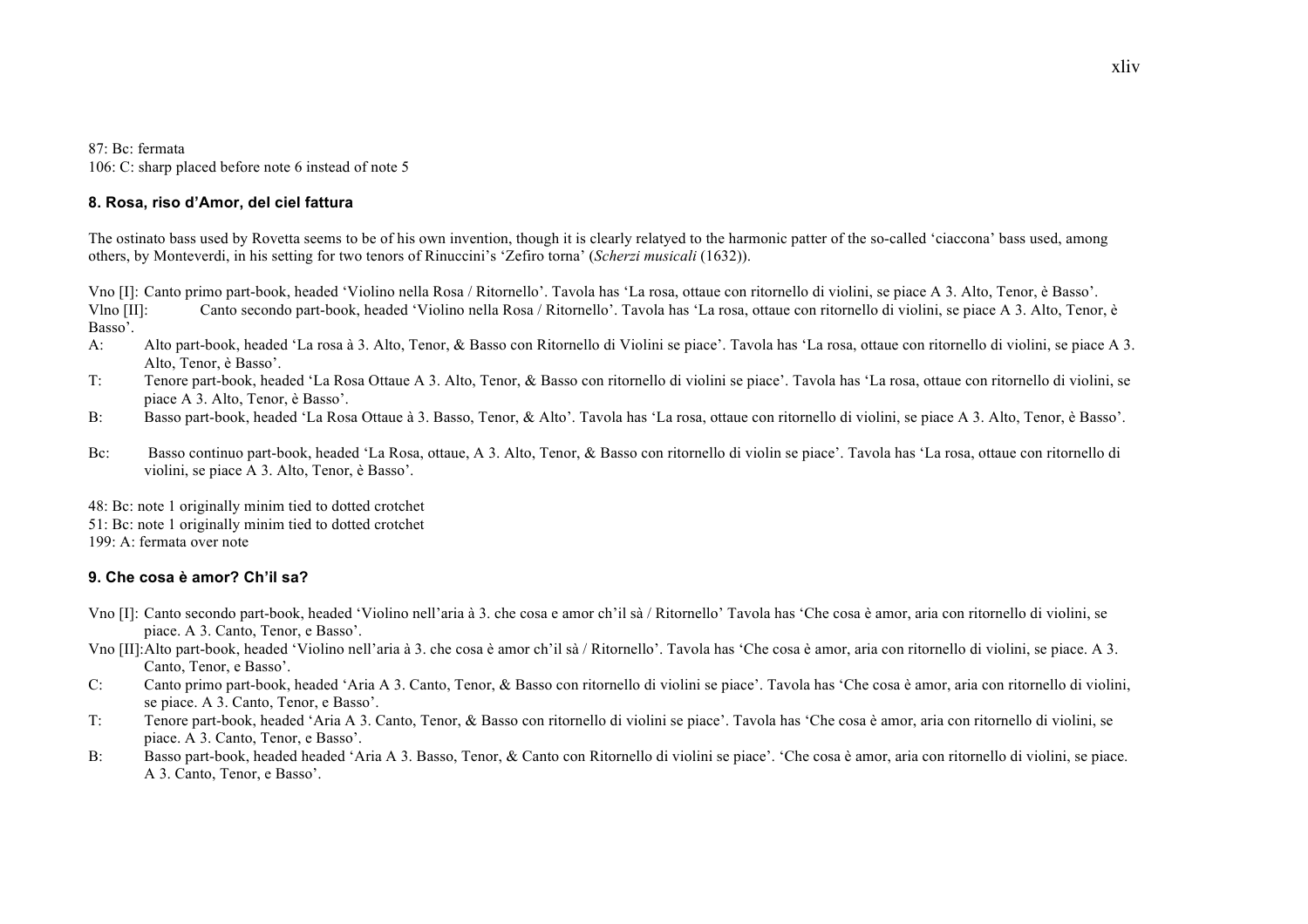87: Bc: fermata
106: C: sharp placed before note 6 instead of note 5

### 8. Rosa, riso d'Amor, del ciel fattura

The ostinato bass used by Rovetta seems to be of his own invention, though it is clearly relatyed to the harmonic patter of the so-called 'ciaccona' bass used, among others, by Monteverdi, in his setting for two tenors of Rinuccini's 'Zefiro torna' (*Scherzi musicali* (1632)).

Vno [I]: Canto primo part-book, headed 'Violino nella Rosa / Ritornello'. Tavola has 'La rosa, ottaue con ritornello di violini, se piace A 3. Alto, Tenor, è Basso'.
Vlno [II]: Canto secondo part-book, headed 'Violino nella Rosa / Ritornello'. Tavola has 'La rosa, ottaue con ritornello di violini, se piace A 3. Alto, Tenor, è Basso'.
A: Alto part-book, headed 'La rosa à 3. Alto, Tenor, & Basso con Ritornello di Violini se piace'. Tavola has 'La rosa, ottaue con ritornello di violini, se piace A 3. Alto, Tenor, è Basso'.
T: Tenore part-book, headed 'La Rosa Ottaue A 3. Alto, Tenor, & Basso con ritornello di violini se piace'. Tavola has 'La rosa, ottaue con ritornello di violini, se piace A 3. Alto, Tenor, è Basso'.
B: Basso part-book, headed 'La Rosa Ottaue à 3. Basso, Tenor, & Alto'. Tavola has 'La rosa, ottaue con ritornello di violini, se piace A 3. Alto, Tenor, è Basso'.

Bc: Basso continuo part-book, headed 'La Rosa, ottaue, A 3. Alto, Tenor, & Basso con ritornello di violin se piace'. Tavola has 'La rosa, ottaue con ritornello di violini, se piace A 3. Alto, Tenor, è Basso'.

48: Bc: note 1 originally minim tied to dotted crotchet
51: Bc: note 1 originally minim tied to dotted crotchet
199: A: fermata over note

### 9. Che cosa è amor? Ch'il sa?

Vno [I]: Canto secondo part-book, headed 'Violino nell'aria à 3. che cosa e amor ch'il sà / Ritornello' Tavola has 'Che cosa è amor, aria con ritornello di violini, se piace. A 3. Canto, Tenor, e Basso'.
Vno [II]: Alto part-book, headed 'Violino nell'aria à 3. che cosa è amor ch'il sà / Ritornello'. Tavola has 'Che cosa è amor, aria con ritornello di violini, se piace. A 3. Canto, Tenor, e Basso'.
C: Canto primo part-book, headed 'Aria A 3. Canto, Tenor, & Basso con ritornello di violini se piace'. Tavola has 'Che cosa è amor, aria con ritornello di violini, se piace. A 3. Canto, Tenor, e Basso'.
T: Tenore part-book, headed 'Aria A 3. Canto, Tenor, & Basso con ritornello di violini se piace'. Tavola has 'Che cosa è amor, aria con ritornello di violini, se piace. A 3. Canto, Tenor, e Basso'.
B: Basso part-book, headed headed 'Aria A 3. Basso, Tenor, & Canto con Ritornello di violini se piace'. 'Che cosa è amor, aria con ritornello di violini, se piace. A 3. Canto, Tenor, e Basso'.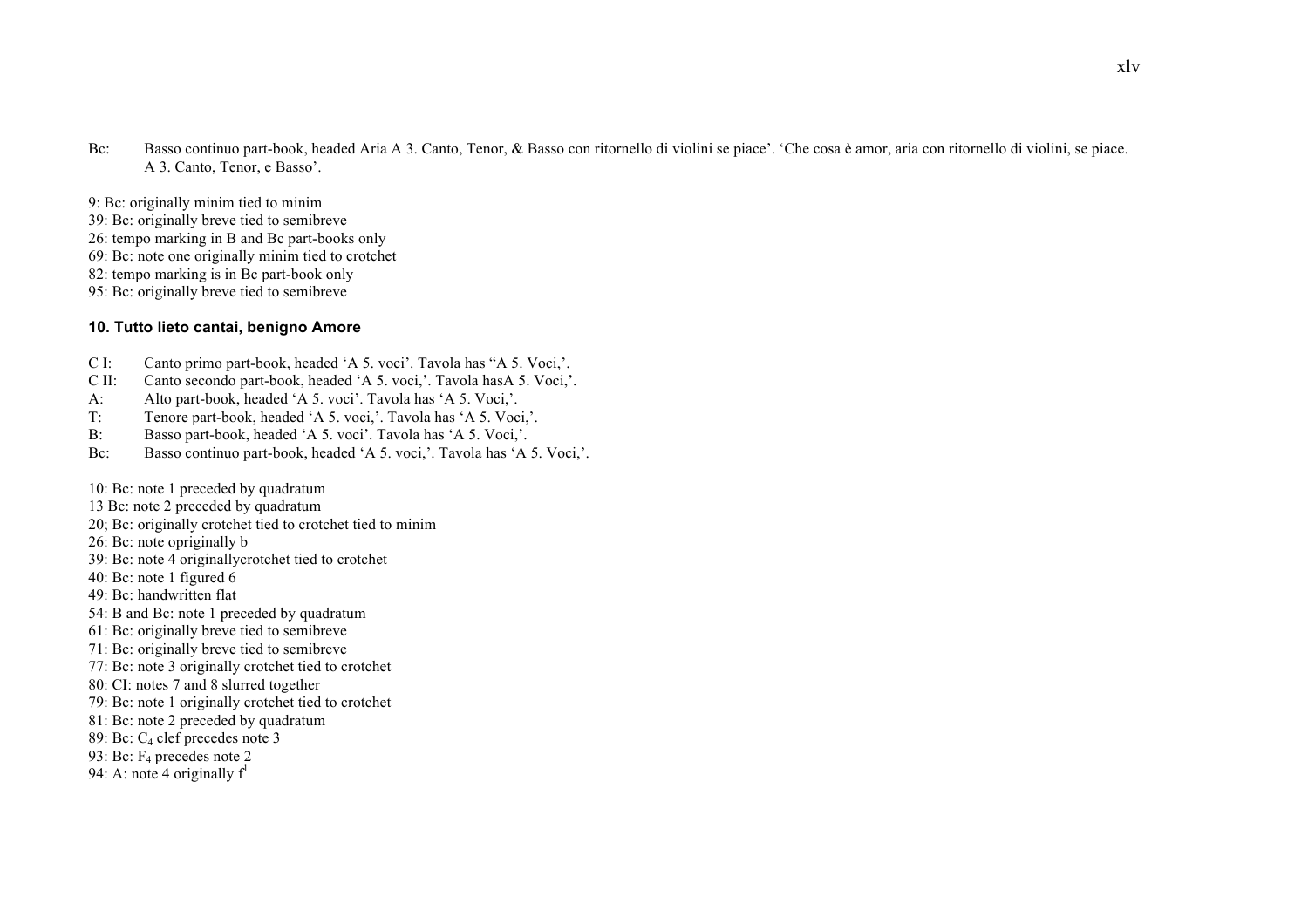Bc: Basso continuo part-book, headed Aria A 3. Canto, Tenor, & Basso con ritornello di violini se piace'. 'Che cosa è amor, aria con ritornello di violini, se piace. A 3. Canto, Tenor, e Basso'.

9: Bc: originally minim tied to minim
39: Bc: originally breve tied to semibreve
26: tempo marking in B and Bc part-books only
69: Bc: note one originally minim tied to crotchet
82: tempo marking is in Bc part-book only
95: Bc: originally breve tied to semibreve

**10. Tutto lieto cantai, benigno Amore**

C I: Canto primo part-book, headed 'A 5. voci'. Tavola has "A 5. Voci,'.
C II: Canto secondo part-book, headed 'A 5. voci,'. Tavola hasA 5. Voci,'.
A: Alto part-book, headed 'A 5. voci'. Tavola has 'A 5. Voci,'.
T: Tenore part-book, headed 'A 5. voci,'. Tavola has 'A 5. Voci,'.
B: Basso part-book, headed 'A 5. voci'. Tavola has 'A 5. Voci,'.
Bc: Basso continuo part-book, headed 'A 5. voci,'. Tavola has 'A 5. Voci,'.

10: Bc: note 1 preceded by quadratum
13 Bc: note 2 preceded by quadratum
20; Bc: originally crotchet tied to crotchet tied to minim
26: Bc: note opriginally b
39: Bc: note 4 originallycrotchet tied to crotchet
40: Bc: note 1 figured 6
49: Bc: handwritten flat
54: B and Bc: note 1 preceded by quadratum
61: Bc: originally breve tied to semibreve
71: Bc: originally breve tied to semibreve
77: Bc: note 3 originally crotchet tied to crotchet
80: CI: notes 7 and 8 slurred together
79: Bc: note 1 originally crotchet tied to crotchet
81: Bc: note 2 preceded by quadratum
89: Bc: $C_4$ clef precedes note 3
93: Bc: $F_4$ precedes note 2
94: A: note 4 originally $f^1$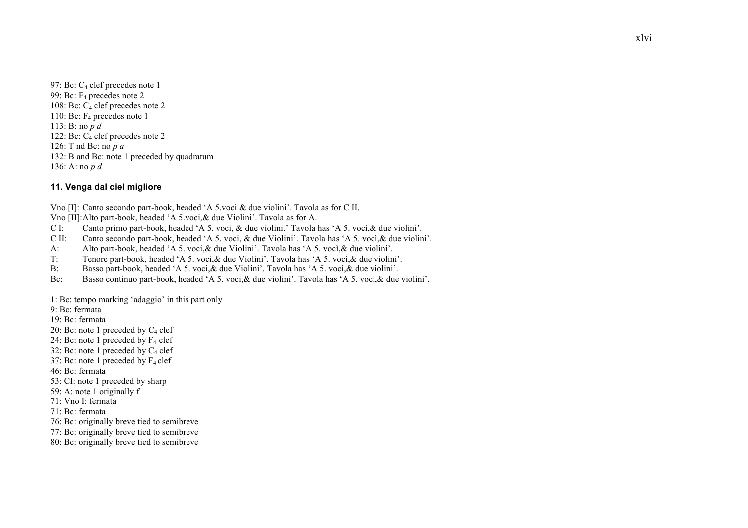97: Bc: $C_4$ clef precedes note 1
99: Bc: $F_4$ precedes note 2
108: Bc: $C_4$ clef precedes note 2
110: Bc: $F_4$ precedes note 1
113: B: no *p d*
122: Bc: $C_4$ clef precedes note 2
126: T nd Bc: no *p a*
132: B and Bc: note 1 preceded by quadratum
136: A: no *p d*

### 11. Venga dal ciel migliore

Vno [I]: Canto secondo part-book, headed 'A 5.voci & due violini'. Tavola as for C II.
Vno [II]:Alto part-book, headed 'A 5.voci,& due Violini'. Tavola as for A.
C I: Canto primo part-book, headed 'A 5. voci, & due violini.' Tavola has 'A 5. vocì,& due violini'.
C II: Canto secondo part-book, headed 'A 5. voci, & due Violini'. Tavola has 'A 5. vocì,& due violini'.
A: Alto part-book, headed 'A 5. voci,& due Violini'. Tavola has 'A 5. vocì,& due violini'.
T: Tenore part-book, headed 'A 5. voci,& due Violini'. Tavola has 'A 5. vocì,& due violini'.
B: Basso part-book, headed 'A 5. voci,& due Violini'. Tavola has 'A 5. vocì,& due violini'.
Bc: Basso continuo part-book, headed 'A 5. voci,& due violini'. Tavola has 'A 5. vocì,& due violini'.

1: Bc: tempo marking 'adaggio' in this part only
9: Bc: fermata
19: Bc: fermata
20: Bc: note 1 preceded by $C_4$ clef
24: Bc: note 1 preceded by $F_4$ clef
32: Bc: note 1 preceded by $C_4$ clef
37: Bc: note 1 preceded by $F_4$ clef
46: Bc: fermata
53: CI: note 1 preceded by sharp
59: A: note 1 originally f'
71: Vno I: fermata
71: Bc: fermata
76: Bc: originally breve tied to semibreve
77: Bc: originally breve tied to semibreve
80: Bc: originally breve tied to semibreve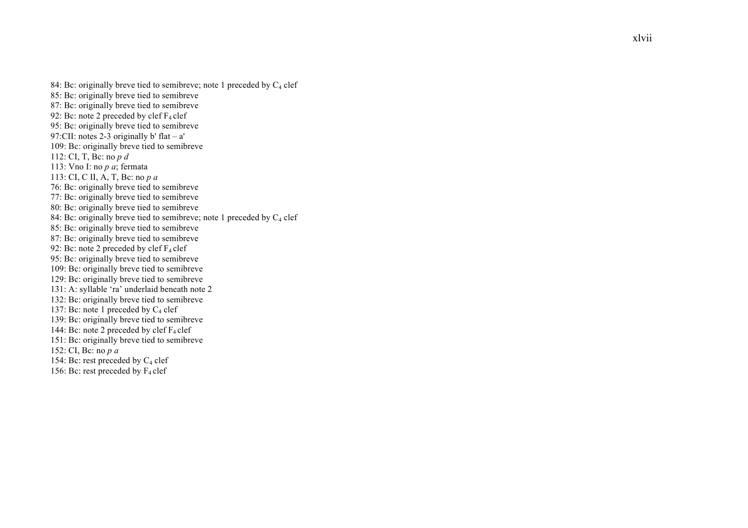84: Bc: originally breve tied to semibreve; note 1 preceded by $C_4$ clef
85: Bc: originally breve tied to semibreve
87: Bc: originally breve tied to semibreve
92: Bc: note 2 preceded by clef $F_4$ clef
95: Bc: originally breve tied to semibreve
97:CII: notes 2-3 originally b' flat – a'
109: Bc: originally breve tied to semibreve
112: CI, T, Bc: no *p d*
113: Vno I: no *p a*; fermata
113: CI, C II, A, T, Bc: no *p a*
76: Bc: originally breve tied to semibreve
77: Bc: originally breve tied to semibreve
80: Bc: originally breve tied to semibreve
84: Bc: originally breve tied to semibreve; note 1 preceded by $C_4$ clef
85: Bc: originally breve tied to semibreve
87: Bc: originally breve tied to semibreve
92: Bc: note 2 preceded by clef $F_4$ clef
95: Bc: originally breve tied to semibreve
109: Bc: originally breve tied to semibreve
129: Bc: originally breve tied to semibreve
131: A: syllable 'ra' underlaid beneath note 2
132: Bc: originally breve tied to semibreve
137: Bc: note 1 preceded by $C_4$ clef
139: Bc: originally breve tied to semibreve
144: Bc: note 2 preceded by clef $F_4$ clef
151: Bc: originally breve tied to semibreve
152: CI, Bc: no *p a*
154: Bc: rest preceded by $C_4$ clef
156: Bc: rest preceded by $F_4$ clef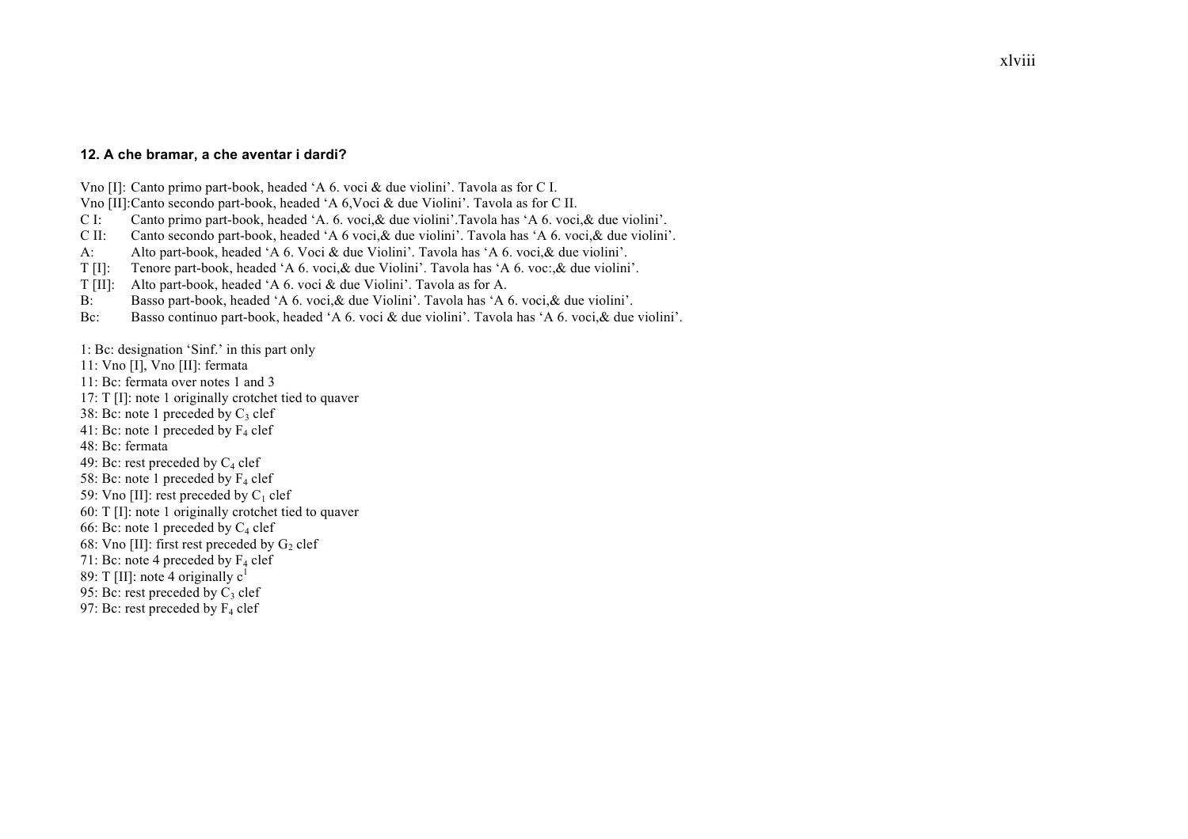### 12. A che bramar, a che aventar i dardi?

Vno [I]: Canto primo part-book, headed 'A 6. voci & due violini'. Tavola as for C I.  
Vno [II]:Canto secondo part-book, headed 'A 6,Voci & due Violini'. Tavola as for C II.  
C I: Canto primo part-book, headed 'A. 6. voci,& due violini'.Tavola has 'A 6. voci,& due violini'.  
C II: Canto secondo part-book, headed 'A 6 voci,& due violini'. Tavola has 'A 6. voci,& due violini'.  
A: Alto part-book, headed 'A 6. Voci & due Violini'. Tavola has 'A 6. voci,& due violini'.  
T [I]: Tenore part-book, headed 'A 6. voci,& due Violini'. Tavola has 'A 6. voc:,& due violini'.  
T [II]: Alto part-book, headed 'A 6. voci & due Violini'. Tavola as for A.  
B: Basso part-book, headed 'A 6. voci,& due Violini'. Tavola has 'A 6. voci,& due violini'.  
Bc: Basso continuo part-book, headed 'A 6. voci & due violini'. Tavola has 'A 6. voci,& due violini'.

1: Bc: designation 'Sinf.' in this part only  
11: Vno [I], Vno [II]: fermata  
11: Bc: fermata over notes 1 and 3  
17: T [I]: note 1 originally crotchet tied to quaver  
38: Bc: note 1 preceded by $C_3$ clef  
41: Bc: note 1 preceded by $F_4$ clef  
48: Bc: fermata  
49: Bc: rest preceded by $C_4$ clef  
58: Bc: note 1 preceded by $F_4$ clef  
59: Vno [II]: rest preceded by $C_1$ clef  
60: T [I]: note 1 originally crotchet tied to quaver  
66: Bc: note 1 preceded by $C_4$ clef  
68: Vno [II]: first rest preceded by $G_2$ clef  
71: Bc: note 4 preceded by $F_4$ clef  
89: T [II]: note 4 originally $c^1$  
95: Bc: rest preceded by $C_3$ clef  
97: Bc: rest preceded by $F_4$ clef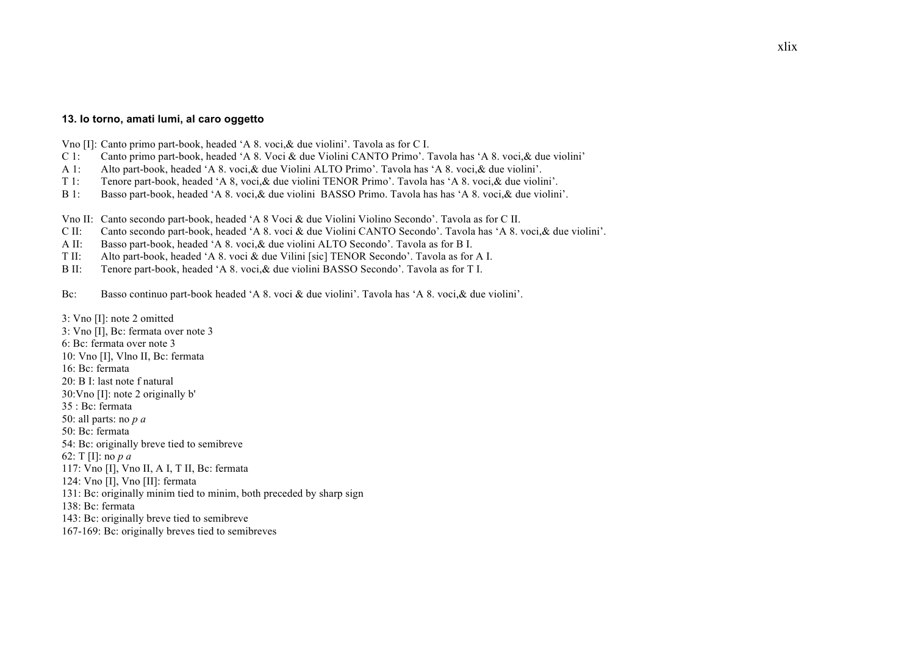#### 13. Io torno, amati lumi, al caro oggetto

Vno [I]: Canto primo part-book, headed 'A 8. voci,& due violini'. Tavola as for C I.
C 1: Canto primo part-book, headed 'A 8. Voci & due Violini CANTO Primo'. Tavola has 'A 8. voci,& due violini'
A 1: Alto part-book, headed 'A 8. voci,& due Violini ALTO Primo'. Tavola has 'A 8. voci,& due violini'.
T 1: Tenore part-book, headed 'A 8, voci,& due violini TENOR Primo'. Tavola has 'A 8. voci,& due violini'.
B 1: Basso part-book, headed 'A 8. voci,& due violini BASSO Primo. Tavola has has 'A 8. voci,& due violini'.

Vno II: Canto secondo part-book, headed 'A 8 Voci & due Violini Violino Secondo'. Tavola as for C II.
C II: Canto secondo part-book, headed 'A 8. voci & due Violini CANTO Secondo'. Tavola has 'A 8. voci,& due violini'.
A II: Basso part-book, headed 'A 8. voci,& due violini ALTO Secondo'. Tavola as for B I.
T II: Alto part-book, headed 'A 8. voci & due Vilini [sic] TENOR Secondo'. Tavola as for A I.
B II: Tenore part-book, headed 'A 8. voci,& due violini BASSO Secondo'. Tavola as for T I.

Bc: Basso continuo part-book headed 'A 8. voci & due violini'. Tavola has 'A 8. voci,& due violini'.

3: Vno [I]: note 2 omitted
3: Vno [I], Bc: fermata over note 3
6: Bc: fermata over note 3
10: Vno [I], Vlno II, Bc: fermata
16: Bc: fermata
20: B I: last note f natural
30:Vno [I]: note 2 originally b'
35 : Bc: fermata
50: all parts: no *p a*
50: Bc: fermata
54: Bc: originally breve tied to semibreve
62: T [I]: no *p a*
117: Vno [I], Vno II, A I, T II, Bc: fermata
124: Vno [I], Vno [II]: fermata
131: Bc: originally minim tied to minim, both preceded by sharp sign
138: Bc: fermata
143: Bc: originally breve tied to semibreve
167-169: Bc: originally breves tied to semibreves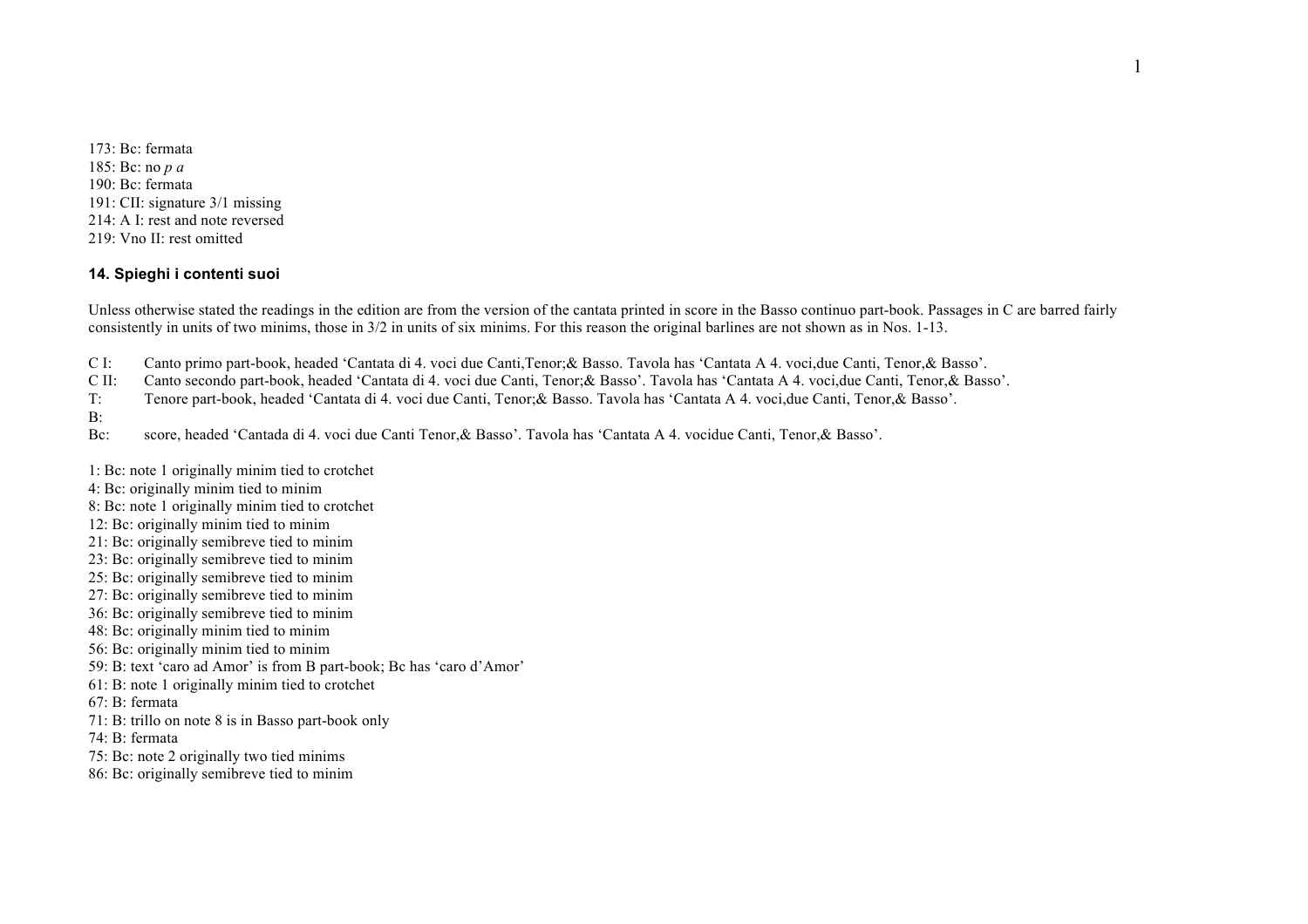173: Bc: fermata
185: Bc: no *p a*
190: Bc: fermata
191: CII: signature 3/1 missing
214: A I: rest and note reversed
219: Vno II: rest omitted

### 14. Spieghi i contenti suoi

Unless otherwise stated the readings in the edition are from the version of the cantata printed in score in the Basso continuo part-book. Passages in C are barred fairly consistently in units of two minims, those in 3/2 in units of six minims. For this reason the original barlines are not shown as in Nos. 1-13.

C I: Canto primo part-book, headed 'Cantata di 4. voci due Canti,Tenor;& Basso. Tavola has 'Cantata A 4. voci,due Canti, Tenor,& Basso'.
C II: Canto secondo part-book, headed 'Cantata di 4. voci due Canti, Tenor;& Basso'. Tavola has 'Cantata A 4. voci,due Canti, Tenor,& Basso'.
T: Tenore part-book, headed 'Cantata di 4. voci due Canti, Tenor;& Basso. Tavola has 'Cantata A 4. voci,due Canti, Tenor,& Basso'.
B:
Bc: score, headed 'Cantada di 4. voci due Canti Tenor,& Basso'. Tavola has 'Cantata A 4. vocidue Canti, Tenor,& Basso'.

1: Bc: note 1 originally minim tied to crotchet
4: Bc: originally minim tied to minim
8: Bc: note 1 originally minim tied to crotchet
12: Bc: originally minim tied to minim
21: Bc: originally semibreve tied to minim
23: Bc: originally semibreve tied to minim
25: Bc: originally semibreve tied to minim
27: Bc: originally semibreve tied to minim
36: Bc: originally semibreve tied to minim
48: Bc: originally minim tied to minim
56: Bc: originally minim tied to minim
59: B: text 'caro ad Amor' is from B part-book; Bc has 'caro d'Amor'
61: B: note 1 originally minim tied to crotchet
67: B: fermata
71: B: trillo on note 8 is in Basso part-book only
74: B: fermata
75: Bc: note 2 originally two tied minims
86: Bc: originally semibreve tied to minim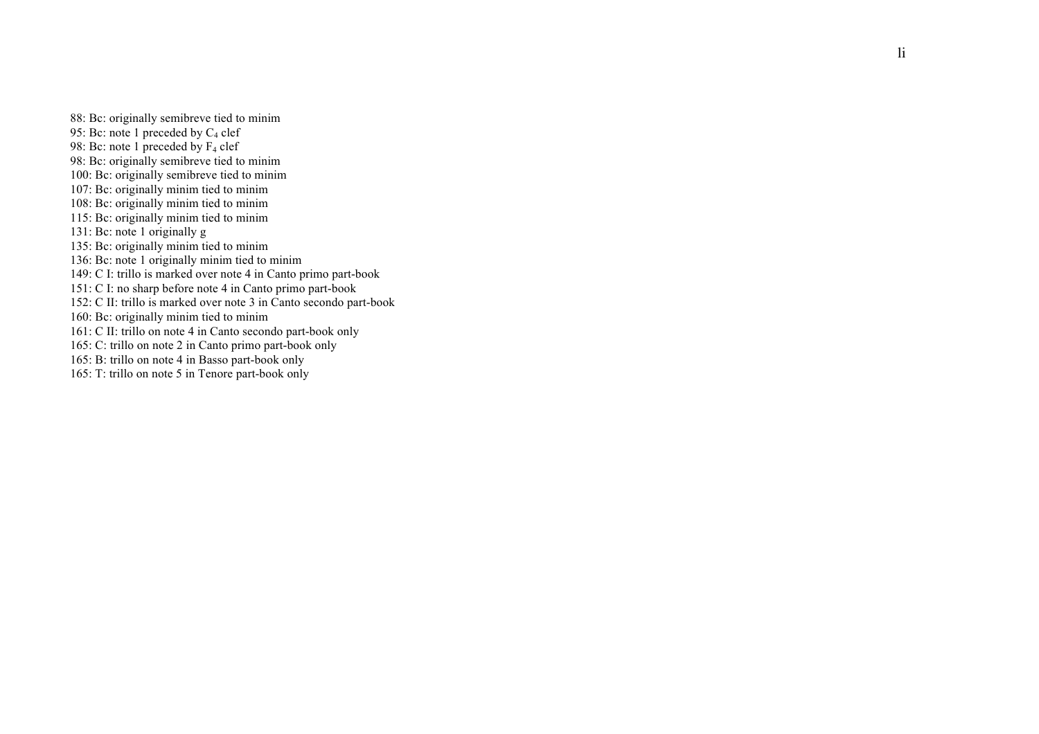88: Bc: originally semibreve tied to minim
95: Bc: note 1 preceded by $C_4$ clef
98: Bc: note 1 preceded by $F_4$ clef
98: Bc: originally semibreve tied to minim
100: Bc: originally semibreve tied to minim
107: Bc: originally minim tied to minim
108: Bc: originally minim tied to minim
115: Bc: originally minim tied to minim
131: Bc: note 1 originally g
135: Bc: originally minim tied to minim
136: Bc: note 1 originally minim tied to minim
149: C I: trillo is marked over note 4 in Canto primo part-book
151: C I: no sharp before note 4 in Canto primo part-book
152: C II: trillo is marked over note 3 in Canto secondo part-book
160: Bc: originally minim tied to minim
161: C II: trillo on note 4 in Canto secondo part-book only
165: C: trillo on note 2 in Canto primo part-book only
165: B: trillo on note 4 in Basso part-book only
165: T: trillo on note 5 in Tenore part-book only